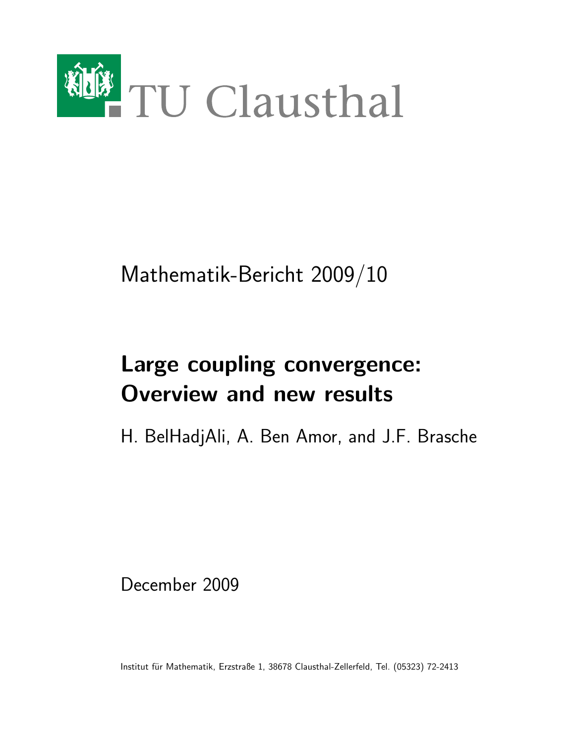TU Clausthal

Mathematik-Bericht 2009/10

# Large coupling convergence: Overview and new results

H. BelHadjAli, A. Ben Amor, and J.F. Brasche

December 2009

Institut für Mathematik, Erzstraße 1, 38678 Clausthal-Zellerfeld, Tel. (05323) 72-2413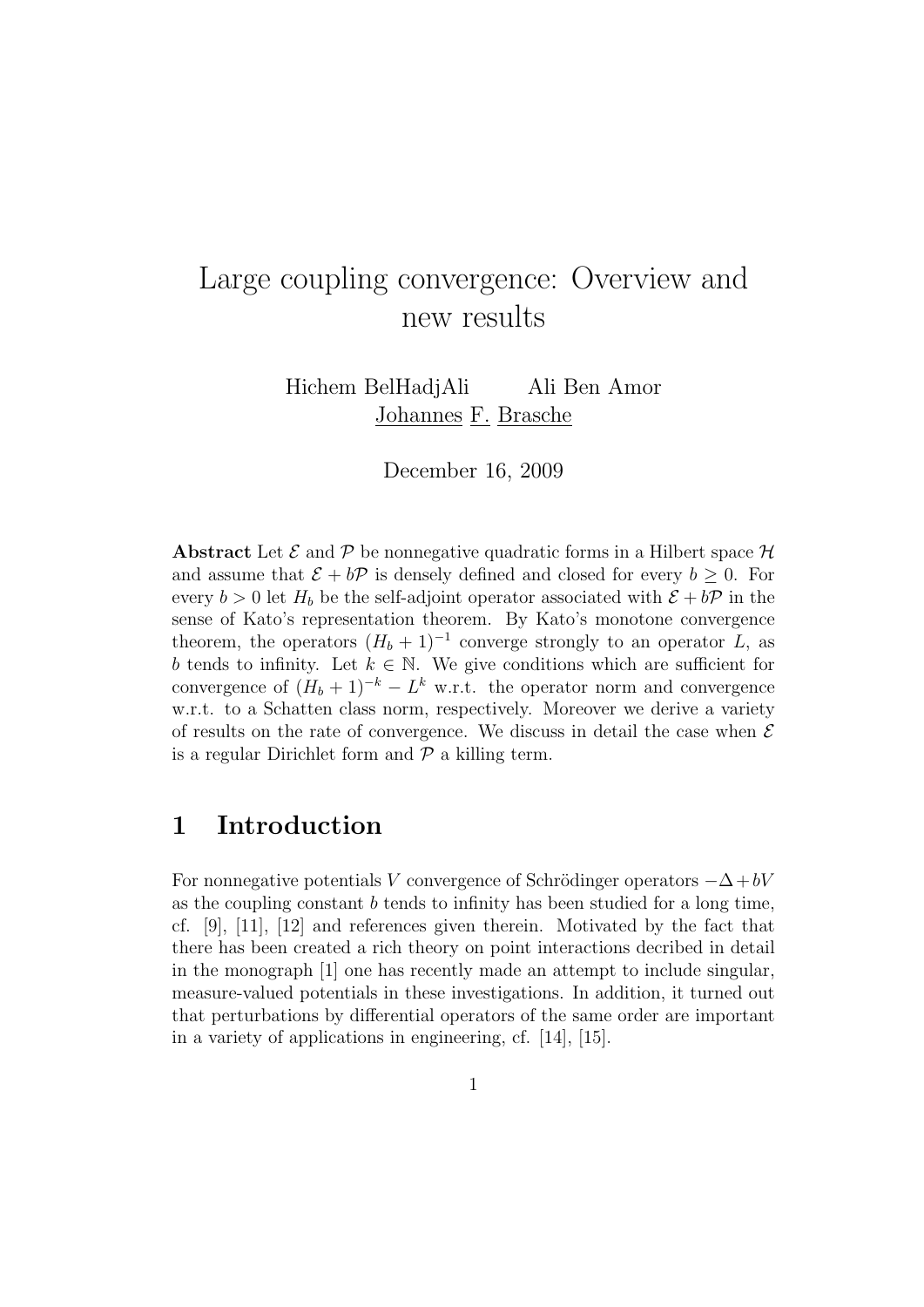# Large coupling convergence: Overview and new results

Hichem BelHadjAli  Ali Ben Amor  Johannes F. Brasche

December 16, 2009

**Abstract** Let $\mathcal{E}$ and $\mathcal{P}$ be nonnegative quadratic forms in a Hilbert space $\mathcal{H}$ and assume that $\mathcal{E} + b\mathcal{P}$ is densely defined and closed for every $b \geq 0$. For every $b > 0$ let $H_b$ be the self-adjoint operator associated with $\mathcal{E} + b\mathcal{P}$ in the sense of Kato's representation theorem. By Kato's monotone convergence theorem, the operators $(H_b + 1)^{-1}$ converge strongly to an operator $L$, as $b$ tends to infinity. Let $k \in \mathbb{N}$. We give conditions which are sufficient for convergence of $(H_b + 1)^{-k} - L^k$ w.r.t. the operator norm and convergence w.r.t. to a Schatten class norm, respectively. Moreover we derive a variety of results on the rate of convergence. We discuss in detail the case when $\mathcal{E}$ is a regular Dirichlet form and $\mathcal{P}$ a killing term.

## 1 Introduction

For nonnegative potentials $V$ convergence of Schrödinger operators $-\Delta + bV$ as the coupling constant $b$ tends to infinity has been studied for a long time, cf. [9], [11], [12] and references given therein. Motivated by the fact that there has been created a rich theory on point interactions decribed in detail in the monograph [1] one has recently made an attempt to include singular, measure-valued potentials in these investigations. In addition, it turned out that perturbations by differential operators of the same order are important in a variety of applications in engineering, cf. [14], [15].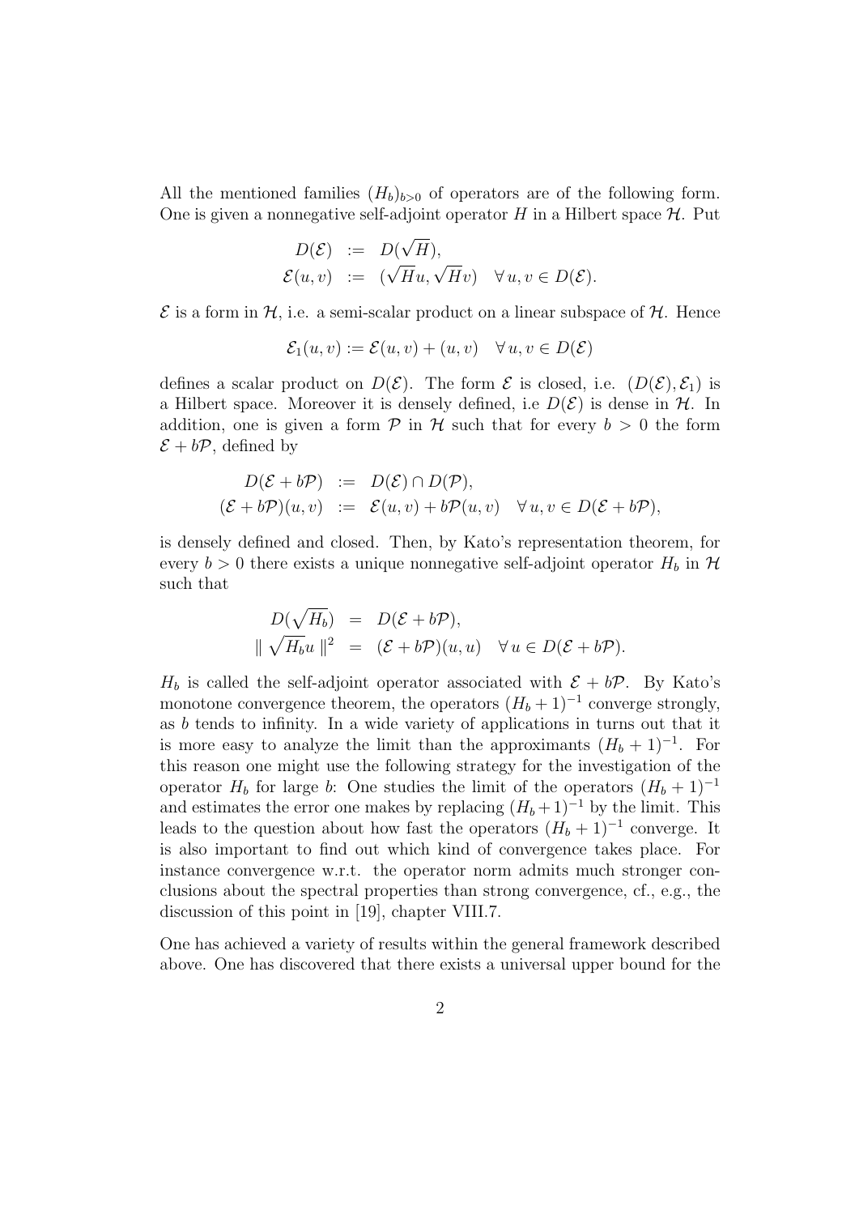All the mentioned families $(H_b)_{b>0}$ of operators are of the following form. One is given a nonnegative self-adjoint operator $H$ in a Hilbert space $\mathcal{H}$. Put

$$
\begin{aligned}
D(\mathcal{E}) &:= D(\sqrt{H}), \\
\mathcal{E}(u,v) &:= (\sqrt{H}u, \sqrt{H}v) \quad \forall\, u, v \in D(\mathcal{E}).
\end{aligned}
$$

$\mathcal{E}$ is a form in $\mathcal{H}$, i.e. a semi-scalar product on a linear subspace of $\mathcal{H}$. Hence

$$
\mathcal{E}_1(u,v) := \mathcal{E}(u,v) + (u,v) \quad \forall\, u, v \in D(\mathcal{E})
$$

defines a scalar product on $D(\mathcal{E})$. The form $\mathcal{E}$ is closed, i.e. $(D(\mathcal{E}), \mathcal{E}_1)$ is a Hilbert space. Moreover it is densely defined, i.e $D(\mathcal{E})$ is dense in $\mathcal{H}$. In addition, one is given a form $\mathcal{P}$ in $\mathcal{H}$ such that for every $b > 0$ the form $\mathcal{E} + b\mathcal{P}$, defined by

$$
\begin{aligned}
D(\mathcal{E} + b\mathcal{P}) &:= D(\mathcal{E}) \cap D(\mathcal{P}), \\
(\mathcal{E} + b\mathcal{P})(u,v) &:= \mathcal{E}(u,v) + b\mathcal{P}(u,v) \quad \forall\, u, v \in D(\mathcal{E} + b\mathcal{P}),
\end{aligned}
$$

is densely defined and closed. Then, by Kato's representation theorem, for every $b > 0$ there exists a unique nonnegative self-adjoint operator $H_b$ in $\mathcal{H}$ such that

$$
\begin{aligned}
D(\sqrt{H_b}) &= D(\mathcal{E} + b\mathcal{P}), \\
\| \sqrt{H_b} u \|^2 &= (\mathcal{E} + b\mathcal{P})(u,u) \quad \forall\, u \in D(\mathcal{E} + b\mathcal{P}).
\end{aligned}
$$

$H_b$ is called the self-adjoint operator associated with $\mathcal{E} + b\mathcal{P}$. By Kato's monotone convergence theorem, the operators $(H_b + 1)^{-1}$ converge strongly, as $b$ tends to infinity. In a wide variety of applications in turns out that it is more easy to analyze the limit than the approximants $(H_b + 1)^{-1}$. For this reason one might use the following strategy for the investigation of the operator $H_b$ for large $b$: One studies the limit of the operators $(H_b + 1)^{-1}$ and estimates the error one makes by replacing $(H_b + 1)^{-1}$ by the limit. This leads to the question about how fast the operators $(H_b + 1)^{-1}$ converge. It is also important to find out which kind of convergence takes place. For instance convergence w.r.t. the operator norm admits much stronger conclusions about the spectral properties than strong convergence, cf., e.g., the discussion of this point in [19], chapter VIII.7.

One has achieved a variety of results within the general framework described above. One has discovered that there exists a universal upper bound for the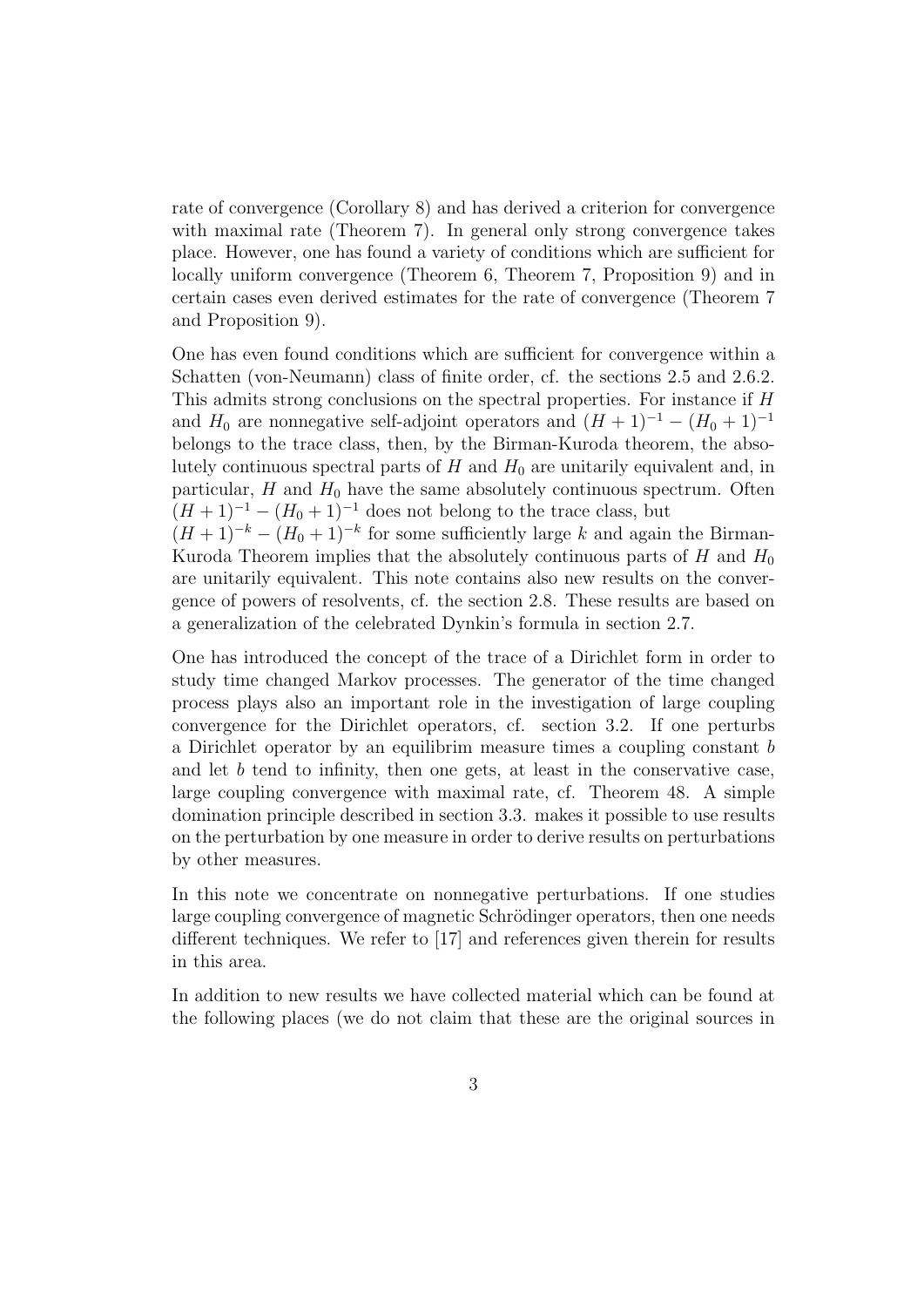rate of convergence (Corollary 8) and has derived a criterion for convergence with maximal rate (Theorem 7). In general only strong convergence takes place. However, one has found a variety of conditions which are sufficient for locally uniform convergence (Theorem 6, Theorem 7, Proposition 9) and in certain cases even derived estimates for the rate of convergence (Theorem 7 and Proposition 9).

One has even found conditions which are sufficient for convergence within a Schatten (von-Neumann) class of finite order, cf. the sections 2.5 and 2.6.2. This admits strong conclusions on the spectral properties. For instance if $H$ and $H_0$ are nonnegative self-adjoint operators and $(H+1)^{-1} - (H_0+1)^{-1}$ belongs to the trace class, then, by the Birman-Kuroda theorem, the absolutely continuous spectral parts of $H$ and $H_0$ are unitarily equivalent and, in particular, $H$ and $H_0$ have the same absolutely continuous spectrum. Often $(H+1)^{-1} - (H_0+1)^{-1}$ does not belong to the trace class, but $(H+1)^{-k} - (H_0+1)^{-k}$ for some sufficiently large $k$ and again the Birman-Kuroda Theorem implies that the absolutely continuous parts of $H$ and $H_0$ are unitarily equivalent. This note contains also new results on the convergence of powers of resolvents, cf. the section 2.8. These results are based on a generalization of the celebrated Dynkin's formula in section 2.7.

One has introduced the concept of the trace of a Dirichlet form in order to study time changed Markov processes. The generator of the time changed process plays also an important role in the investigation of large coupling convergence for the Dirichlet operators, cf. section 3.2. If one perturbs a Dirichlet operator by an equilibrim measure times a coupling constant $b$ and let $b$ tend to infinity, then one gets, at least in the conservative case, large coupling convergence with maximal rate, cf. Theorem 48. A simple domination principle described in section 3.3. makes it possible to use results on the perturbation by one measure in order to derive results on perturbations by other measures.

In this note we concentrate on nonnegative perturbations. If one studies large coupling convergence of magnetic Schrödinger operators, then one needs different techniques. We refer to [17] and references given therein for results in this area.

In addition to new results we have collected material which can be found at the following places (we do not claim that these are the original sources in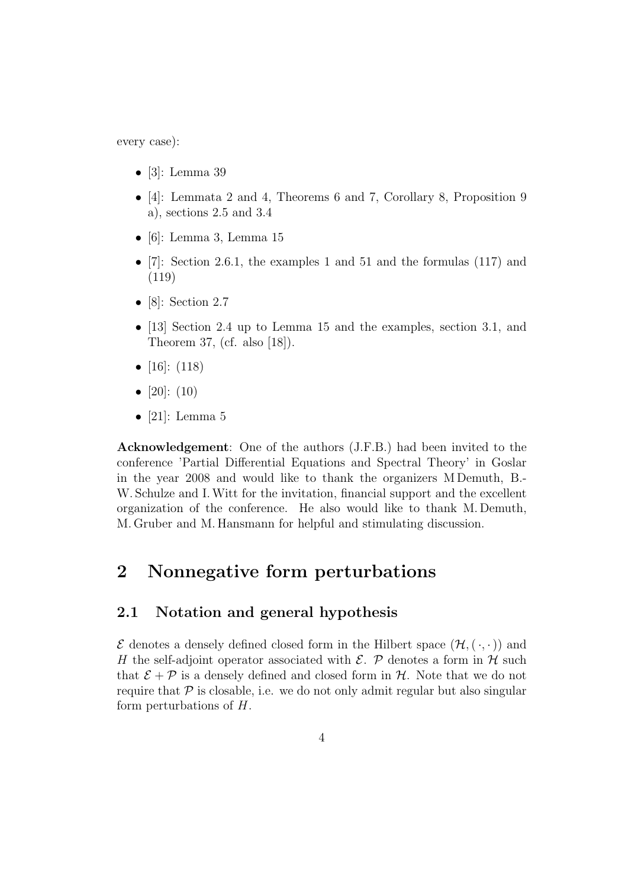every case):

- [3]: Lemma 39
- [4]: Lemmata 2 and 4, Theorems 6 and 7, Corollary 8, Proposition 9 a), sections 2.5 and 3.4
- [6]: Lemma 3, Lemma 15
- [7]: Section 2.6.1, the examples 1 and 51 and the formulas (117) and (119)
- [8]: Section 2.7
- [13] Section 2.4 up to Lemma 15 and the examples, section 3.1, and Theorem 37, (cf. also [18]).
- [16]: (118)
- [20]: (10)
- [21]: Lemma 5

**Acknowledgement**: One of the authors (J.F.B.) had been invited to the conference 'Partial Differential Equations and Spectral Theory' in Goslar in the year 2008 and would like to thank the organizers M Demuth, B.-W. Schulze and I. Witt for the invitation, financial support and the excellent organization of the conference. He also would like to thank M. Demuth, M. Gruber and M. Hansmann for helpful and stimulating discussion.

# 2 Nonnegative form perturbations

## 2.1 Notation and general hypothesis

$\mathcal{E}$ denotes a densely defined closed form in the Hilbert space $(\mathcal{H}, (\,\cdot\,,\,\cdot\,))$ and $H$ the self-adjoint operator associated with $\mathcal{E}$. $\mathcal{P}$ denotes a form in $\mathcal{H}$ such that $\mathcal{E} + \mathcal{P}$ is a densely defined and closed form in $\mathcal{H}$. Note that we do not require that $\mathcal{P}$ is closable, i.e. we do not only admit regular but also singular form perturbations of $H$.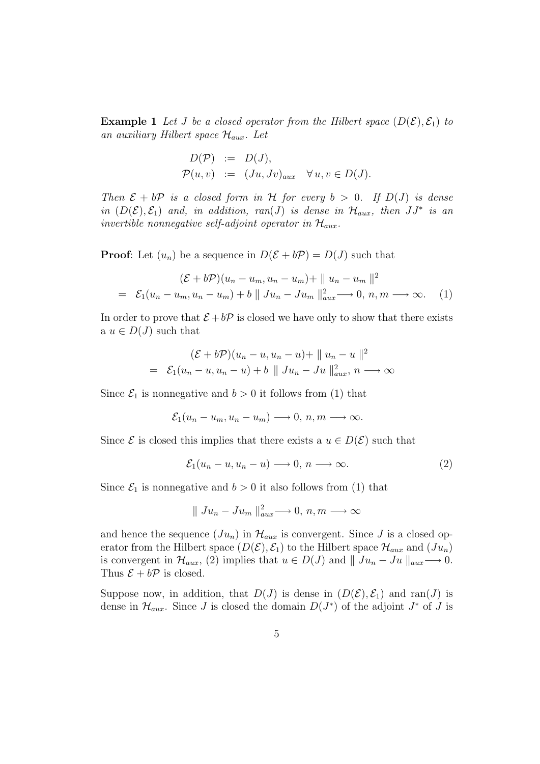**Example 1** *Let $J$ be a closed operator from the Hilbert space $(D(\mathcal{E}), \mathcal{E}_1)$ to an auxiliary Hilbert space $\mathcal{H}_{aux}$. Let*

$$
\begin{aligned}
D(\mathcal{P}) &:= D(J), \\
\mathcal{P}(u, v) &:= (Ju, Jv)_{aux} \quad \forall\, u, v \in D(J).
\end{aligned}
$$

*Then $\mathcal{E} + b\mathcal{P}$ is a closed form in $\mathcal{H}$ for every $b > 0$. If $D(J)$ is dense in $(D(\mathcal{E}), \mathcal{E}_1)$ and, in addition, ran$(J)$ is dense in $\mathcal{H}_{aux}$, then $JJ^*$ is an invertible nonnegative self-adjoint operator in $\mathcal{H}_{aux}$.*

**Proof**: Let $(u_n)$ be a sequence in $D(\mathcal{E} + b\mathcal{P}) = D(J)$ such that

$$
\begin{aligned}
& (\mathcal{E} + b\mathcal{P})(u_n - u_m, u_n - u_m) + \| u_n - u_m \|^2 \\
= \;& \mathcal{E}_1(u_n - u_m, u_n - u_m) + b \| Ju_n - Ju_m \|^2_{aux} \longrightarrow 0,\; n, m \longrightarrow \infty. \quad (1)
\end{aligned}
$$

In order to prove that $\mathcal{E} + b\mathcal{P}$ is closed we have only to show that there exists a $u \in D(J)$ such that

$$
\begin{aligned}
& (\mathcal{E} + b\mathcal{P})(u_n - u, u_n - u) + \| u_n - u \|^2 \\
= \;& \mathcal{E}_1(u_n - u, u_n - u) + b \; \| Ju_n - Ju \|^2_{aux},\; n \longrightarrow \infty
\end{aligned}
$$

Since $\mathcal{E}_1$ is nonnegative and $b > 0$ it follows from (1) that

$$
\mathcal{E}_1(u_n - u_m, u_n - u_m) \longrightarrow 0,\; n, m \longrightarrow \infty.
$$

Since $\mathcal{E}$ is closed this implies that there exists a $u \in D(\mathcal{E})$ such that

$$
\mathcal{E}_1(u_n - u, u_n - u) \longrightarrow 0,\; n \longrightarrow \infty. \quad (2)
$$

Since $\mathcal{E}_1$ is nonnegative and $b > 0$ it also follows from (1) that

$$
\| Ju_n - Ju_m \|^2_{aux} \longrightarrow 0,\; n, m \longrightarrow \infty
$$

and hence the sequence $(Ju_n)$ in $\mathcal{H}_{aux}$ is convergent. Since $J$ is a closed operator from the Hilbert space $(D(\mathcal{E}), \mathcal{E}_1)$ to the Hilbert space $\mathcal{H}_{aux}$ and $(Ju_n)$ is convergent in $\mathcal{H}_{aux}$, (2) implies that $u \in D(J)$ and $\| Ju_n - Ju \|_{aux} \longrightarrow 0$. Thus $\mathcal{E} + b\mathcal{P}$ is closed.

Suppose now, in addition, that $D(J)$ is dense in $(D(\mathcal{E}), \mathcal{E}_1)$ and ran$(J)$ is dense in $\mathcal{H}_{aux}$. Since $J$ is closed the domain $D(J^*)$ of the adjoint $J^*$ of $J$ is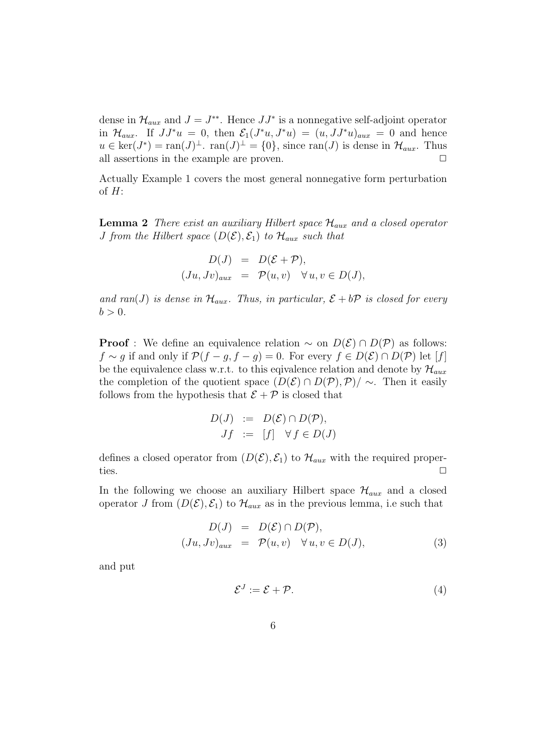dense in $\mathcal{H}_{aux}$ and $J = J^{**}$. Hence $JJ^*$ is a nonnegative self-adjoint operator in $\mathcal{H}_{aux}$. If $JJ^*u = 0$, then $\mathcal{E}_1(J^*u, J^*u) = (u, JJ^*u)_{aux} = 0$ and hence $u \in \ker(J^*) = \operatorname{ran}(J)^\perp$. $\operatorname{ran}(J)^\perp = \{0\}$, since $\operatorname{ran}(J)$ is dense in $\mathcal{H}_{aux}$. Thus all assertions in the example are proven. $\Box$

Actually Example 1 covers the most general nonnegative form perturbation of $H$:

**Lemma 2** *There exist an auxiliary Hilbert space $\mathcal{H}_{aux}$ and a closed operator $J$ from the Hilbert space $(D(\mathcal{E}), \mathcal{E}_1)$ to $\mathcal{H}_{aux}$ such that*

$$
\begin{aligned}
D(J) &= D(\mathcal{E} + \mathcal{P}), \\
(Ju, Jv)_{aux} &= \mathcal{P}(u, v) \quad \forall\, u, v \in D(J),
\end{aligned}
$$

*and ran$(J)$ is dense in $\mathcal{H}_{aux}$. Thus, in particular, $\mathcal{E} + b\mathcal{P}$ is closed for every $b > 0$.*

**Proof** : We define an equivalence relation $\sim$ on $D(\mathcal{E}) \cap D(\mathcal{P})$ as follows: $f \sim g$ if and only if $\mathcal{P}(f - g, f - g) = 0$. For every $f \in D(\mathcal{E}) \cap D(\mathcal{P})$ let $[f]$ be the equivalence class w.r.t. to this eqivalence relation and denote by $\mathcal{H}_{aux}$ the completion of the quotient space $(D(\mathcal{E}) \cap D(\mathcal{P}), \mathcal{P})/\sim$. Then it easily follows from the hypothesis that $\mathcal{E} + \mathcal{P}$ is closed that

$$
\begin{aligned}
D(J) &:= D(\mathcal{E}) \cap D(\mathcal{P}), \\
Jf &:= [f] \quad \forall\, f \in D(J)
\end{aligned}
$$

defines a closed operator from $(D(\mathcal{E}), \mathcal{E}_1)$ to $\mathcal{H}_{aux}$ with the required properties. $\Box$

In the following we choose an auxiliary Hilbert space $\mathcal{H}_{aux}$ and a closed operator $J$ from $(D(\mathcal{E}), \mathcal{E}_1)$ to $\mathcal{H}_{aux}$ as in the previous lemma, i.e such that

$$
\begin{aligned}
D(J) &= D(\mathcal{E}) \cap D(\mathcal{P}), \\
(Ju, Jv)_{aux} &= \mathcal{P}(u, v) \quad \forall\, u, v \in D(J),
\end{aligned}
\tag{3}
$$

and put

$$
\mathcal{E}^J := \mathcal{E} + \mathcal{P}. \tag{4}
$$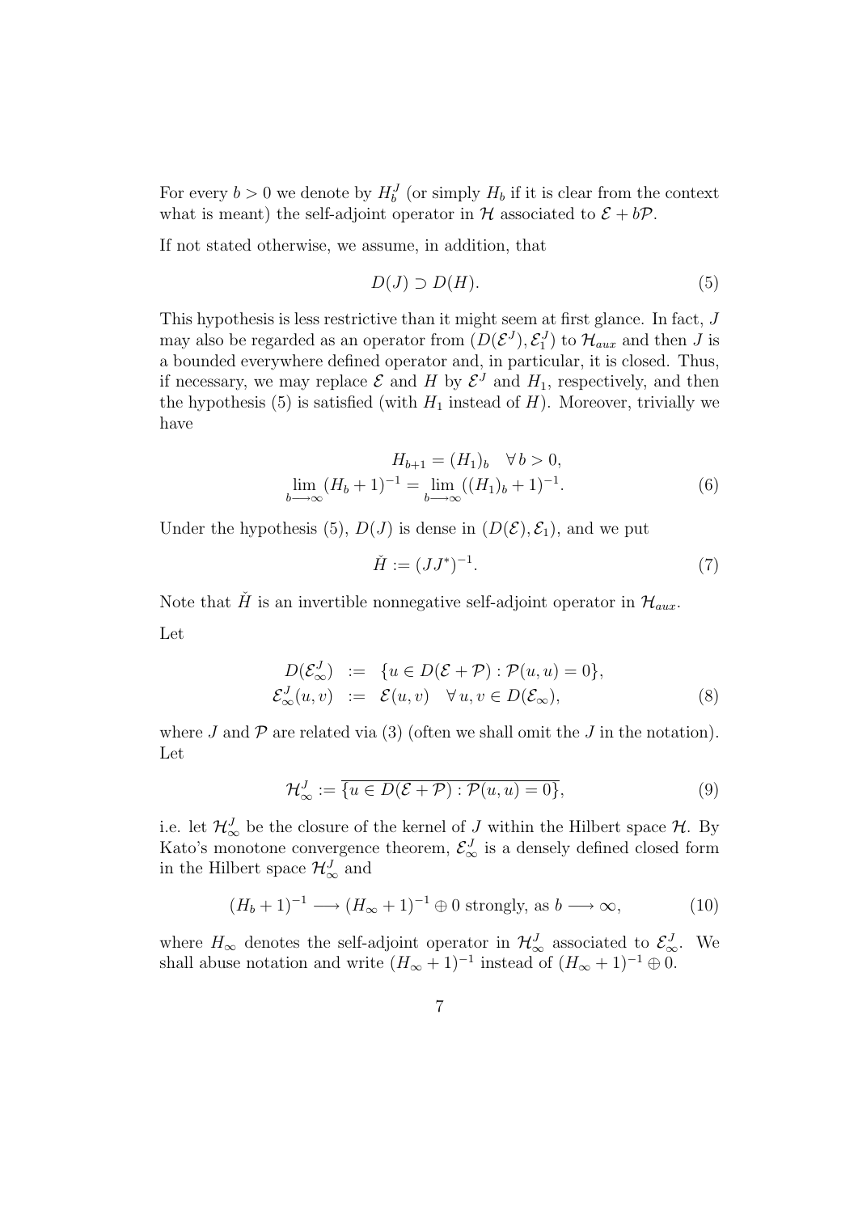For every $b > 0$ we denote by $H_b^J$ (or simply $H_b$ if it is clear from the context what is meant) the self-adjoint operator in $\mathcal{H}$ associated to $\mathcal{E} + b\mathcal{P}$.

If not stated otherwise, we assume, in addition, that

$$D(J) \supset D(H). \tag{5}$$

This hypothesis is less restrictive than it might seem at first glance. In fact, $J$ may also be regarded as an operator from $(D(\mathcal{E}^J), \mathcal{E}_1^J)$ to $\mathcal{H}_{aux}$ and then $J$ is a bounded everywhere defined operator and, in particular, it is closed. Thus, if necessary, we may replace $\mathcal{E}$ and $H$ by $\mathcal{E}^J$ and $H_1$, respectively, and then the hypothesis (5) is satisfied (with $H_1$ instead of $H$). Moreover, trivially we have

$$\begin{gathered} H_{b+1} = (H_1)_b \quad \forall\, b > 0, \\ \lim_{b \longrightarrow \infty} (H_b + 1)^{-1} = \lim_{b \longrightarrow \infty} ((H_1)_b + 1)^{-1}. \end{gathered} \tag{6}$$

Under the hypothesis (5), $D(J)$ is dense in $(D(\mathcal{E}), \mathcal{E}_1)$, and we put

$$\check{H} := (JJ^*)^{-1}. \tag{7}$$

Note that $\check{H}$ is an invertible nonnegative self-adjoint operator in $\mathcal{H}_{aux}$.

Let

$$\begin{aligned} D(\mathcal{E}_\infty^J) &:= \{u \in D(\mathcal{E} + \mathcal{P}) : \mathcal{P}(u, u) = 0\}, \\ \mathcal{E}_\infty^J(u, v) &:= \mathcal{E}(u, v) \quad \forall\, u, v \in D(\mathcal{E}_\infty), \end{aligned} \tag{8}$$

where $J$ and $\mathcal{P}$ are related via (3) (often we shall omit the $J$ in the notation). Let

$$\mathcal{H}_\infty^J := \overline{\{u \in D(\mathcal{E} + \mathcal{P}) : \mathcal{P}(u, u) = 0\}}, \tag{9}$$

i.e. let $\mathcal{H}_\infty^J$ be the closure of the kernel of $J$ within the Hilbert space $\mathcal{H}$. By Kato's monotone convergence theorem, $\mathcal{E}_\infty^J$ is a densely defined closed form in the Hilbert space $\mathcal{H}_\infty^J$ and

$$(H_b + 1)^{-1} \longrightarrow (H_\infty + 1)^{-1} \oplus 0 \text{ strongly, as } b \longrightarrow \infty, \tag{10}$$

where $H_\infty$ denotes the self-adjoint operator in $\mathcal{H}_\infty^J$ associated to $\mathcal{E}_\infty^J$. We shall abuse notation and write $(H_\infty + 1)^{-1}$ instead of $(H_\infty + 1)^{-1} \oplus 0$.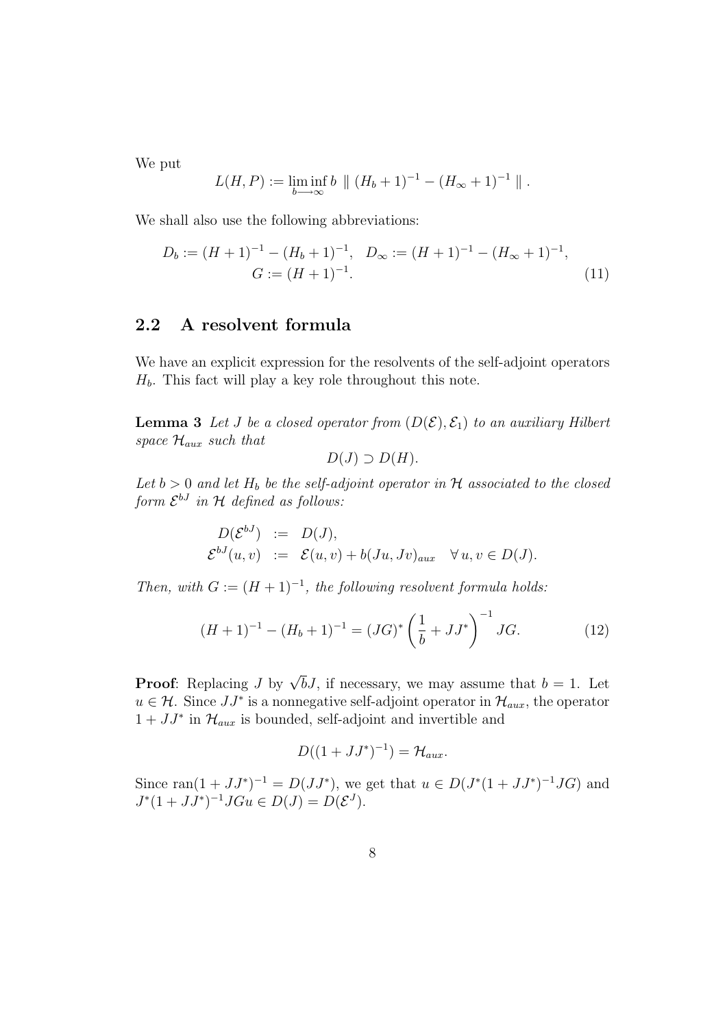We put

$$L(H,P) := \liminf_{b \longrightarrow \infty} b \parallel (H_b+1)^{-1} - (H_\infty+1)^{-1} \parallel .$$

We shall also use the following abbreviations:

$$D_b := (H+1)^{-1} - (H_b+1)^{-1}, \quad D_\infty := (H+1)^{-1} - (H_\infty+1)^{-1},$$
$$G := (H+1)^{-1}. \tag{11}$$

## 2.2 A resolvent formula

We have an explicit expression for the resolvents of the self-adjoint operators $H_b$. This fact will play a key role throughout this note.

**Lemma 3** *Let $J$ be a closed operator from $(D(\mathcal{E}), \mathcal{E}_1)$ to an auxiliary Hilbert space $\mathcal{H}_{aux}$ such that*

$$D(J) \supset D(H).$$

*Let $b > 0$ and let $H_b$ be the self-adjoint operator in $\mathcal{H}$ associated to the closed form $\mathcal{E}^{bJ}$ in $\mathcal{H}$ defined as follows:*

$$\begin{aligned} D(\mathcal{E}^{bJ}) &:= D(J), \\ \mathcal{E}^{bJ}(u,v) &:= \mathcal{E}(u,v) + b(Ju, Jv)_{aux} \quad \forall\, u, v \in D(J). \end{aligned}$$

*Then, with $G := (H+1)^{-1}$, the following resolvent formula holds:*

$$(H+1)^{-1} - (H_b+1)^{-1} = (JG)^* \left( \frac{1}{b} + JJ^* \right)^{-1} JG. \tag{12}$$

**Proof**: Replacing $J$ by $\sqrt{b}J$, if necessary, we may assume that $b = 1$. Let $u \in \mathcal{H}$. Since $JJ^*$ is a nonnegative self-adjoint operator in $\mathcal{H}_{aux}$, the operator $1 + JJ^*$ in $\mathcal{H}_{aux}$ is bounded, self-adjoint and invertible and

$$D((1+JJ^*)^{-1}) = \mathcal{H}_{aux}.$$

Since $\operatorname{ran}(1+JJ^*)^{-1} = D(JJ^*)$, we get that $u \in D(J^*(1+JJ^*)^{-1}JG)$ and $J^*(1+JJ^*)^{-1}JGu \in D(J) = D(\mathcal{E}^J)$.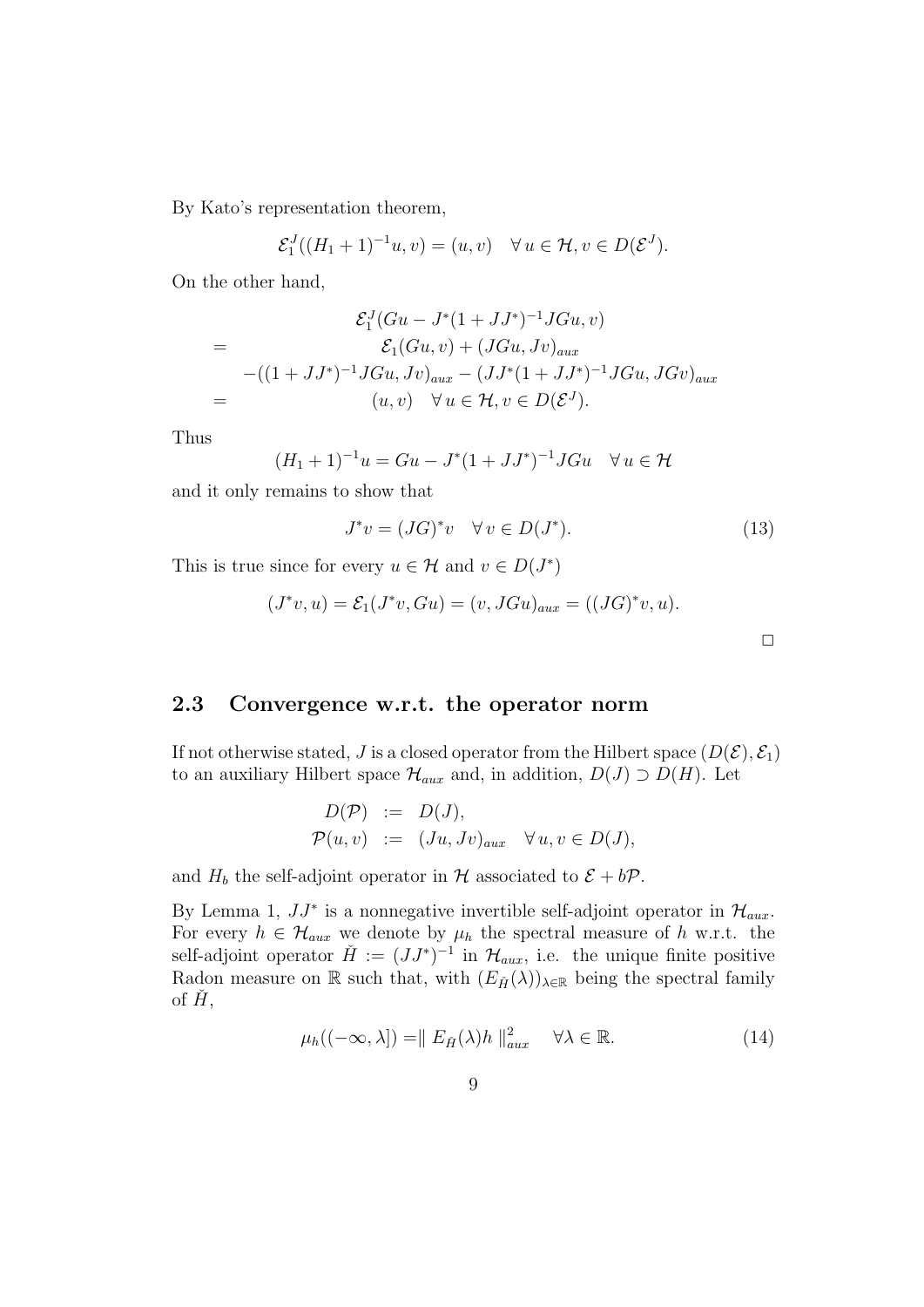By Kato's representation theorem,

$$\mathcal{E}_1^J((H_1+1)^{-1}u, v) = (u, v) \quad \forall\, u \in \mathcal{H}, v \in D(\mathcal{E}^J).$$

On the other hand,

$$\begin{aligned}
& \mathcal{E}_1^J(Gu - J^*(1+JJ^*)^{-1}JGu, v) \\
= \quad & \mathcal{E}_1(Gu, v) + (JGu, Jv)_{aux} \\
& -((1+JJ^*)^{-1}JGu, Jv)_{aux} - (JJ^*(1+JJ^*)^{-1}JGu, JGv)_{aux} \\
= \quad & (u, v) \quad \forall\, u \in \mathcal{H}, v \in D(\mathcal{E}^J).
\end{aligned}$$

Thus

$$(H_1+1)^{-1}u = Gu - J^*(1+JJ^*)^{-1}JGu \quad \forall\, u \in \mathcal{H}$$

and it only remains to show that

$$J^*v = (JG)^*v \quad \forall\, v \in D(J^*). \tag{13}$$

This is true since for every $u \in \mathcal{H}$ and $v \in D(J^*)$

$$(J^*v, u) = \mathcal{E}_1(J^*v, Gu) = (v, JGu)_{aux} = ((JG)^*v, u).$$

□

## 2.3 Convergence w.r.t. the operator norm

If not otherwise stated, $J$ is a closed operator from the Hilbert space $(D(\mathcal{E}), \mathcal{E}_1)$ to an auxiliary Hilbert space $\mathcal{H}_{aux}$ and, in addition, $D(J) \supset D(H)$. Let

$$\begin{aligned}
D(\mathcal{P}) &:= D(J), \\
\mathcal{P}(u, v) &:= (Ju, Jv)_{aux} \quad \forall\, u, v \in D(J),
\end{aligned}$$

and $H_b$ the self-adjoint operator in $\mathcal{H}$ associated to $\mathcal{E} + b\mathcal{P}$.

By Lemma 1, $JJ^*$ is a nonnegative invertible self-adjoint operator in $\mathcal{H}_{aux}$. For every $h \in \mathcal{H}_{aux}$ we denote by $\mu_h$ the spectral measure of $h$ w.r.t. the self-adjoint operator $\check{H} := (JJ^*)^{-1}$ in $\mathcal{H}_{aux}$, i.e. the unique finite positive Radon measure on $\mathbb{R}$ such that, with $(E_{\check{H}}(\lambda))_{\lambda \in \mathbb{R}}$ being the spectral family of $\check{H}$,

$$\mu_h((-\infty, \lambda]) = \| E_{\check{H}}(\lambda)h \|_{aux}^2 \quad \forall \lambda \in \mathbb{R}. \tag{14}$$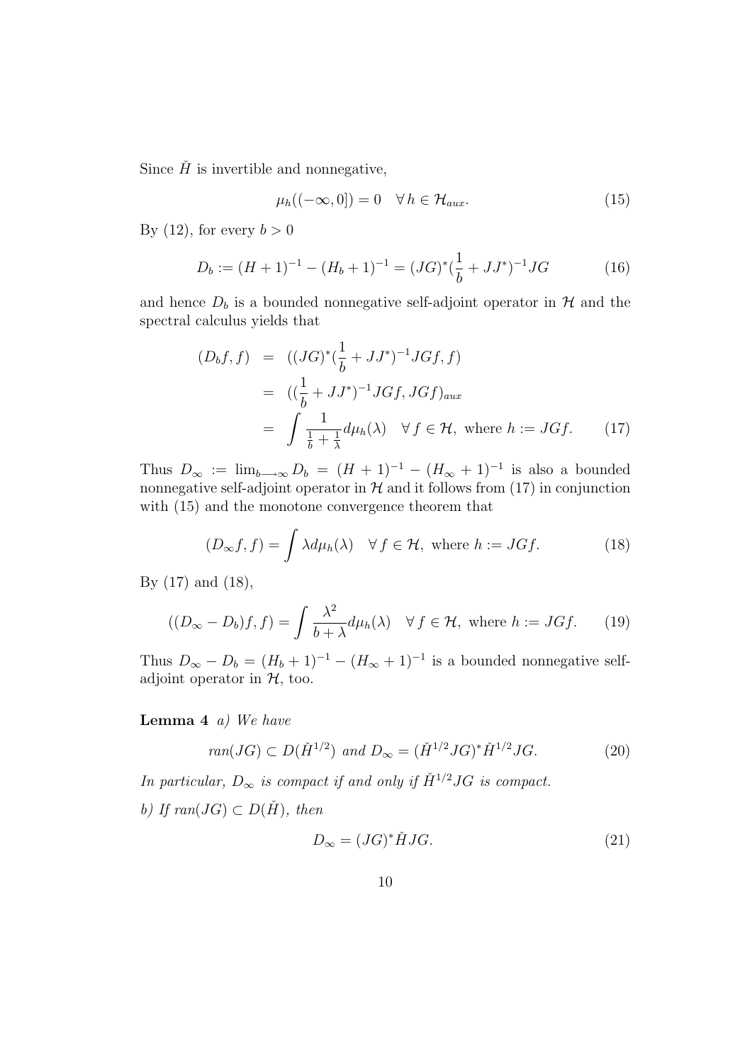Since $\check{H}$ is invertible and nonnegative,

$$\mu_h((-\infty, 0]) = 0 \quad \forall\, h \in \mathcal{H}_{aux}. \tag{15}$$

By (12), for every $b > 0$

$$D_b := (H+1)^{-1} - (H_b + 1)^{-1} = (JG)^*(\frac{1}{b} + JJ^*)^{-1} JG \tag{16}$$

and hence $D_b$ is a bounded nonnegative self-adjoint operator in $\mathcal{H}$ and the spectral calculus yields that

$$\begin{aligned}
(D_b f, f) &= ((JG)^*(\frac{1}{b} + JJ^*)^{-1} JGf, f) \\
&= ((\frac{1}{b} + JJ^*)^{-1} JGf, JGf)_{aux} \\
&= \int \frac{1}{\frac{1}{b} + \frac{1}{\lambda}} d\mu_h(\lambda) \quad \forall\, f \in \mathcal{H}, \text{ where } h := JGf.
\end{aligned} \tag{17}$$

Thus $D_\infty := \lim_{b \longrightarrow \infty} D_b = (H+1)^{-1} - (H_\infty + 1)^{-1}$ is also a bounded nonnegative self-adjoint operator in $\mathcal{H}$ and it follows from (17) in conjunction with (15) and the monotone convergence theorem that

$$(D_\infty f, f) = \int \lambda d\mu_h(\lambda) \quad \forall\, f \in \mathcal{H}, \text{ where } h := JGf. \tag{18}$$

By (17) and (18),

$$((D_\infty - D_b)f, f) = \int \frac{\lambda^2}{b + \lambda} d\mu_h(\lambda) \quad \forall\, f \in \mathcal{H}, \text{ where } h := JGf. \tag{19}$$

Thus $D_\infty - D_b = (H_b + 1)^{-1} - (H_\infty + 1)^{-1}$ is a bounded nonnegative self-adjoint operator in $\mathcal{H}$, too.

**Lemma 4** *a) We have*

$$ran(JG) \subset D(\check{H}^{1/2}) \text{ and } D_\infty = (\check{H}^{1/2} JG)^* \check{H}^{1/2} JG. \tag{20}$$

*In particular, $D_\infty$ is compact if and only if $\check{H}^{1/2} JG$ is compact.*

*b) If $ran(JG) \subset D(\check{H})$, then*

$$D_\infty = (JG)^* \check{H} JG. \tag{21}$$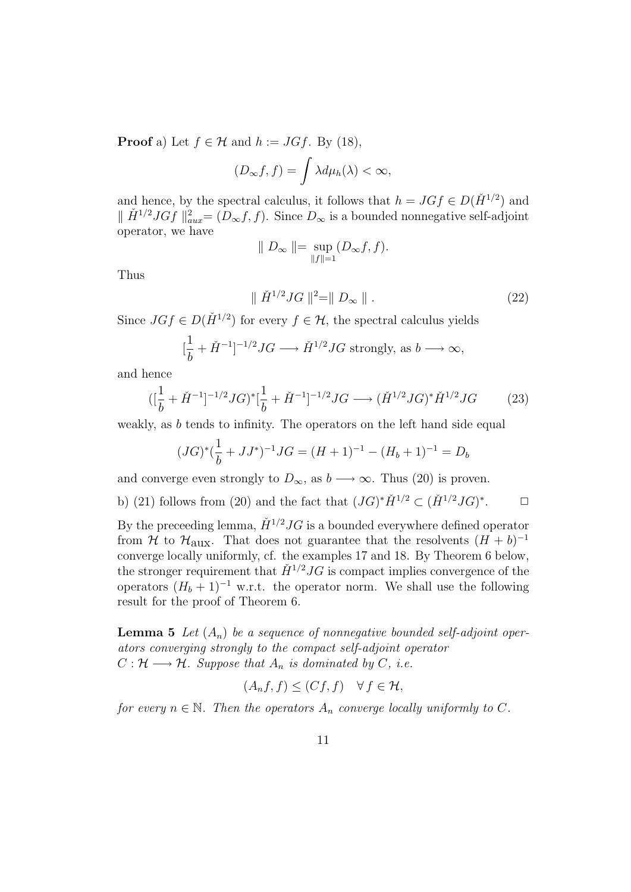**Proof** a) Let $f \in \mathcal{H}$ and $h := JGf$. By (18),

$$(D_\infty f, f) = \int \lambda d\mu_h(\lambda) < \infty,$$

and hence, by the spectral calculus, it follows that $h = JGf \in D(\check{H}^{1/2})$ and $\| \check{H}^{1/2} JGf \|_{aux}^2 = (D_\infty f, f)$. Since $D_\infty$ is a bounded nonnegative self-adjoint operator, we have

$$\| D_\infty \| = \sup_{\|f\|=1} (D_\infty f, f).$$

Thus

$$\| \check{H}^{1/2} JG \|^2 = \| D_\infty \| . \tag{22}$$

Since $JGf \in D(\check{H}^{1/2})$ for every $f \in \mathcal{H}$, the spectral calculus yields

$$[\frac{1}{b} + \check{H}^{-1}]^{-1/2} JG \longrightarrow \check{H}^{1/2} JG \text{ strongly, as } b \longrightarrow \infty,$$

and hence

$$([\frac{1}{b} + \check{H}^{-1}]^{-1/2} JG)^* [\frac{1}{b} + \check{H}^{-1}]^{-1/2} JG \longrightarrow (\check{H}^{1/2} JG)^* \check{H}^{1/2} JG \tag{23}$$

weakly, as $b$ tends to infinity. The operators on the left hand side equal

$$(JG)^* (\frac{1}{b} + JJ^*)^{-1} JG = (H+1)^{-1} - (H_b + 1)^{-1} = D_b$$

and converge even strongly to $D_\infty$, as $b \longrightarrow \infty$. Thus (20) is proven.

b) (21) follows from (20) and the fact that $(JG)^* \check{H}^{1/2} \subset (\check{H}^{1/2} JG)^*$. $\square$

By the preceeding lemma, $\check{H}^{1/2} JG$ is a bounded everywhere defined operator from $\mathcal{H}$ to $\mathcal{H}_{\text{aux}}$. That does not guarantee that the resolvents $(H+b)^{-1}$ converge locally uniformly, cf. the examples 17 and 18. By Theorem 6 below, the stronger requirement that $\check{H}^{1/2} JG$ is compact implies convergence of the operators $(H_b + 1)^{-1}$ w.r.t. the operator norm. We shall use the following result for the proof of Theorem 6.

**Lemma 5** *Let $(A_n)$ be a sequence of nonnegative bounded self-adjoint operators converging strongly to the compact self-adjoint operator $C : \mathcal{H} \longrightarrow \mathcal{H}$. Suppose that $A_n$ is dominated by $C$, i.e.*

$$(A_n f, f) \leq (Cf, f) \quad \forall\, f \in \mathcal{H},$$

*for every $n \in \mathbb{N}$. Then the operators $A_n$ converge locally uniformly to $C$.*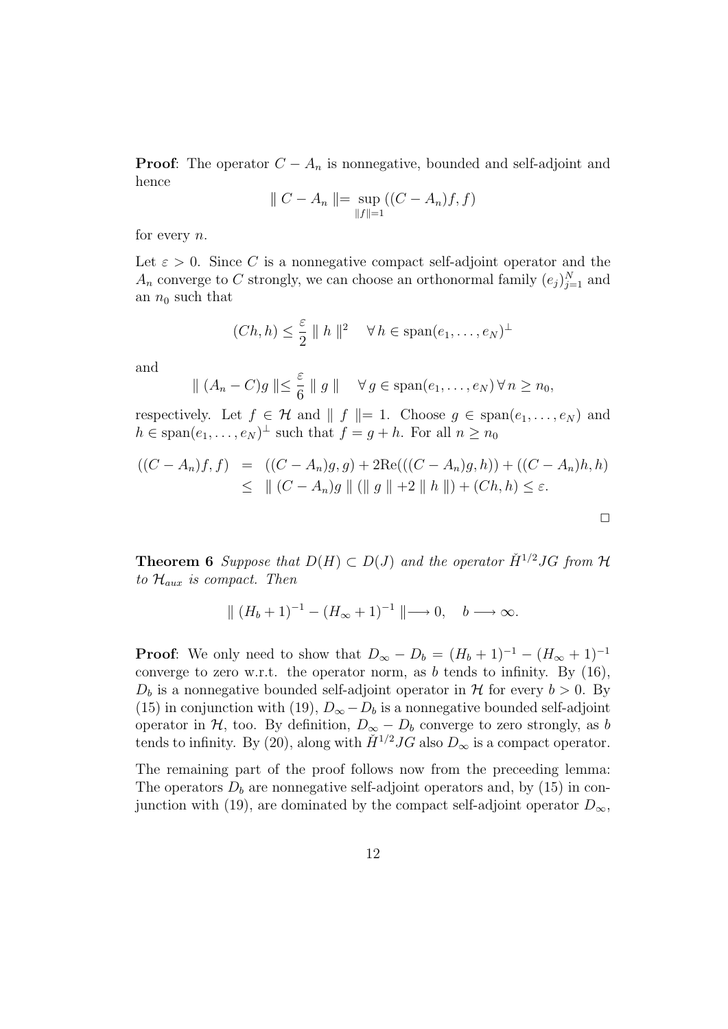**Proof**: The operator $C - A_n$ is nonnegative, bounded and self-adjoint and hence

$$\| C - A_n \| = \sup_{\|f\|=1} ((C - A_n)f, f)$$

for every $n$.

Let $\varepsilon > 0$. Since $C$ is a nonnegative compact self-adjoint operator and the $A_n$ converge to $C$ strongly, we can choose an orthonormal family $(e_j)_{j=1}^N$ and an $n_0$ such that

$$(Ch, h) \leq \frac{\varepsilon}{2} \| h \|^2 \quad \forall\, h \in \operatorname{span}(e_1, \ldots, e_N)^\perp$$

and

$$\| (A_n - C)g \| \leq \frac{\varepsilon}{6} \| g \| \quad \forall\, g \in \operatorname{span}(e_1, \ldots, e_N) \, \forall\, n \geq n_0,$$

respectively. Let $f \in \mathcal{H}$ and $\| f \| = 1$. Choose $g \in \operatorname{span}(e_1, \ldots, e_N)$ and $h \in \operatorname{span}(e_1, \ldots, e_N)^\perp$ such that $f = g + h$. For all $n \geq n_0$

$$\begin{aligned} ((C - A_n)f, f) &= ((C - A_n)g, g) + 2\mathrm{Re}(((C - A_n)g, h)) + ((C - A_n)h, h) \\ &\leq \| (C - A_n)g \| (\| g \| + 2 \| h \|) + (Ch, h) \leq \varepsilon. \end{aligned}$$

$\square$

**Theorem 6** *Suppose that $D(H) \subset D(J)$ and the operator $\check{H}^{1/2} JG$ from $\mathcal{H}$ to $\mathcal{H}_{aux}$ is compact. Then*

$$\| (H_b + 1)^{-1} - (H_\infty + 1)^{-1} \| \longrightarrow 0, \quad b \longrightarrow \infty.$$

**Proof**: We only need to show that $D_\infty - D_b = (H_b + 1)^{-1} - (H_\infty + 1)^{-1}$ converge to zero w.r.t. the operator norm, as $b$ tends to infinity. By (16), $D_b$ is a nonnegative bounded self-adjoint operator in $\mathcal{H}$ for every $b > 0$. By (15) in conjunction with (19), $D_\infty - D_b$ is a nonnegative bounded self-adjoint operator in $\mathcal{H}$, too. By definition, $D_\infty - D_b$ converge to zero strongly, as $b$ tends to infinity. By (20), along with $\check{H}^{1/2} JG$ also $D_\infty$ is a compact operator.

The remaining part of the proof follows now from the preceeding lemma: The operators $D_b$ are nonnegative self-adjoint operators and, by (15) in conjunction with (19), are dominated by the compact self-adjoint operator $D_\infty$,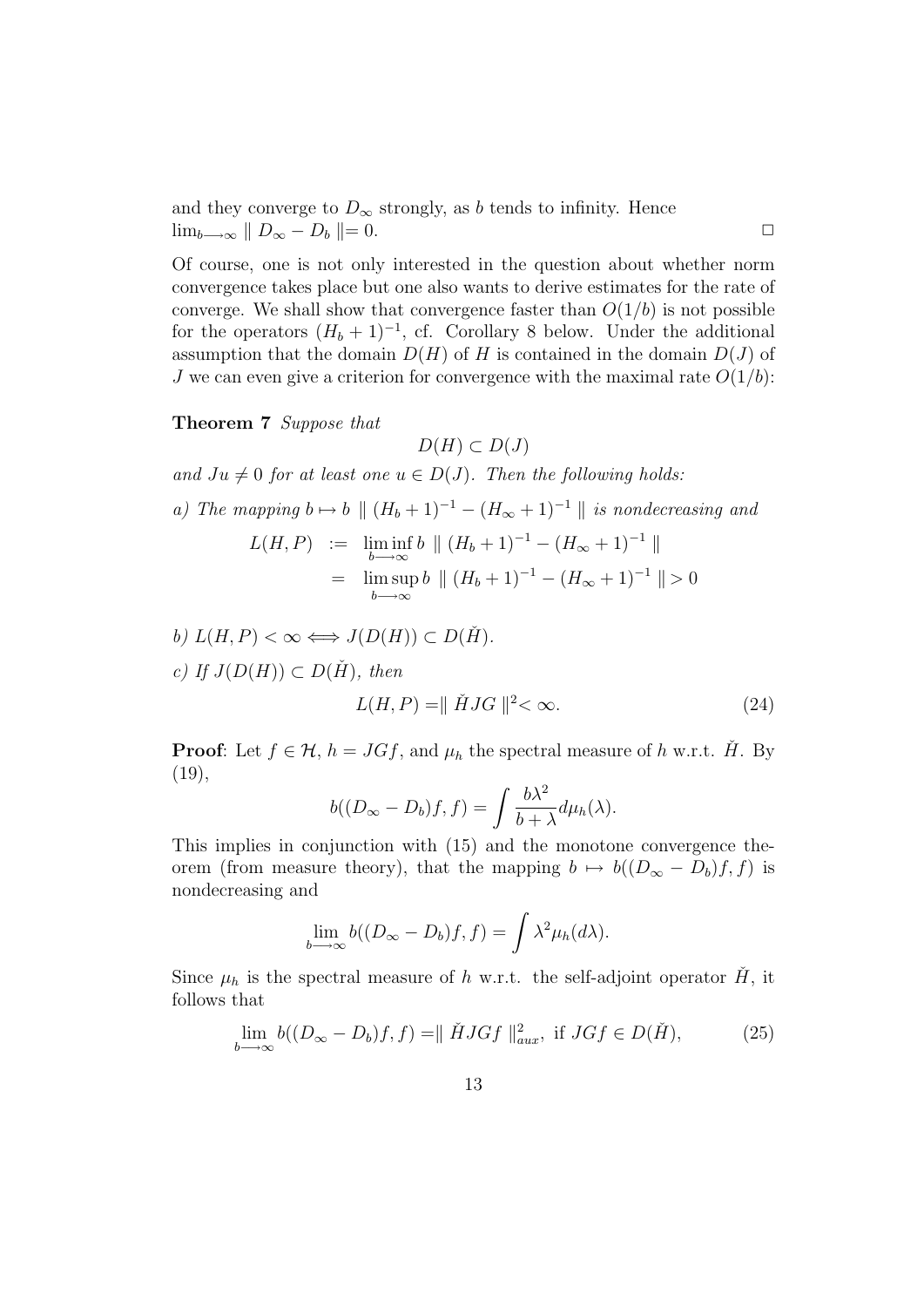and they converge to $D_\infty$ strongly, as $b$ tends to infinity. Hence $\lim_{b\longrightarrow\infty} \parallel D_\infty - D_b \parallel = 0$. □

Of course, one is not only interested in the question about whether norm convergence takes place but one also wants to derive estimates for the rate of converge. We shall show that convergence faster than $O(1/b)$ is not possible for the operators $(H_b + 1)^{-1}$, cf. Corollary 8 below. Under the additional assumption that the domain $D(H)$ of $H$ is contained in the domain $D(J)$ of $J$ we can even give a criterion for convergence with the maximal rate $O(1/b)$:

**Theorem 7** *Suppose that*

$$D(H) \subset D(J)$$

*and $Ju \neq 0$ for at least one $u \in D(J)$. Then the following holds:*

*a) The mapping $b \mapsto b \parallel (H_b + 1)^{-1} - (H_\infty + 1)^{-1} \parallel$ is nondecreasing and*

$$\begin{aligned} L(H,P) &:= \liminf_{b\longrightarrow\infty} b \parallel (H_b + 1)^{-1} - (H_\infty + 1)^{-1} \parallel \\ &= \limsup_{b\longrightarrow\infty} b \parallel (H_b + 1)^{-1} - (H_\infty + 1)^{-1} \parallel > 0 \end{aligned}$$

*b) $L(H,P) < \infty \Longleftrightarrow J(D(H)) \subset D(\check{H})$.*

*c) If $J(D(H)) \subset D(\check{H})$, then*

$$L(H,P) = \parallel \check{H}JG \parallel^2 < \infty. \tag{24}$$

**Proof**: Let $f \in \mathcal{H}$, $h = JGf$, and $\mu_h$ the spectral measure of $h$ w.r.t. $\check{H}$. By (19),

$$b((D_\infty - D_b)f, f) = \int \frac{b\lambda^2}{b+\lambda} d\mu_h(\lambda).$$

This implies in conjunction with (15) and the monotone convergence theorem (from measure theory), that the mapping $b \mapsto b((D_\infty - D_b)f, f)$ is nondecreasing and

$$\lim_{b\longrightarrow\infty} b((D_\infty - D_b)f, f) = \int \lambda^2 \mu_h(d\lambda).$$

Since $\mu_h$ is the spectral measure of $h$ w.r.t. the self-adjoint operator $\check{H}$, it follows that

$$\lim_{b\longrightarrow\infty} b((D_\infty - D_b)f, f) = \parallel \check{H}JGf \parallel_{aux}^2, \text{ if } JGf \in D(\check{H}), \tag{25}$$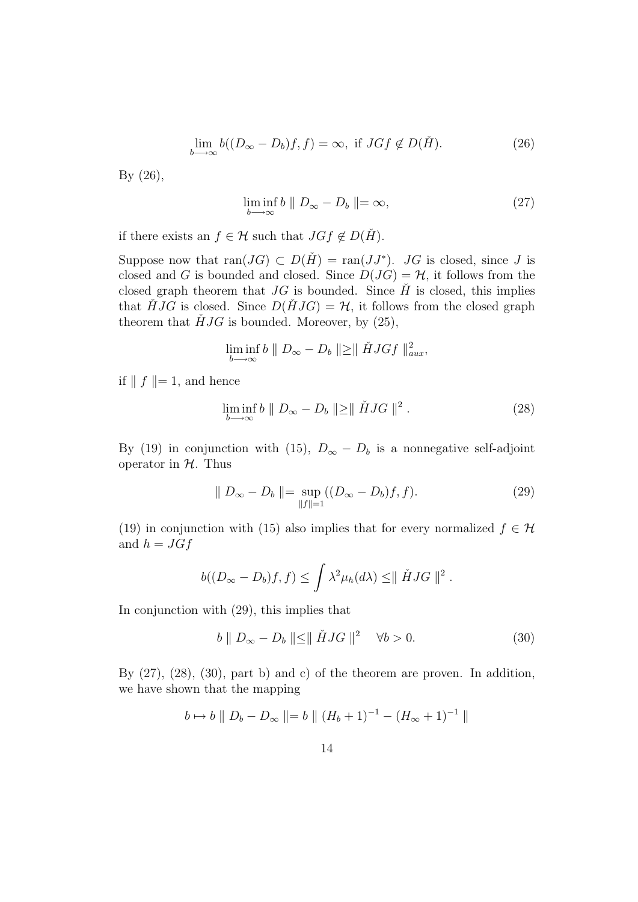$$\lim_{b \longrightarrow \infty} b((D_\infty - D_b)f, f) = \infty, \text{ if } JGf \notin D(\check{H}). \tag{26}$$

By (26),

$$\liminf_{b \longrightarrow \infty} b \parallel D_\infty - D_b \parallel = \infty, \tag{27}$$

if there exists an $f \in \mathcal{H}$ such that $JGf \notin D(\check{H})$.

Suppose now that $\text{ran}(JG) \subset D(\check{H}) = \text{ran}(JJ^*)$. $JG$ is closed, since $J$ is closed and $G$ is bounded and closed. Since $D(JG) = \mathcal{H}$, it follows from the closed graph theorem that $JG$ is bounded. Since $\check{H}$ is closed, this implies that $\check{H}JG$ is closed. Since $D(\check{H}JG) = \mathcal{H}$, it follows from the closed graph theorem that $\check{H}JG$ is bounded. Moreover, by (25),

$$\liminf_{b \longrightarrow \infty} b \parallel D_\infty - D_b \parallel \geq \parallel \check{H}JGf \parallel_{aux}^2,$$

if $\parallel f \parallel = 1$, and hence

$$\liminf_{b \longrightarrow \infty} b \parallel D_\infty - D_b \parallel \geq \parallel \check{H}JG \parallel^2 . \tag{28}$$

By (19) in conjunction with (15), $D_\infty - D_b$ is a nonnegative self-adjoint operator in $\mathcal{H}$. Thus

$$\parallel D_\infty - D_b \parallel = \sup_{\parallel f \parallel = 1} ((D_\infty - D_b)f, f). \tag{29}$$

(19) in conjunction with (15) also implies that for every normalized $f \in \mathcal{H}$ and $h = JGf$

$$b((D_\infty - D_b)f, f) \leq \int \lambda^2 \mu_h(d\lambda) \leq \parallel \check{H}JG \parallel^2 .$$

In conjunction with (29), this implies that

$$b \parallel D_\infty - D_b \parallel \leq \parallel \check{H}JG \parallel^2 \quad \forall b > 0. \tag{30}$$

By (27), (28), (30), part b) and c) of the theorem are proven. In addition, we have shown that the mapping

$$b \mapsto b \parallel D_b - D_\infty \parallel = b \parallel (H_b + 1)^{-1} - (H_\infty + 1)^{-1} \parallel$$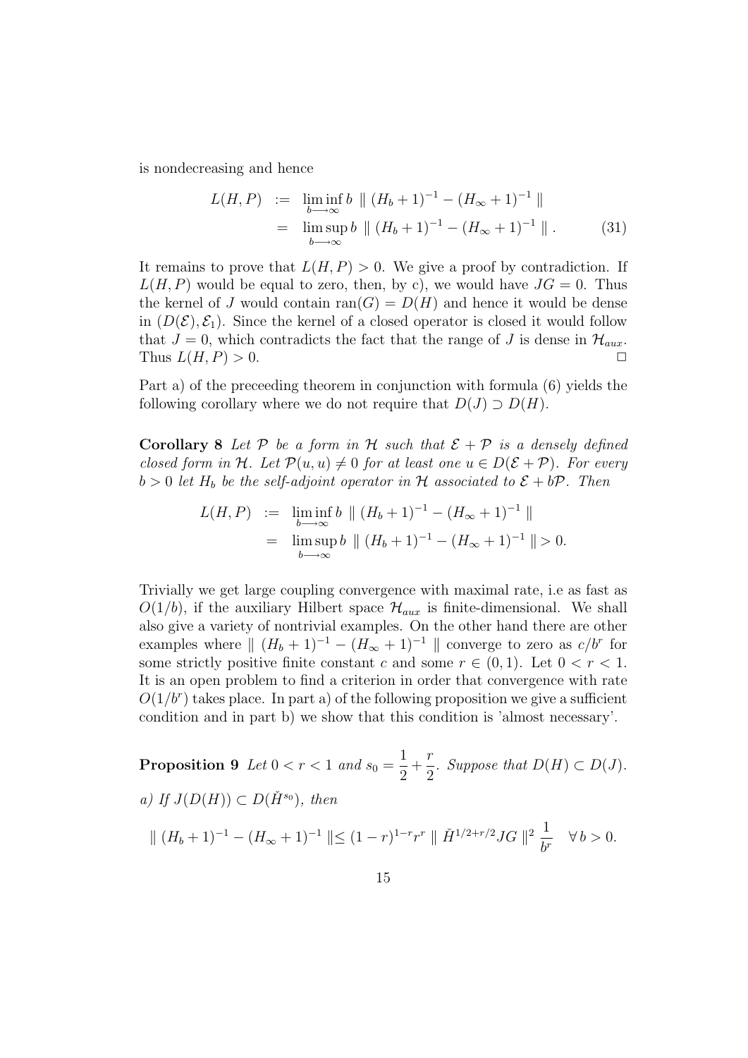is nondecreasing and hence

$$
\begin{aligned}
L(H,P) &:= \liminf_{b\longrightarrow\infty} b \parallel (H_b+1)^{-1} - (H_\infty+1)^{-1} \parallel \\
&= \limsup_{b\longrightarrow\infty} b \parallel (H_b+1)^{-1} - (H_\infty+1)^{-1} \parallel . \qquad (31)
\end{aligned}
$$

It remains to prove that $L(H,P) > 0$. We give a proof by contradiction. If $L(H,P)$ would be equal to zero, then, by c), we would have $JG = 0$. Thus the kernel of $J$ would contain $\operatorname{ran}(G) = D(H)$ and hence it would be dense in $(D(\mathcal{E}), \mathcal{E}_1)$. Since the kernel of a closed operator is closed it would follow that $J = 0$, which contradicts the fact that the range of $J$ is dense in $\mathcal{H}_{aux}$. Thus $L(H,P) > 0$. □

Part a) of the preceeding theorem in conjunction with formula (6) yields the following corollary where we do not require that $D(J) \supset D(H)$.

**Corollary 8** *Let $\mathcal{P}$ be a form in $\mathcal{H}$ such that $\mathcal{E} + \mathcal{P}$ is a densely defined closed form in $\mathcal{H}$. Let $\mathcal{P}(u,u) \neq 0$ for at least one $u \in D(\mathcal{E} + \mathcal{P})$. For every $b > 0$ let $H_b$ be the self-adjoint operator in $\mathcal{H}$ associated to $\mathcal{E} + b\mathcal{P}$. Then*

$$
\begin{aligned}
L(H,P) &:= \liminf_{b\longrightarrow\infty} b \parallel (H_b+1)^{-1} - (H_\infty+1)^{-1} \parallel \\
&= \limsup_{b\longrightarrow\infty} b \parallel (H_b+1)^{-1} - (H_\infty+1)^{-1} \parallel > 0.
\end{aligned}
$$

Trivially we get large coupling convergence with maximal rate, i.e as fast as $O(1/b)$, if the auxiliary Hilbert space $\mathcal{H}_{aux}$ is finite-dimensional. We shall also give a variety of nontrivial examples. On the other hand there are other examples where $\parallel (H_b+1)^{-1} - (H_\infty+1)^{-1} \parallel$ converge to zero as $c/b^r$ for some strictly positive finite constant $c$ and some $r \in (0,1)$. Let $0 < r < 1$. It is an open problem to find a criterion in order that convergence with rate $O(1/b^r)$ takes place. In part a) of the following proposition we give a sufficient condition and in part b) we show that this condition is 'almost necessary'.

**Proposition 9** *Let $0 < r < 1$ and $s_0 = \dfrac{1}{2} + \dfrac{r}{2}$. Suppose that $D(H) \subset D(J)$.*

*a) If $J(D(H)) \subset D(\check{H}^{s_0})$, then*

$$
\parallel (H_b+1)^{-1} - (H_\infty+1)^{-1} \parallel \leq (1-r)^{1-r} r^r \parallel \check{H}^{1/2+r/2} JG \parallel^2 \frac{1}{b^r} \quad \forall\, b > 0.
$$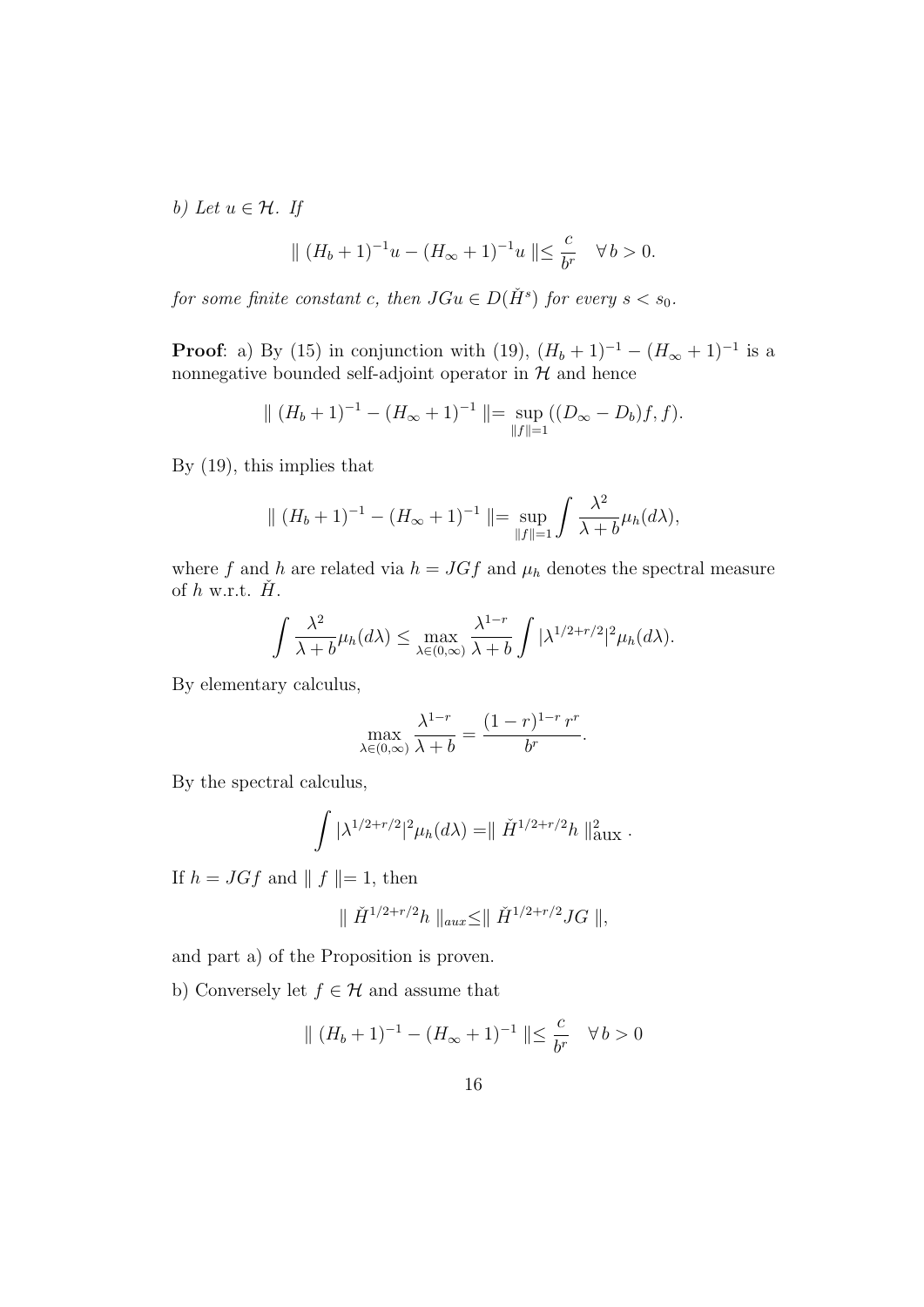*b) Let $u \in \mathcal{H}$. If*

$$\| (H_b + 1)^{-1}u - (H_\infty + 1)^{-1}u \| \leq \frac{c}{b^r} \quad \forall\, b > 0.$$

*for some finite constant c, then $JGu \in D(\check{H}^s)$ for every $s < s_0$.*

**Proof**: a) By (15) in conjunction with (19), $(H_b + 1)^{-1} - (H_\infty + 1)^{-1}$ is a nonnegative bounded self-adjoint operator in $\mathcal{H}$ and hence

$$\| (H_b + 1)^{-1} - (H_\infty + 1)^{-1} \| = \sup_{\|f\|=1} ((D_\infty - D_b)f, f).$$

By (19), this implies that

$$\| (H_b + 1)^{-1} - (H_\infty + 1)^{-1} \| = \sup_{\|f\|=1} \int \frac{\lambda^2}{\lambda + b} \mu_h(d\lambda),$$

where $f$ and $h$ are related via $h = JGf$ and $\mu_h$ denotes the spectral measure of $h$ w.r.t. $\check{H}$.

$$\int \frac{\lambda^2}{\lambda + b} \mu_h(d\lambda) \leq \max_{\lambda \in (0,\infty)} \frac{\lambda^{1-r}}{\lambda + b} \int |\lambda^{1/2+r/2}|^2 \mu_h(d\lambda).$$

By elementary calculus,

$$\max_{\lambda \in (0,\infty)} \frac{\lambda^{1-r}}{\lambda + b} = \frac{(1-r)^{1-r}\, r^r}{b^r}.$$

By the spectral calculus,

$$\int |\lambda^{1/2+r/2}|^2 \mu_h(d\lambda) = \| \check{H}^{1/2+r/2} h \|^2_{\text{aux}}.$$

If $h = JGf$ and $\| f \| = 1$, then

$$\| \check{H}^{1/2+r/2} h \|_{aux} \leq \| \check{H}^{1/2+r/2} JG \|,$$

and part a) of the Proposition is proven.

b) Conversely let $f \in \mathcal{H}$ and assume that

$$\| (H_b + 1)^{-1} - (H_\infty + 1)^{-1} \| \leq \frac{c}{b^r} \quad \forall\, b > 0$$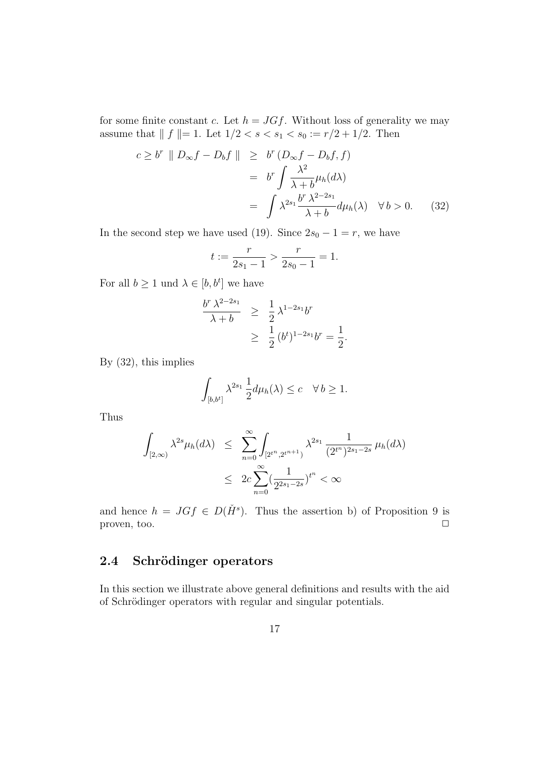for some finite constant $c$. Let $h = JGf$. Without loss of generality we may assume that $\| f \| = 1$. Let $1/2 < s < s_1 < s_0 := r/2 + 1/2$. Then

$$
\begin{aligned}
c \geq b^r \ \| D_\infty f - D_b f \| \ &\geq \ b^r \, (D_\infty f - D_b f, f) \\
&= \ b^r \int \frac{\lambda^2}{\lambda + b} \mu_h(d\lambda) \\
&= \ \int \lambda^{2s_1} \frac{b^r \, \lambda^{2-2s_1}}{\lambda + b} d\mu_h(\lambda) \quad \forall \, b > 0. \qquad (32)
\end{aligned}
$$

In the second step we have used (19). Since $2s_0 - 1 = r$, we have

$$
t := \frac{r}{2s_1 - 1} > \frac{r}{2s_0 - 1} = 1.
$$

For all $b \geq 1$ und $\lambda \in [b, b^t]$ we have

$$
\begin{aligned}
\frac{b^r \, \lambda^{2-2s_1}}{\lambda + b} \ &\geq \ \frac{1}{2} \, \lambda^{1-2s_1} b^r \\
&\geq \ \frac{1}{2} \, (b^t)^{1-2s_1} b^r = \frac{1}{2}.
\end{aligned}
$$

By (32), this implies

$$
\int_{[b, b^t]} \lambda^{2s_1} \, \frac{1}{2} d\mu_h(\lambda) \leq c \quad \forall \, b \geq 1.
$$

Thus

$$
\begin{aligned}
\int_{[2,\infty)} \lambda^{2s} \mu_h(d\lambda) \ &\leq \ \sum_{n=0}^{\infty} \int_{[2^{t^n}, 2^{t^{n+1}})} \lambda^{2s_1} \, \frac{1}{(2^{t^n})^{2s_1 - 2s}} \, \mu_h(d\lambda) \\
&\leq \ 2c \sum_{n=0}^{\infty} (\frac{1}{2^{2s_1 - 2s}})^{t^n} < \infty
\end{aligned}
$$

and hence $h = JGf \in D(\check{H}^s)$. Thus the assertion b) of Proposition 9 is proven, too. $\Box$

## 2.4 Schrödinger operators

In this section we illustrate above general definitions and results with the aid of Schrödinger operators with regular and singular potentials.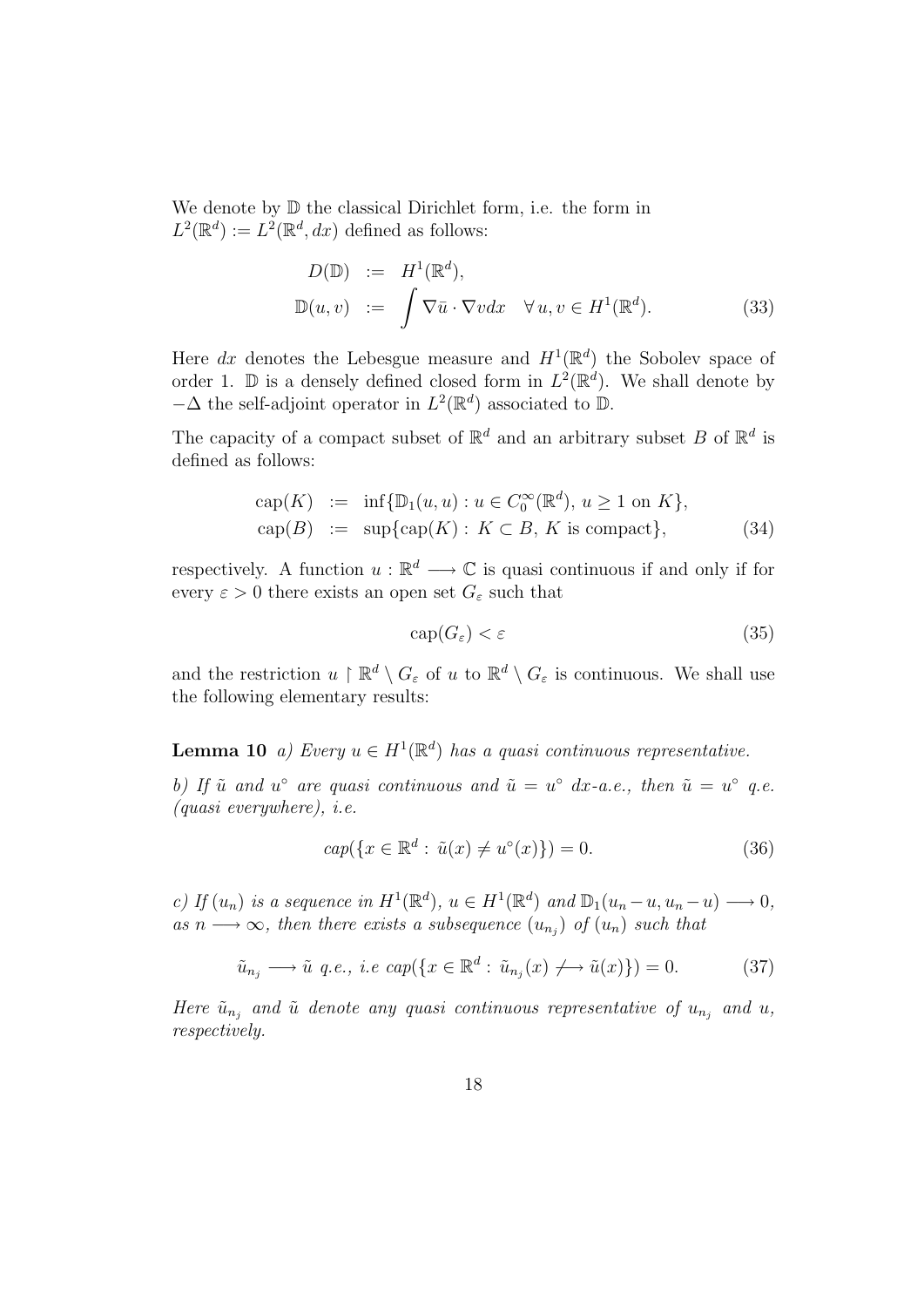We denote by $\mathbb{D}$ the classical Dirichlet form, i.e. the form in $L^2(\mathbb{R}^d) := L^2(\mathbb{R}^d, dx)$ defined as follows:

$$
\begin{aligned}
D(\mathbb{D}) &:= H^1(\mathbb{R}^d), \\
\mathbb{D}(u,v) &:= \int \nabla \bar{u} \cdot \nabla v dx \quad \forall\, u, v \in H^1(\mathbb{R}^d).
\end{aligned} \tag{33}
$$

Here $dx$ denotes the Lebesgue measure and $H^1(\mathbb{R}^d)$ the Sobolev space of order 1. $\mathbb{D}$ is a densely defined closed form in $L^2(\mathbb{R}^d)$. We shall denote by $-\Delta$ the self-adjoint operator in $L^2(\mathbb{R}^d)$ associated to $\mathbb{D}$.

The capacity of a compact subset of $\mathbb{R}^d$ and an arbitrary subset $B$ of $\mathbb{R}^d$ is defined as follows:

$$
\begin{aligned}
\mathrm{cap}(K) &:= \inf\{\mathbb{D}_1(u,u) : u \in C_0^\infty(\mathbb{R}^d),\, u \geq 1 \text{ on } K\}, \\
\mathrm{cap}(B) &:= \sup\{\mathrm{cap}(K) :\, K \subset B,\, K \text{ is compact}\},
\end{aligned} \tag{34}
$$

respectively. A function $u : \mathbb{R}^d \longrightarrow \mathbb{C}$ is quasi continuous if and only if for every $\varepsilon > 0$ there exists an open set $G_\varepsilon$ such that

$$
\mathrm{cap}(G_\varepsilon) < \varepsilon \tag{35}
$$

and the restriction $u \restriction \mathbb{R}^d \setminus G_\varepsilon$ of $u$ to $\mathbb{R}^d \setminus G_\varepsilon$ is continuous. We shall use the following elementary results:

**Lemma 10** *a) Every $u \in H^1(\mathbb{R}^d)$ has a quasi continuous representative.*

*b) If $\tilde{u}$ and $u^\circ$ are quasi continuous and $\tilde{u} = u^\circ$ $dx$-a.e., then $\tilde{u} = u^\circ$ q.e. (quasi everywhere), i.e.*

$$
cap(\{x \in \mathbb{R}^d :\, \tilde{u}(x) \neq u^\circ(x)\}) = 0. \tag{36}
$$

*c) If $(u_n)$ is a sequence in $H^1(\mathbb{R}^d)$, $u \in H^1(\mathbb{R}^d)$ and $\mathbb{D}_1(u_n - u, u_n - u) \longrightarrow 0$, as $n \longrightarrow \infty$, then there exists a subsequence $(u_{n_j})$ of $(u_n)$ such that*

$$
\tilde{u}_{n_j} \longrightarrow \tilde{u} \text{ q.e., i.e } cap(\{x \in \mathbb{R}^d :\, \tilde{u}_{n_j}(x) \not\longrightarrow \tilde{u}(x)\}) = 0. \tag{37}
$$

*Here $\tilde{u}_{n_j}$ and $\tilde{u}$ denote any quasi continuous representative of $u_{n_j}$ and $u$, respectively.*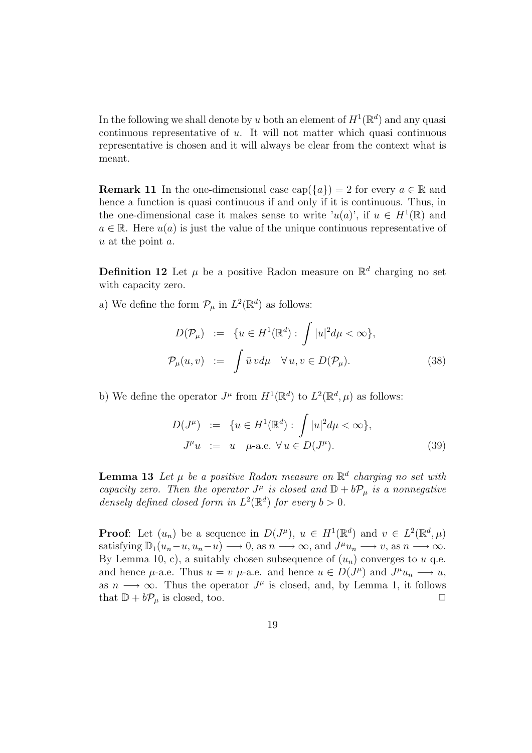In the following we shall denote by $u$ both an element of $H^1(\mathbb{R}^d)$ and any quasi continuous representative of $u$. It will not matter which quasi continuous representative is chosen and it will always be clear from the context what is meant.

**Remark 11** In the one-dimensional case $\text{cap}(\{a\}) = 2$ for every $a \in \mathbb{R}$ and hence a function is quasi continuous if and only if it is continuous. Thus, in the one-dimensional case it makes sense to write '$u(a)$', if $u \in H^1(\mathbb{R})$ and $a \in \mathbb{R}$. Here $u(a)$ is just the value of the unique continuous representative of $u$ at the point $a$.

**Definition 12** Let $\mu$ be a positive Radon measure on $\mathbb{R}^d$ charging no set with capacity zero.

a) We define the form $\mathcal{P}_\mu$ in $L^2(\mathbb{R}^d)$ as follows:

$$
\begin{aligned}
D(\mathcal{P}_\mu) &:= \{u \in H^1(\mathbb{R}^d) : \int |u|^2 d\mu < \infty\}, \\
\mathcal{P}_\mu(u, v) &:= \int \bar{u}\, v d\mu \quad \forall\, u, v \in D(\mathcal{P}_\mu).
\end{aligned}
\tag{38}
$$

b) We define the operator $J^\mu$ from $H^1(\mathbb{R}^d)$ to $L^2(\mathbb{R}^d, \mu)$ as follows:

$$
\begin{aligned}
D(J^\mu) &:= \{u \in H^1(\mathbb{R}^d) : \int |u|^2 d\mu < \infty\}, \\
J^\mu u &:= u \quad \mu\text{-a.e. } \forall\, u \in D(J^\mu).
\end{aligned}
\tag{39}
$$

**Lemma 13** *Let $\mu$ be a positive Radon measure on $\mathbb{R}^d$ charging no set with capacity zero. Then the operator $J^\mu$ is closed and $\mathbb{D} + b\mathcal{P}_\mu$ is a nonnegative densely defined closed form in $L^2(\mathbb{R}^d)$ for every $b > 0$.*

**Proof**: Let $(u_n)$ be a sequence in $D(J^\mu)$, $u \in H^1(\mathbb{R}^d)$ and $v \in L^2(\mathbb{R}^d, \mu)$ satisfying $\mathbb{D}_1(u_n - u, u_n - u) \longrightarrow 0$, as $n \longrightarrow \infty$, and $J^\mu u_n \longrightarrow v$, as $n \longrightarrow \infty$. By Lemma 10, c), a suitably chosen subsequence of $(u_n)$ converges to $u$ q.e. and hence $\mu$-a.e. Thus $u = v$ $\mu$-a.e. and hence $u \in D(J^\mu)$ and $J^\mu u_n \longrightarrow u$, as $n \longrightarrow \infty$. Thus the operator $J^\mu$ is closed, and, by Lemma 1, it follows that $\mathbb{D} + b\mathcal{P}_\mu$ is closed, too. $\square$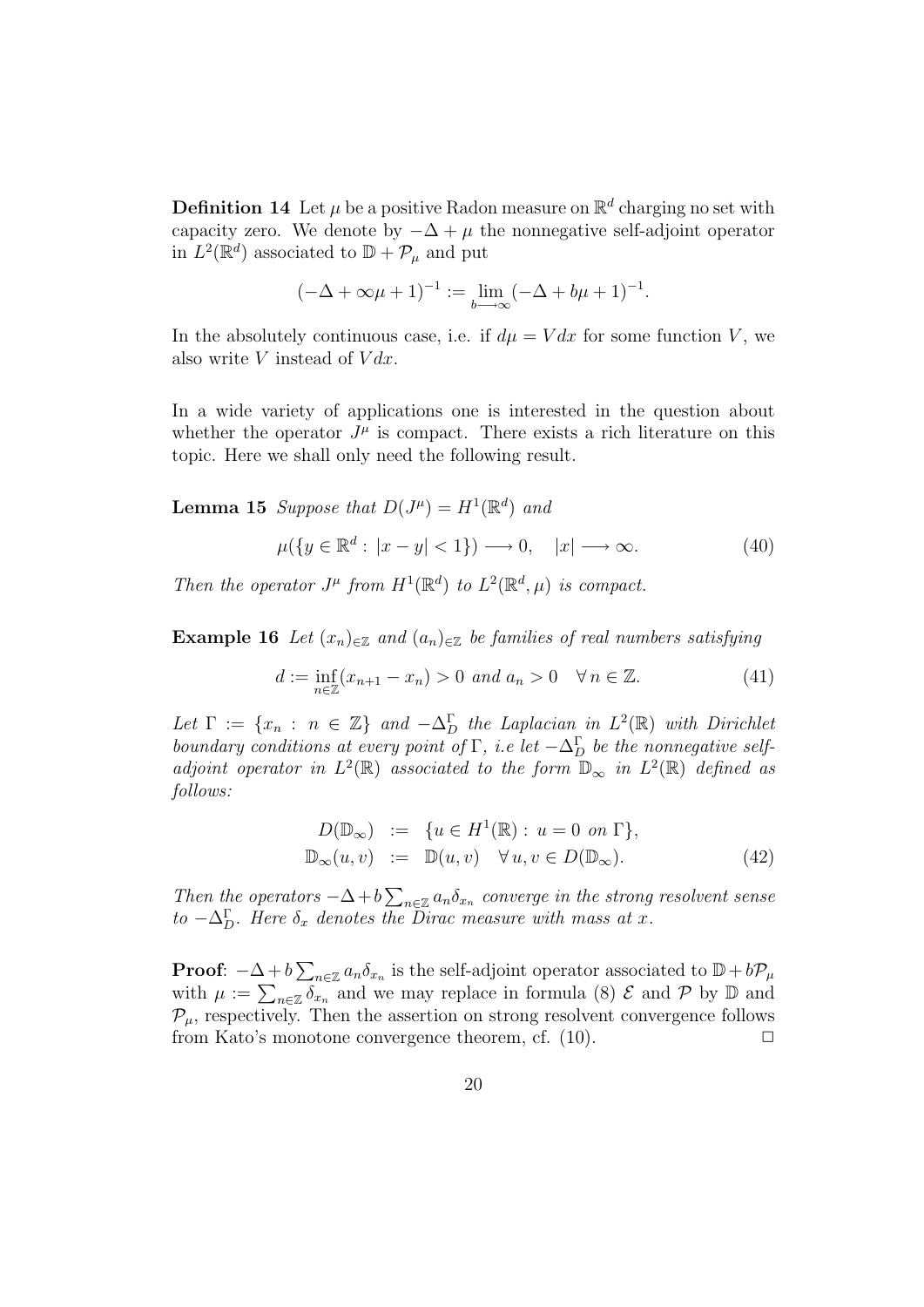**Definition 14** Let $\mu$ be a positive Radon measure on $\mathbb{R}^d$ charging no set with capacity zero. We denote by $-\Delta + \mu$ the nonnegative self-adjoint operator in $L^2(\mathbb{R}^d)$ associated to $\mathbb{D} + \mathcal{P}_\mu$ and put

$$(-\Delta + \infty\mu + 1)^{-1} := \lim_{b \longrightarrow \infty} (-\Delta + b\mu + 1)^{-1}.$$

In the absolutely continuous case, i.e. if $d\mu = V dx$ for some function $V$, we also write $V$ instead of $V dx$.

In a wide variety of applications one is interested in the question about whether the operator $J^\mu$ is compact. There exists a rich literature on this topic. Here we shall only need the following result.

**Lemma 15** *Suppose that $D(J^\mu) = H^1(\mathbb{R}^d)$ and*

$$\mu(\{y \in \mathbb{R}^d : |x - y| < 1\}) \longrightarrow 0, \quad |x| \longrightarrow \infty. \tag{40}$$

*Then the operator $J^\mu$ from $H^1(\mathbb{R}^d)$ to $L^2(\mathbb{R}^d, \mu)$ is compact.*

**Example 16** *Let $(x_n)_{\in\mathbb{Z}}$ and $(a_n)_{\in\mathbb{Z}}$ be families of real numbers satisfying*

$$d := \inf_{n\in\mathbb{Z}} (x_{n+1} - x_n) > 0 \text{ and } a_n > 0 \quad \forall\, n \in \mathbb{Z}. \tag{41}$$

*Let $\Gamma := \{x_n : n \in \mathbb{Z}\}$ and $-\Delta_D^\Gamma$ the Laplacian in $L^2(\mathbb{R})$ with Dirichlet boundary conditions at every point of $\Gamma$, i.e let $-\Delta_D^\Gamma$ be the nonnegative self-adjoint operator in $L^2(\mathbb{R})$ associated to the form $\mathbb{D}_\infty$ in $L^2(\mathbb{R})$ defined as follows:*

$$\begin{aligned} D(\mathbb{D}_\infty) &:= \{u \in H^1(\mathbb{R}) : u = 0 \text{ on } \Gamma\}, \\ \mathbb{D}_\infty(u, v) &:= \mathbb{D}(u, v) \quad \forall\, u, v \in D(\mathbb{D}_\infty). \end{aligned} \tag{42}$$

*Then the operators $-\Delta + b\sum_{n\in\mathbb{Z}} a_n\delta_{x_n}$ converge in the strong resolvent sense to $-\Delta_D^\Gamma$. Here $\delta_x$ denotes the Dirac measure with mass at $x$.*

**Proof**: $-\Delta + b\sum_{n\in\mathbb{Z}} a_n\delta_{x_n}$ is the self-adjoint operator associated to $\mathbb{D} + b\mathcal{P}_\mu$ with $\mu := \sum_{n\in\mathbb{Z}} \delta_{x_n}$ and we may replace in formula (8) $\mathcal{E}$ and $\mathcal{P}$ by $\mathbb{D}$ and $\mathcal{P}_\mu$, respectively. Then the assertion on strong resolvent convergence follows from Kato's monotone convergence theorem, cf. (10). $\square$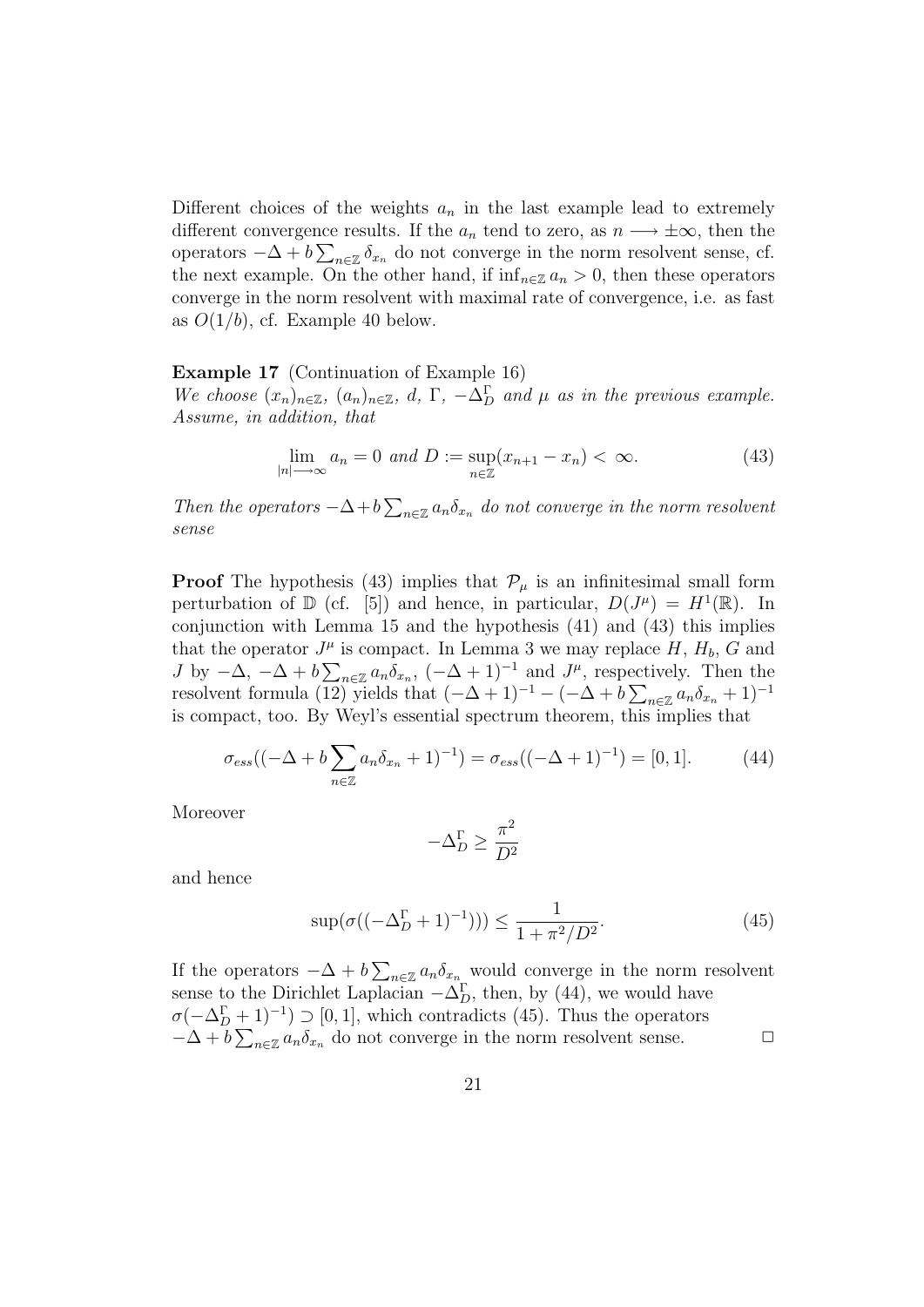Different choices of the weights $a_n$ in the last example lead to extremely different convergence results. If the $a_n$ tend to zero, as $n \longrightarrow \pm\infty$, then the operators $-\Delta + b\sum_{n\in\mathbb{Z}} \delta_{x_n}$ do not converge in the norm resolvent sense, cf. the next example. On the other hand, if $\inf_{n\in\mathbb{Z}} a_n > 0$, then these operators converge in the norm resolvent with maximal rate of convergence, i.e. as fast as $O(1/b)$, cf. Example 40 below.

**Example 17** (Continuation of Example 16)
*We choose $(x_n)_{n\in\mathbb{Z}}$, $(a_n)_{n\in\mathbb{Z}}$, $d$, $\Gamma$, $-\Delta_D^\Gamma$ and $\mu$ as in the previous example. Assume, in addition, that*

$$\lim_{|n|\longrightarrow\infty} a_n = 0 \text{ and } D := \sup_{n\in\mathbb{Z}}(x_{n+1} - x_n) < \infty. \tag{43}$$

*Then the operators $-\Delta + b\sum_{n\in\mathbb{Z}} a_n\delta_{x_n}$ do not converge in the norm resolvent sense*

**Proof** The hypothesis (43) implies that $\mathcal{P}_\mu$ is an infinitesimal small form perturbation of $\mathbb{D}$ (cf. [5]) and hence, in particular, $D(J^\mu) = H^1(\mathbb{R})$. In conjunction with Lemma 15 and the hypothesis (41) and (43) this implies that the operator $J^\mu$ is compact. In Lemma 3 we may replace $H$, $H_b$, $G$ and $J$ by $-\Delta$, $-\Delta + b\sum_{n\in\mathbb{Z}} a_n\delta_{x_n}$, $(-\Delta + 1)^{-1}$ and $J^\mu$, respectively. Then the resolvent formula (12) yields that $(-\Delta+1)^{-1} - (-\Delta + b\sum_{n\in\mathbb{Z}} a_n\delta_{x_n} + 1)^{-1}$ is compact, too. By Weyl's essential spectrum theorem, this implies that

$$\sigma_{ess}((-\Delta + b\sum_{n\in\mathbb{Z}} a_n\delta_{x_n} + 1)^{-1}) = \sigma_{ess}((-\Delta + 1)^{-1}) = [0, 1]. \tag{44}$$

Moreover

$$-\Delta_D^\Gamma \geq \frac{\pi^2}{D^2}$$

and hence

$$\sup(\sigma((-\Delta_D^\Gamma + 1)^{-1}))) \leq \frac{1}{1 + \pi^2/D^2}. \tag{45}$$

If the operators $-\Delta + b\sum_{n\in\mathbb{Z}} a_n\delta_{x_n}$ would converge in the norm resolvent sense to the Dirichlet Laplacian $-\Delta_D^\Gamma$, then, by (44), we would have $\sigma(-\Delta_D^\Gamma + 1)^{-1}) \supset [0, 1]$, which contradicts (45). Thus the operators $-\Delta + b\sum_{n\in\mathbb{Z}} a_n\delta_{x_n}$ do not converge in the norm resolvent sense. $\Box$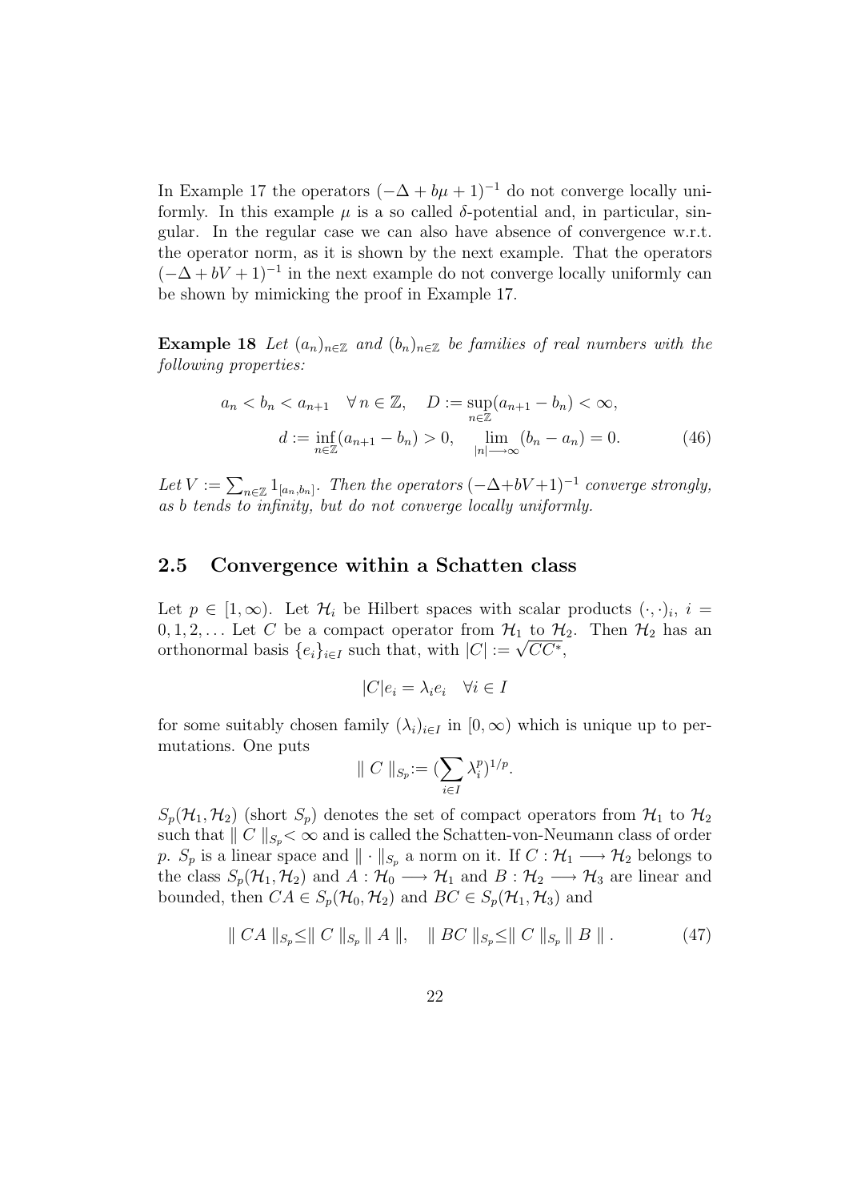In Example 17 the operators $(-\Delta + b\mu + 1)^{-1}$ do not converge locally uniformly. In this example $\mu$ is a so called $\delta$-potential and, in particular, singular. In the regular case we can also have absence of convergence w.r.t. the operator norm, as it is shown by the next example. That the operators $(-\Delta + bV + 1)^{-1}$ in the next example do not converge locally uniformly can be shown by mimicking the proof in Example 17.

**Example 18** *Let $(a_n)_{n\in\mathbb{Z}}$ and $(b_n)_{n\in\mathbb{Z}}$ be families of real numbers with the following properties:*

$$a_n < b_n < a_{n+1} \quad \forall\, n \in \mathbb{Z}, \quad D := \sup_{n\in\mathbb{Z}}(a_{n+1} - b_n) < \infty,$$
$$d := \inf_{n\in\mathbb{Z}}(a_{n+1} - b_n) > 0, \quad \lim_{|n|\longrightarrow\infty}(b_n - a_n) = 0. \tag{46}$$

*Let $V := \sum_{n\in\mathbb{Z}} 1_{[a_n,b_n]}$. Then the operators $(-\Delta+bV+1)^{-1}$ converge strongly, as $b$ tends to infinity, but do not converge locally uniformly.*

## 2.5 Convergence within a Schatten class

Let $p \in [1, \infty)$. Let $\mathcal{H}_i$ be Hilbert spaces with scalar products $(\cdot,\cdot)_i$, $i = 0, 1, 2, \dots$ Let $C$ be a compact operator from $\mathcal{H}_1$ to $\mathcal{H}_2$. Then $\mathcal{H}_2$ has an orthonormal basis $\{e_i\}_{i\in I}$ such that, with $|C| := \sqrt{CC^*}$,

$$|C|e_i = \lambda_i e_i \quad \forall i \in I$$

for some suitably chosen family $(\lambda_i)_{i\in I}$ in $[0, \infty)$ which is unique up to permutations. One puts

$$\| C \|_{S_p} := (\sum_{i\in I} \lambda_i^p)^{1/p}.$$

$S_p(\mathcal{H}_1, \mathcal{H}_2)$ (short $S_p$) denotes the set of compact operators from $\mathcal{H}_1$ to $\mathcal{H}_2$ such that $\| C \|_{S_p} < \infty$ and is called the Schatten-von-Neumann class of order $p$. $S_p$ is a linear space and $\| \cdot \|_{S_p}$ a norm on it. If $C : \mathcal{H}_1 \longrightarrow \mathcal{H}_2$ belongs to the class $S_p(\mathcal{H}_1, \mathcal{H}_2)$ and $A : \mathcal{H}_0 \longrightarrow \mathcal{H}_1$ and $B : \mathcal{H}_2 \longrightarrow \mathcal{H}_3$ are linear and bounded, then $CA \in S_p(\mathcal{H}_0, \mathcal{H}_2)$ and $BC \in S_p(\mathcal{H}_1, \mathcal{H}_3)$ and

$$\| CA \|_{S_p} \leq \| C \|_{S_p} \| A \|, \quad \| BC \|_{S_p} \leq \| C \|_{S_p} \| B \| . \tag{47}$$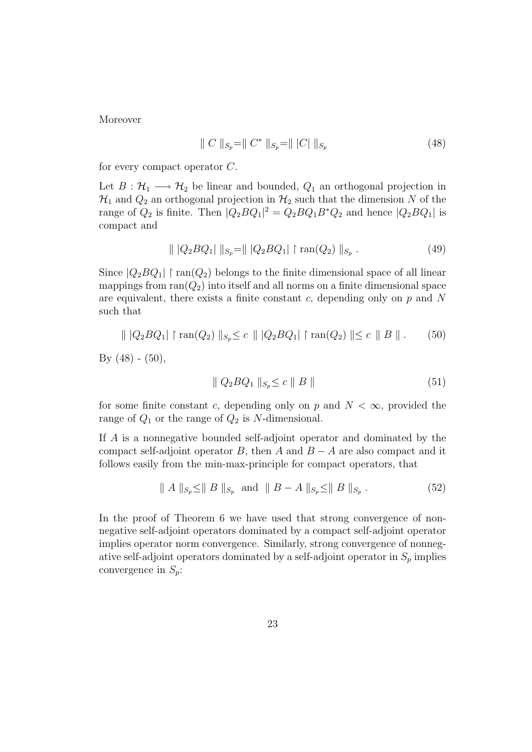Moreover

$$\| C \|_{S_p} = \| C^* \|_{S_p} = \| |C| \|_{S_p} \tag{48}$$

for every compact operator $C$.

Let $B : \mathcal{H}_1 \longrightarrow \mathcal{H}_2$ be linear and bounded, $Q_1$ an orthogonal projection in $\mathcal{H}_1$ and $Q_2$ an orthogonal projection in $\mathcal{H}_2$ such that the dimension $N$ of the range of $Q_2$ is finite. Then $|Q_2 B Q_1|^2 = Q_2 B Q_1 B^* Q_2$ and hence $|Q_2 B Q_1|$ is compact and

$$\| |Q_2 B Q_1| \|_{S_p} = \| |Q_2 B Q_1| \restriction \operatorname{ran}(Q_2) \|_{S_p} . \tag{49}$$

Since $|Q_2 B Q_1| \restriction \operatorname{ran}(Q_2)$ belongs to the finite dimensional space of all linear mappings from $\operatorname{ran}(Q_2)$ into itself and all norms on a finite dimensional space are equivalent, there exists a finite constant $c$, depending only on $p$ and $N$ such that

$$\| |Q_2 B Q_1| \restriction \operatorname{ran}(Q_2) \|_{S_p} \leq c \ \| |Q_2 B Q_1| \restriction \operatorname{ran}(Q_2) \| \leq c \ \| B \| . \tag{50}$$

By (48) - (50),

$$\| Q_2 B Q_1 \|_{S_p} \leq c \| B \| \tag{51}$$

for some finite constant $c$, depending only on $p$ and $N < \infty$, provided the range of $Q_1$ or the range of $Q_2$ is $N$-dimensional.

If $A$ is a nonnegative bounded self-adjoint operator and dominated by the compact self-adjoint operator $B$, then $A$ and $B - A$ are also compact and it follows easily from the min-max-principle for compact operators, that

$$\| A \|_{S_p} \leq \| B \|_{S_p} \ \text{ and } \ \| B - A \|_{S_p} \leq \| B \|_{S_p} . \tag{52}$$

In the proof of Theorem 6 we have used that strong convergence of nonnegative self-adjoint operators dominated by a compact self-adjoint operator implies operator norm convergence. Similarly, strong convergence of nonnegative self-adjoint operators dominated by a self-adjoint operator in $S_p$ implies convergence in $S_p$: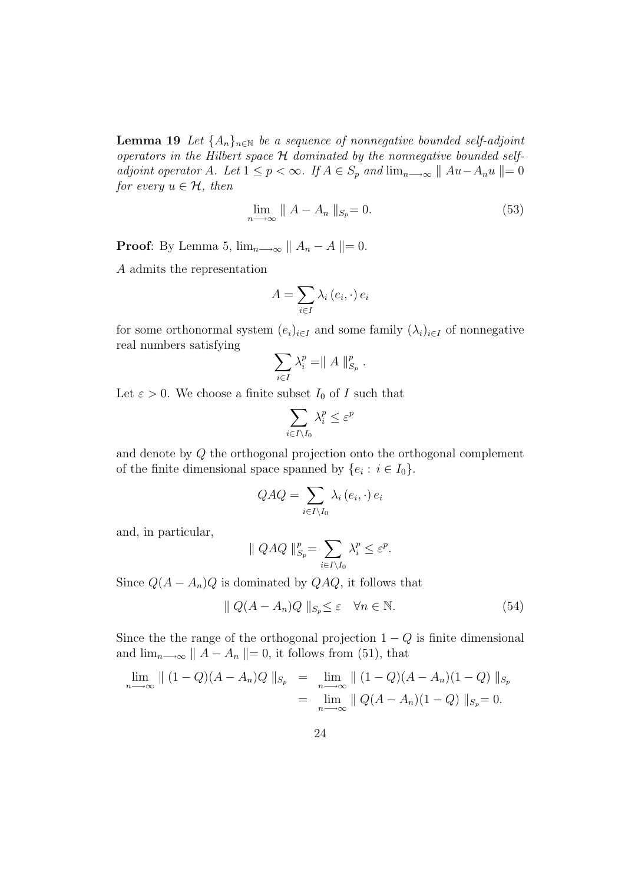**Lemma 19** *Let $\{A_n\}_{n\in\mathbb{N}}$ be a sequence of nonnegative bounded self-adjoint operators in the Hilbert space $\mathcal{H}$ dominated by the nonnegative bounded self-adjoint operator $A$. Let $1 \leq p < \infty$. If $A \in S_p$ and $\lim_{n\longrightarrow\infty} \| Au - A_n u \| = 0$ for every $u \in \mathcal{H}$, then*

$$\lim_{n\longrightarrow\infty} \| A - A_n \|_{S_p} = 0. \tag{53}$$

**Proof**: By Lemma 5, $\lim_{n\longrightarrow\infty} \| A_n - A \| = 0$.

$A$ admits the representation

$$A = \sum_{i\in I} \lambda_i \, (e_i, \cdot) \, e_i$$

for some orthonormal system $(e_i)_{i\in I}$ and some family $(\lambda_i)_{i\in I}$ of nonnegative real numbers satisfying

$$\sum_{i\in I} \lambda_i^p = \| A \|_{S_p}^p .$$

Let $\varepsilon > 0$. We choose a finite subset $I_0$ of $I$ such that

$$\sum_{i\in I\setminus I_0} \lambda_i^p \leq \varepsilon^p$$

and denote by $Q$ the orthogonal projection onto the orthogonal complement of the finite dimensional space spanned by $\{e_i : i \in I_0\}$.

$$QAQ = \sum_{i\in I\setminus I_0} \lambda_i \, (e_i, \cdot) \, e_i$$

and, in particular,

$$\| QAQ \|_{S_p}^p = \sum_{i\in I\setminus I_0} \lambda_i^p \leq \varepsilon^p.$$

Since $Q(A - A_n)Q$ is dominated by $QAQ$, it follows that

$$\| Q(A - A_n)Q \|_{S_p} \leq \varepsilon \quad \forall n \in \mathbb{N}. \tag{54}$$

Since the the range of the orthogonal projection $1 - Q$ is finite dimensional and $\lim_{n\longrightarrow\infty} \| A - A_n \| = 0$, it follows from (51), that

$$\begin{aligned}
\lim_{n\longrightarrow\infty} \| (1 - Q)(A - A_n)Q \|_{S_p} &= \lim_{n\longrightarrow\infty} \| (1 - Q)(A - A_n)(1 - Q) \|_{S_p} \\
&= \lim_{n\longrightarrow\infty} \| Q(A - A_n)(1 - Q) \|_{S_p} = 0.
\end{aligned}$$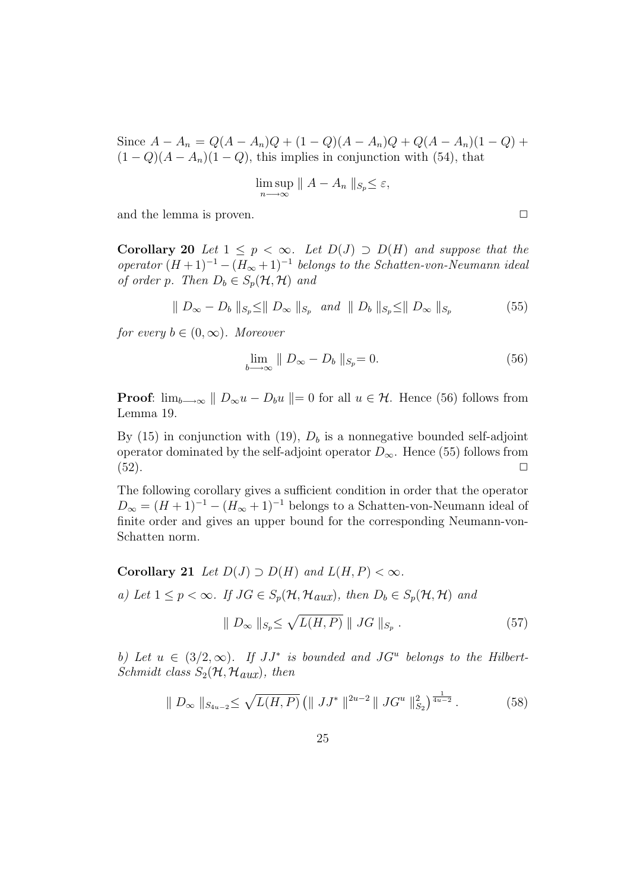Since $A - A_n = Q(A - A_n)Q + (1 - Q)(A - A_n)Q + Q(A - A_n)(1 - Q) + (1 - Q)(A - A_n)(1 - Q)$, this implies in conjunction with (54), that

$$\limsup_{n \longrightarrow \infty} \parallel A - A_n \parallel_{S_p} \leq \varepsilon,$$

and the lemma is proven. $\Box$

**Corollary 20** *Let $1 \leq p < \infty$. Let $D(J) \supset D(H)$ and suppose that the operator $(H+1)^{-1} - (H_\infty + 1)^{-1}$ belongs to the Schatten-von-Neumann ideal of order $p$. Then $D_b \in S_p(\mathcal{H}, \mathcal{H})$ and*

$$\parallel D_\infty - D_b \parallel_{S_p} \leq \parallel D_\infty \parallel_{S_p} \quad \textit{and} \quad \parallel D_b \parallel_{S_p} \leq \parallel D_\infty \parallel_{S_p} \tag{55}$$

*for every $b \in (0, \infty)$. Moreover*

$$\lim_{b \longrightarrow \infty} \parallel D_\infty - D_b \parallel_{S_p} = 0. \tag{56}$$

**Proof**: $\lim_{b \longrightarrow \infty} \parallel D_\infty u - D_b u \parallel = 0$ for all $u \in \mathcal{H}$. Hence (56) follows from Lemma 19.

By (15) in conjunction with (19), $D_b$ is a nonnegative bounded self-adjoint operator dominated by the self-adjoint operator $D_\infty$. Hence (55) follows from (52). $\Box$

The following corollary gives a sufficient condition in order that the operator $D_\infty = (H+1)^{-1} - (H_\infty + 1)^{-1}$ belongs to a Schatten-von-Neumann ideal of finite order and gives an upper bound for the corresponding Neumann-von-Schatten norm.

**Corollary 21** *Let $D(J) \supset D(H)$ and $L(H, P) < \infty$.*

*a) Let $1 \leq p < \infty$. If $JG \in S_p(\mathcal{H}, \mathcal{H}_{aux})$, then $D_b \in S_p(\mathcal{H}, \mathcal{H})$ and*

$$\parallel D_\infty \parallel_{S_p} \leq \sqrt{L(H, P)} \parallel JG \parallel_{S_p}. \tag{57}$$

*b) Let $u \in (3/2, \infty)$. If $JJ^*$ is bounded and $JG^u$ belongs to the Hilbert-Schmidt class $S_2(\mathcal{H}, \mathcal{H}_{aux})$, then*

$$\parallel D_\infty \parallel_{S_{4u-2}} \leq \sqrt{L(H, P)} \left( \parallel JJ^* \parallel^{2u-2} \parallel JG^u \parallel_{S_2}^2 \right)^{\frac{1}{4u-2}}. \tag{58}$$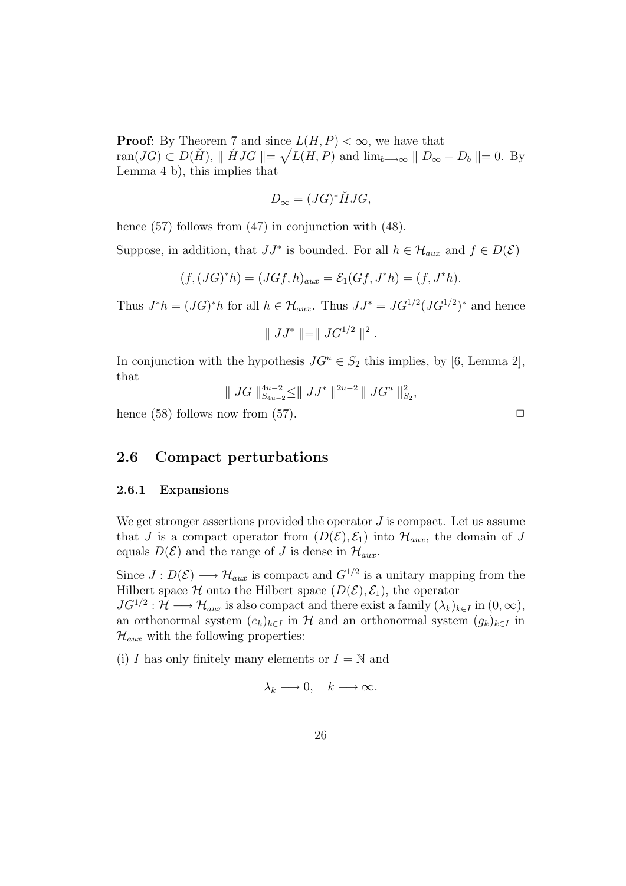**Proof**: By Theorem 7 and since $L(H,P) < \infty$, we have that $\mathrm{ran}(JG) \subset D(\check{H})$, $\| \check{H}JG \| = \sqrt{L(H,P)}$ and $\lim_{b \longrightarrow \infty} \| D_\infty - D_b \| = 0$. By Lemma 4 b), this implies that

$$D_\infty = (JG)^* \check{H} JG,$$

hence (57) follows from (47) in conjunction with (48).

Suppose, in addition, that $JJ^*$ is bounded. For all $h \in \mathcal{H}_{aux}$ and $f \in D(\mathcal{E})$

$$(f, (JG)^* h) = (JGf, h)_{aux} = \mathcal{E}_1(Gf, J^* h) = (f, J^* h).$$

Thus $J^* h = (JG)^* h$ for all $h \in \mathcal{H}_{aux}$. Thus $JJ^* = JG^{1/2}(JG^{1/2})^*$ and hence

$$\| JJ^* \| = \| JG^{1/2} \|^2 .$$

In conjunction with the hypothesis $JG^u \in S_2$ this implies, by [6, Lemma 2], that

$$\| JG \|_{S_{4u-2}}^{4u-2} \leq \| JJ^* \|^{2u-2} \| JG^u \|_{S_2}^2,$$

hence (58) follows now from (57). $\Box$

## 2.6 Compact perturbations

### 2.6.1 Expansions

We get stronger assertions provided the operator $J$ is compact. Let us assume that $J$ is a compact operator from $(D(\mathcal{E}), \mathcal{E}_1)$ into $\mathcal{H}_{aux}$, the domain of $J$ equals $D(\mathcal{E})$ and the range of $J$ is dense in $\mathcal{H}_{aux}$.

Since $J : D(\mathcal{E}) \longrightarrow \mathcal{H}_{aux}$ is compact and $G^{1/2}$ is a unitary mapping from the Hilbert space $\mathcal{H}$ onto the Hilbert space $(D(\mathcal{E}), \mathcal{E}_1)$, the operator $JG^{1/2} : \mathcal{H} \longrightarrow \mathcal{H}_{aux}$ is also compact and there exist a family $(\lambda_k)_{k \in I}$ in $(0, \infty)$, an orthonormal system $(e_k)_{k \in I}$ in $\mathcal{H}$ and an orthonormal system $(g_k)_{k \in I}$ in $\mathcal{H}_{aux}$ with the following properties:

(i) $I$ has only finitely many elements or $I = \mathbb{N}$ and

$$\lambda_k \longrightarrow 0, \quad k \longrightarrow \infty.$$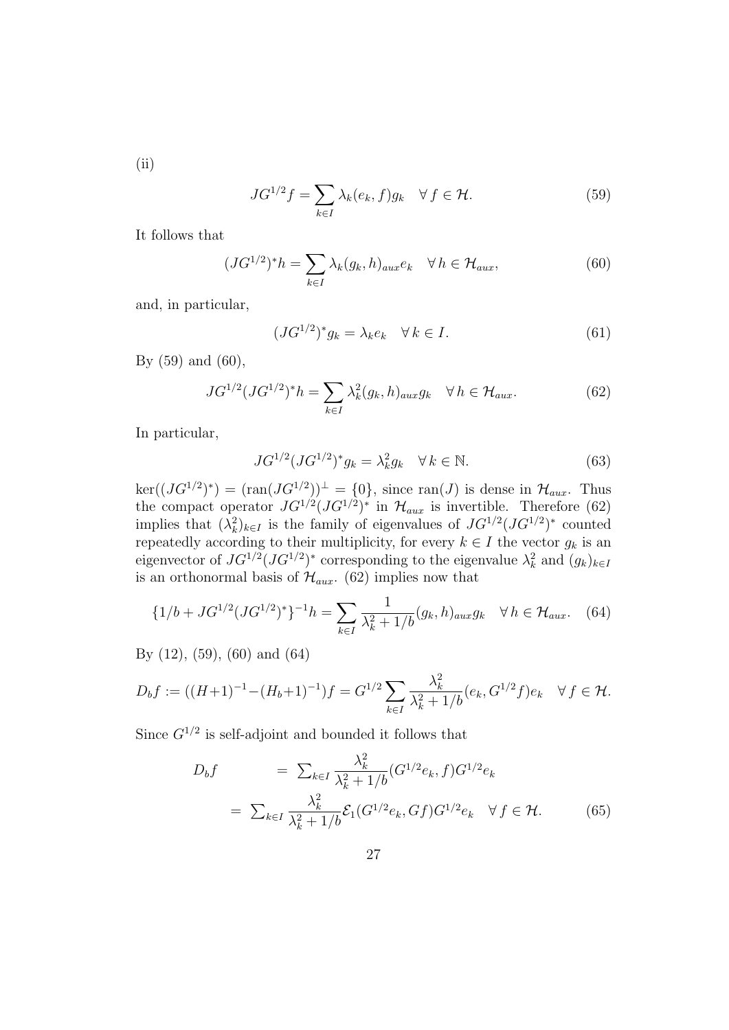(ii)

$$JG^{1/2}f = \sum_{k \in I} \lambda_k (e_k, f) g_k \quad \forall\, f \in \mathcal{H}. \tag{59}$$

It follows that

$$(JG^{1/2})^* h = \sum_{k \in I} \lambda_k (g_k, h)_{aux} e_k \quad \forall\, h \in \mathcal{H}_{aux}, \tag{60}$$

and, in particular,

$$(JG^{1/2})^* g_k = \lambda_k e_k \quad \forall\, k \in I. \tag{61}$$

By (59) and (60),

$$JG^{1/2}(JG^{1/2})^* h = \sum_{k \in I} \lambda_k^2 (g_k, h)_{aux} g_k \quad \forall\, h \in \mathcal{H}_{aux}. \tag{62}$$

In particular,

$$JG^{1/2}(JG^{1/2})^* g_k = \lambda_k^2 g_k \quad \forall\, k \in \mathbb{N}. \tag{63}$$

$\ker((JG^{1/2})^*) = (\mathrm{ran}(JG^{1/2}))^\perp = \{0\}$, since $\mathrm{ran}(J)$ is dense in $\mathcal{H}_{aux}$. Thus the compact operator $JG^{1/2}(JG^{1/2})^*$ in $\mathcal{H}_{aux}$ is invertible. Therefore (62) implies that $(\lambda_k^2)_{k \in I}$ is the family of eigenvalues of $JG^{1/2}(JG^{1/2})^*$ counted repeatedly according to their multiplicity, for every $k \in I$ the vector $g_k$ is an eigenvector of $JG^{1/2}(JG^{1/2})^*$ corresponding to the eigenvalue $\lambda_k^2$ and $(g_k)_{k \in I}$ is an orthonormal basis of $\mathcal{H}_{aux}$. (62) implies now that

$$\{1/b + JG^{1/2}(JG^{1/2})^*\}^{-1} h = \sum_{k \in I} \frac{1}{\lambda_k^2 + 1/b} (g_k, h)_{aux} g_k \quad \forall\, h \in \mathcal{H}_{aux}. \tag{64}$$

By (12), (59), (60) and (64)

$$D_b f := ((H+1)^{-1} - (H_b+1)^{-1}) f = G^{1/2} \sum_{k \in I} \frac{\lambda_k^2}{\lambda_k^2 + 1/b} (e_k, G^{1/2} f) e_k \quad \forall\, f \in \mathcal{H}.$$

Since $G^{1/2}$ is self-adjoint and bounded it follows that

$$\begin{aligned} D_b f &= \sum_{k \in I} \frac{\lambda_k^2}{\lambda_k^2 + 1/b} (G^{1/2} e_k, f) G^{1/2} e_k \\ &= \sum_{k \in I} \frac{\lambda_k^2}{\lambda_k^2 + 1/b} \mathcal{E}_1(G^{1/2} e_k, G f) G^{1/2} e_k \quad \forall\, f \in \mathcal{H}. \end{aligned} \tag{65}$$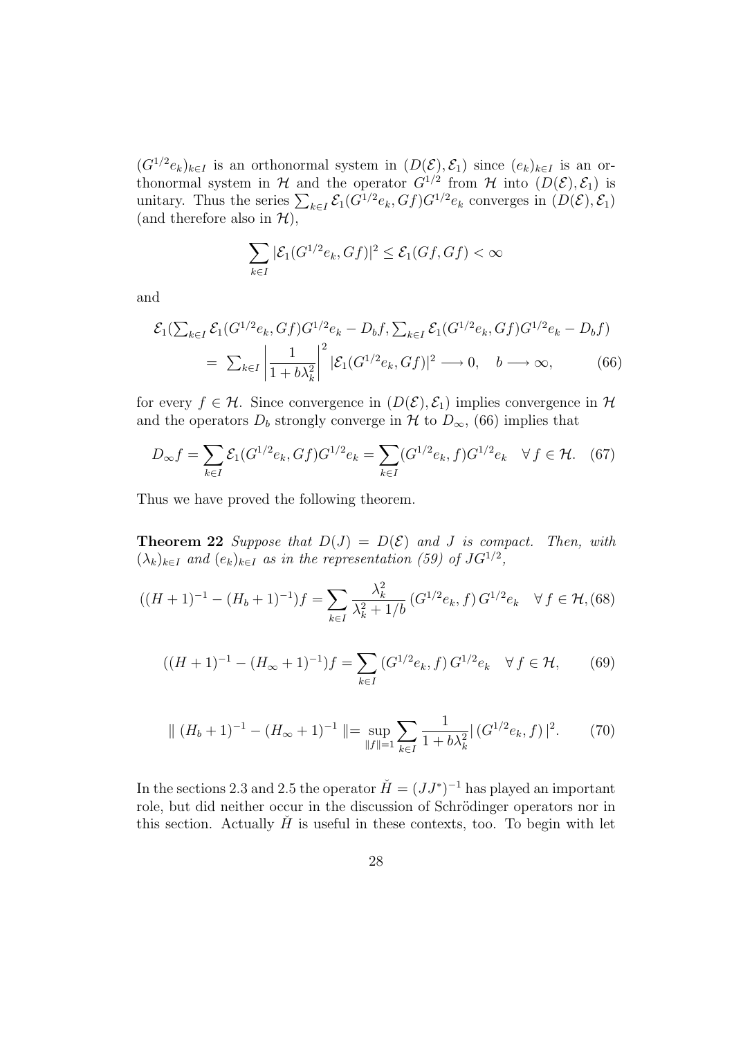$(G^{1/2}e_k)_{k\in I}$ is an orthonormal system in $(D(\mathcal{E}), \mathcal{E}_1)$ since $(e_k)_{k\in I}$ is an orthonormal system in $\mathcal{H}$ and the operator $G^{1/2}$ from $\mathcal{H}$ into $(D(\mathcal{E}), \mathcal{E}_1)$ is unitary. Thus the series $\sum_{k\in I} \mathcal{E}_1(G^{1/2}e_k, Gf)G^{1/2}e_k$ converges in $(D(\mathcal{E}), \mathcal{E}_1)$ (and therefore also in $\mathcal{H}$),

$$\sum_{k\in I} |\mathcal{E}_1(G^{1/2}e_k, Gf)|^2 \leq \mathcal{E}_1(Gf, Gf) < \infty$$

and

$$\begin{aligned} &\mathcal{E}_1(\textstyle\sum_{k\in I} \mathcal{E}_1(G^{1/2}e_k, Gf)G^{1/2}e_k - D_b f, \sum_{k\in I} \mathcal{E}_1(G^{1/2}e_k, Gf)G^{1/2}e_k - D_b f) \\ &\quad = \textstyle\sum_{k\in I} \left| \dfrac{1}{1 + b\lambda_k^2} \right|^2 |\mathcal{E}_1(G^{1/2}e_k, Gf)|^2 \longrightarrow 0, \quad b \longrightarrow \infty, \end{aligned} \tag{66}$$

for every $f \in \mathcal{H}$. Since convergence in $(D(\mathcal{E}), \mathcal{E}_1)$ implies convergence in $\mathcal{H}$ and the operators $D_b$ strongly converge in $\mathcal{H}$ to $D_\infty$, (66) implies that

$$D_\infty f = \sum_{k\in I} \mathcal{E}_1(G^{1/2}e_k, Gf)G^{1/2}e_k = \sum_{k\in I} (G^{1/2}e_k, f)G^{1/2}e_k \quad \forall f \in \mathcal{H}. \tag{67}$$

Thus we have proved the following theorem.

**Theorem 22** *Suppose that $D(J) = D(\mathcal{E})$ and $J$ is compact. Then, with $(\lambda_k)_{k\in I}$ and $(e_k)_{k\in I}$ as in the representation (59) of $JG^{1/2}$,*

$$((H + 1)^{-1} - (H_b + 1)^{-1})f = \sum_{k\in I} \frac{\lambda_k^2}{\lambda_k^2 + 1/b} (G^{1/2}e_k, f)\, G^{1/2}e_k \quad \forall f \in \mathcal{H}, \tag{68}$$

$$((H + 1)^{-1} - (H_\infty + 1)^{-1})f = \sum_{k\in I} (G^{1/2}e_k, f)\, G^{1/2}e_k \quad \forall f \in \mathcal{H}, \tag{69}$$

$$\| (H_b + 1)^{-1} - (H_\infty + 1)^{-1} \| = \sup_{\|f\|=1} \sum_{k\in I} \frac{1}{1 + b\lambda_k^2} |\, (G^{1/2}e_k, f)\, |^2. \tag{70}$$

In the sections 2.3 and 2.5 the operator $\check{H} = (JJ^*)^{-1}$ has played an important role, but did neither occur in the discussion of Schrödinger operators nor in this section. Actually $\check{H}$ is useful in these contexts, too. To begin with let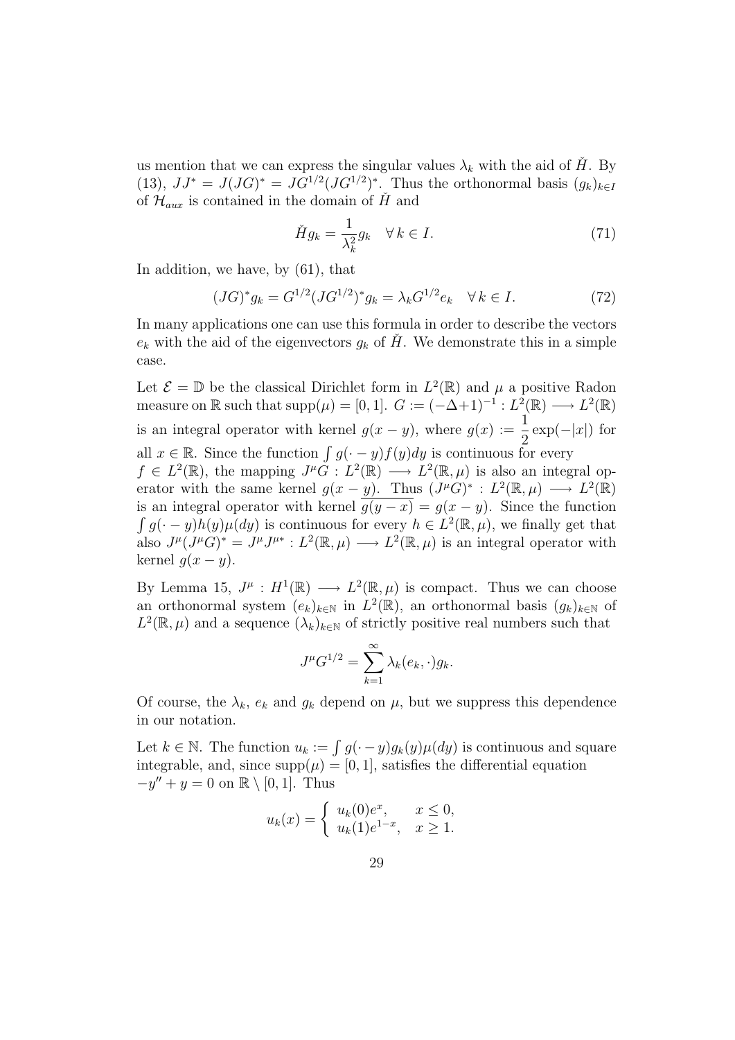us mention that we can express the singular values $\lambda_k$ with the aid of $\check{H}$. By (13), $JJ^* = J(JG)^* = JG^{1/2}(JG^{1/2})^*$. Thus the orthonormal basis $(g_k)_{k\in I}$ of $\mathcal{H}_{aux}$ is contained in the domain of $\check{H}$ and

$$\check{H} g_k = \frac{1}{\lambda_k^2} g_k \quad \forall\, k \in I. \tag{71}$$

In addition, we have, by (61), that

$$(JG)^* g_k = G^{1/2}(JG^{1/2})^* g_k = \lambda_k G^{1/2} e_k \quad \forall\, k \in I. \tag{72}$$

In many applications one can use this formula in order to describe the vectors $e_k$ with the aid of the eigenvectors $g_k$ of $\check{H}$. We demonstrate this in a simple case.

Let $\mathcal{E} = \mathbb{D}$ be the classical Dirichlet form in $L^2(\mathbb{R})$ and $\mu$ a positive Radon measure on $\mathbb{R}$ such that $\mathrm{supp}(\mu) = [0,1]$. $G := (-\Delta+1)^{-1} : L^2(\mathbb{R}) \longrightarrow L^2(\mathbb{R})$ is an integral operator with kernel $g(x-y)$, where $g(x) := \dfrac{1}{2}\exp(-|x|)$ for all $x \in \mathbb{R}$. Since the function $\int g(\cdot - y) f(y) dy$ is continuous for every $f \in L^2(\mathbb{R})$, the mapping $J^\mu G : L^2(\mathbb{R}) \longrightarrow L^2(\mathbb{R}, \mu)$ is also an integral operator with the same kernel $g(x-y)$. Thus $(J^\mu G)^* : L^2(\mathbb{R}, \mu) \longrightarrow L^2(\mathbb{R})$ is an integral operator with kernel $\overline{g(y-x)} = g(x-y)$. Since the function $\int g(\cdot - y) h(y) \mu(dy)$ is continuous for every $h \in L^2(\mathbb{R}, \mu)$, we finally get that also $J^\mu (J^\mu G)^* = J^\mu J^{\mu *} : L^2(\mathbb{R}, \mu) \longrightarrow L^2(\mathbb{R}, \mu)$ is an integral operator with kernel $g(x-y)$.

By Lemma 15, $J^\mu : H^1(\mathbb{R}) \longrightarrow L^2(\mathbb{R}, \mu)$ is compact. Thus we can choose an orthonormal system $(e_k)_{k\in\mathbb{N}}$ in $L^2(\mathbb{R})$, an orthonormal basis $(g_k)_{k\in\mathbb{N}}$ of $L^2(\mathbb{R}, \mu)$ and a sequence $(\lambda_k)_{k\in\mathbb{N}}$ of strictly positive real numbers such that

$$J^\mu G^{1/2} = \sum_{k=1}^{\infty} \lambda_k (e_k, \cdot) g_k.$$

Of course, the $\lambda_k$, $e_k$ and $g_k$ depend on $\mu$, but we suppress this dependence in our notation.

Let $k \in \mathbb{N}$. The function $u_k := \int g(\cdot - y) g_k(y) \mu(dy)$ is continuous and square integrable, and, since $\mathrm{supp}(\mu) = [0,1]$, satisfies the differential equation $-y'' + y = 0$ on $\mathbb{R} \setminus [0,1]$. Thus

$$u_k(x) = \begin{cases} u_k(0) e^x, & x \le 0, \\ u_k(1) e^{1-x}, & x \ge 1. \end{cases}$$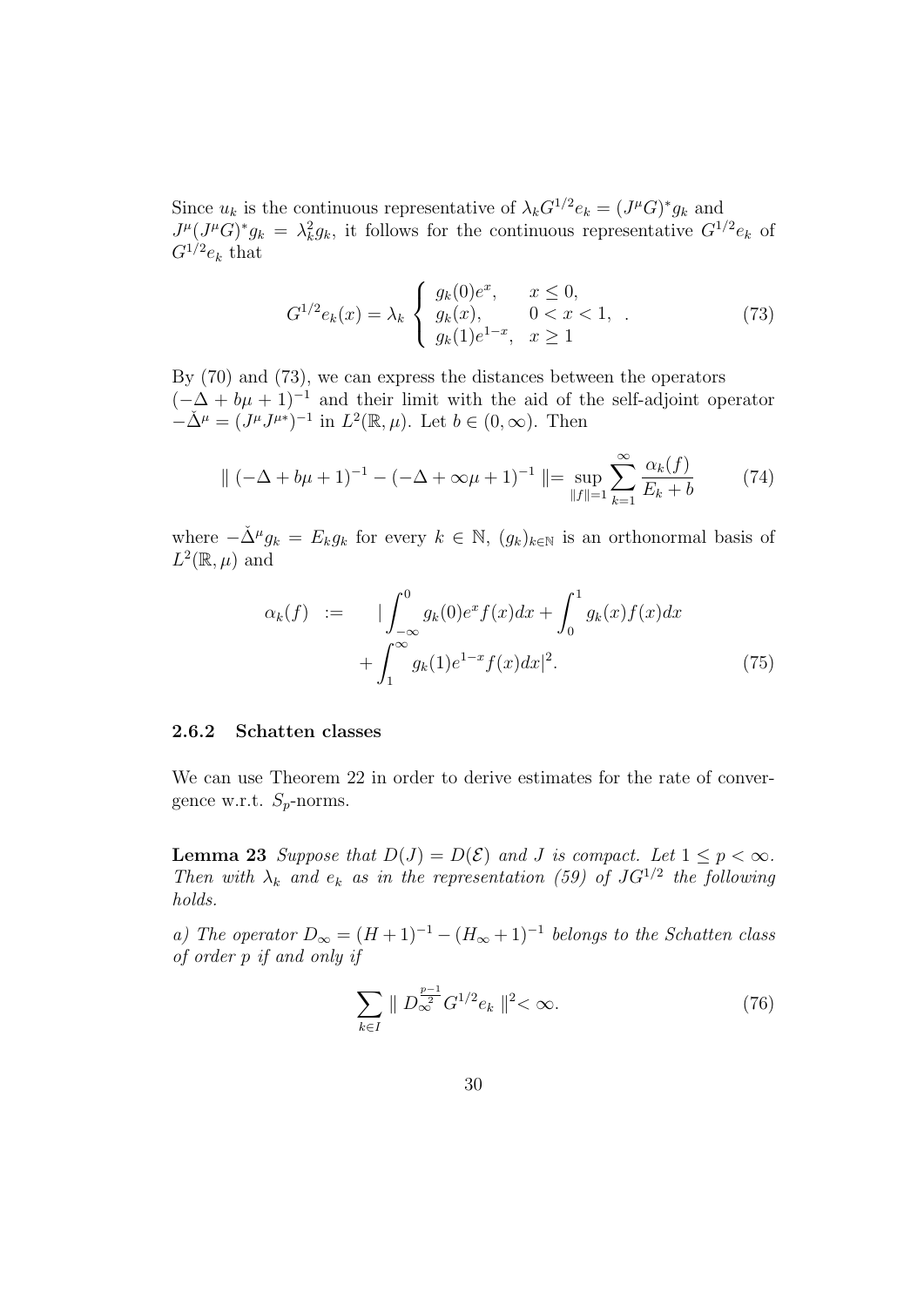Since $u_k$ is the continuous representative of $\lambda_k G^{1/2} e_k = (J^\mu G)^* g_k$ and $J^\mu (J^\mu G)^* g_k = \lambda_k^2 g_k$, it follows for the continuous representative $G^{1/2} e_k$ of $G^{1/2} e_k$ that

$$G^{1/2} e_k(x) = \lambda_k \left\{ \begin{array}{ll} g_k(0) e^x, & x \leq 0, \\ g_k(x), & 0 < x < 1, \\ g_k(1) e^{1-x}, & x \geq 1 \end{array} \right. . \tag{73}$$

By (70) and (73), we can express the distances between the operators $(-\Delta + b\mu + 1)^{-1}$ and their limit with the aid of the self-adjoint operator $-\check{\Delta}^\mu = (J^\mu J^{\mu *})^{-1}$ in $L^2(\mathbb{R}, \mu)$. Let $b \in (0, \infty)$. Then

$$\| (-\Delta + b\mu + 1)^{-1} - (-\Delta + \infty\mu + 1)^{-1} \| = \sup_{\|f\|=1} \sum_{k=1}^{\infty} \frac{\alpha_k(f)}{E_k + b} \tag{74}$$

where $-\check{\Delta}^\mu g_k = E_k g_k$ for every $k \in \mathbb{N}$, $(g_k)_{k \in \mathbb{N}}$ is an orthonormal basis of $L^2(\mathbb{R}, \mu)$ and

$$\begin{aligned} \alpha_k(f) \quad := \quad & | \int_{-\infty}^{0} g_k(0) e^x f(x) dx + \int_0^1 g_k(x) f(x) dx \\ & + \int_1^\infty g_k(1) e^{1-x} f(x) dx |^2. \end{aligned} \tag{75}$$

### 2.6.2 Schatten classes

We can use Theorem 22 in order to derive estimates for the rate of convergence w.r.t. $S_p$-norms.

**Lemma 23** *Suppose that $D(J) = D(\mathcal{E})$ and $J$ is compact. Let $1 \leq p < \infty$. Then with $\lambda_k$ and $e_k$ as in the representation (59) of $JG^{1/2}$ the following holds.*

*a) The operator $D_\infty = (H+1)^{-1} - (H_\infty + 1)^{-1}$ belongs to the Schatten class of order p if and only if*

$$\sum_{k \in I} \| D_\infty^{\frac{p-1}{2}} G^{1/2} e_k \|^2 < \infty. \tag{76}$$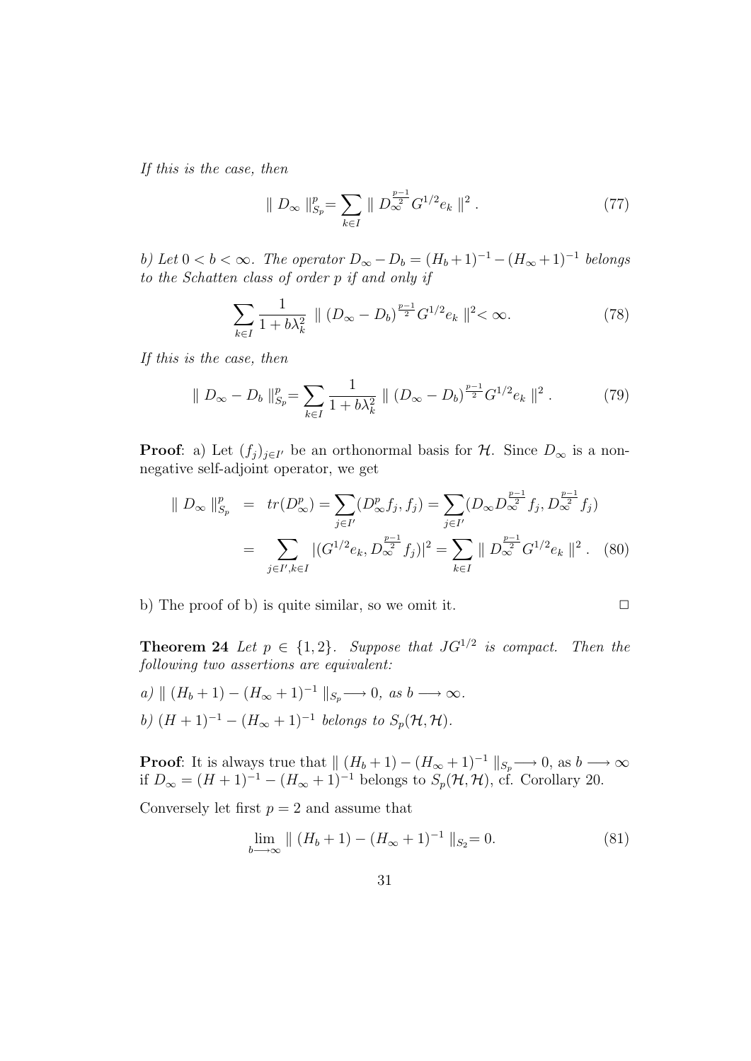*If this is the case, then*

$$\| D_\infty \|_{S_p}^p = \sum_{k\in I} \| D_\infty^{\frac{p-1}{2}} G^{1/2} e_k \|^2 . \tag{77}$$

*b) Let $0 < b < \infty$. The operator $D_\infty - D_b = (H_b+1)^{-1} - (H_\infty+1)^{-1}$ belongs to the Schatten class of order $p$ if and only if*

$$\sum_{k\in I} \frac{1}{1+b\lambda_k^2} \ \| (D_\infty - D_b)^{\frac{p-1}{2}} G^{1/2} e_k \|^2 < \infty. \tag{78}$$

*If this is the case, then*

$$\| D_\infty - D_b \|_{S_p}^p = \sum_{k\in I} \frac{1}{1+b\lambda_k^2} \ \| (D_\infty - D_b)^{\frac{p-1}{2}} G^{1/2} e_k \|^2 . \tag{79}$$

**Proof**: a) Let $(f_j)_{j\in I'}$ be an orthonormal basis for $\mathcal{H}$. Since $D_\infty$ is a non-negative self-adjoint operator, we get

$$\begin{aligned} \| D_\infty \|_{S_p}^p &= tr(D_\infty^p) = \sum_{j\in I'} (D_\infty^p f_j, f_j) = \sum_{j\in I'} (D_\infty D_\infty^{\frac{p-1}{2}} f_j, D_\infty^{\frac{p-1}{2}} f_j) \\ &= \sum_{j\in I', k\in I} |(G^{1/2} e_k, D_\infty^{\frac{p-1}{2}} f_j)|^2 = \sum_{k\in I} \| D_\infty^{\frac{p-1}{2}} G^{1/2} e_k \|^2 . \end{aligned} \tag{80}$$

b) The proof of b) is quite similar, so we omit it. $\Box$

**Theorem 24** *Let $p \in \{1, 2\}$. Suppose that $JG^{1/2}$ is compact. Then the following two assertions are equivalent:*

*a) $\| (H_b+1) - (H_\infty+1)^{-1} \|_{S_p} \longrightarrow 0$, as $b \longrightarrow \infty$.*

*b) $(H+1)^{-1} - (H_\infty+1)^{-1}$ belongs to $S_p(\mathcal{H}, \mathcal{H})$.*

**Proof**: It is always true that $\| (H_b+1) - (H_\infty+1)^{-1} \|_{S_p} \longrightarrow 0$, as $b \longrightarrow \infty$ if $D_\infty = (H+1)^{-1} - (H_\infty+1)^{-1}$ belongs to $S_p(\mathcal{H}, \mathcal{H})$, cf. Corollary 20.

Conversely let first $p = 2$ and assume that

$$\lim_{b\longrightarrow\infty} \| (H_b+1) - (H_\infty+1)^{-1} \|_{S_2} = 0. \tag{81}$$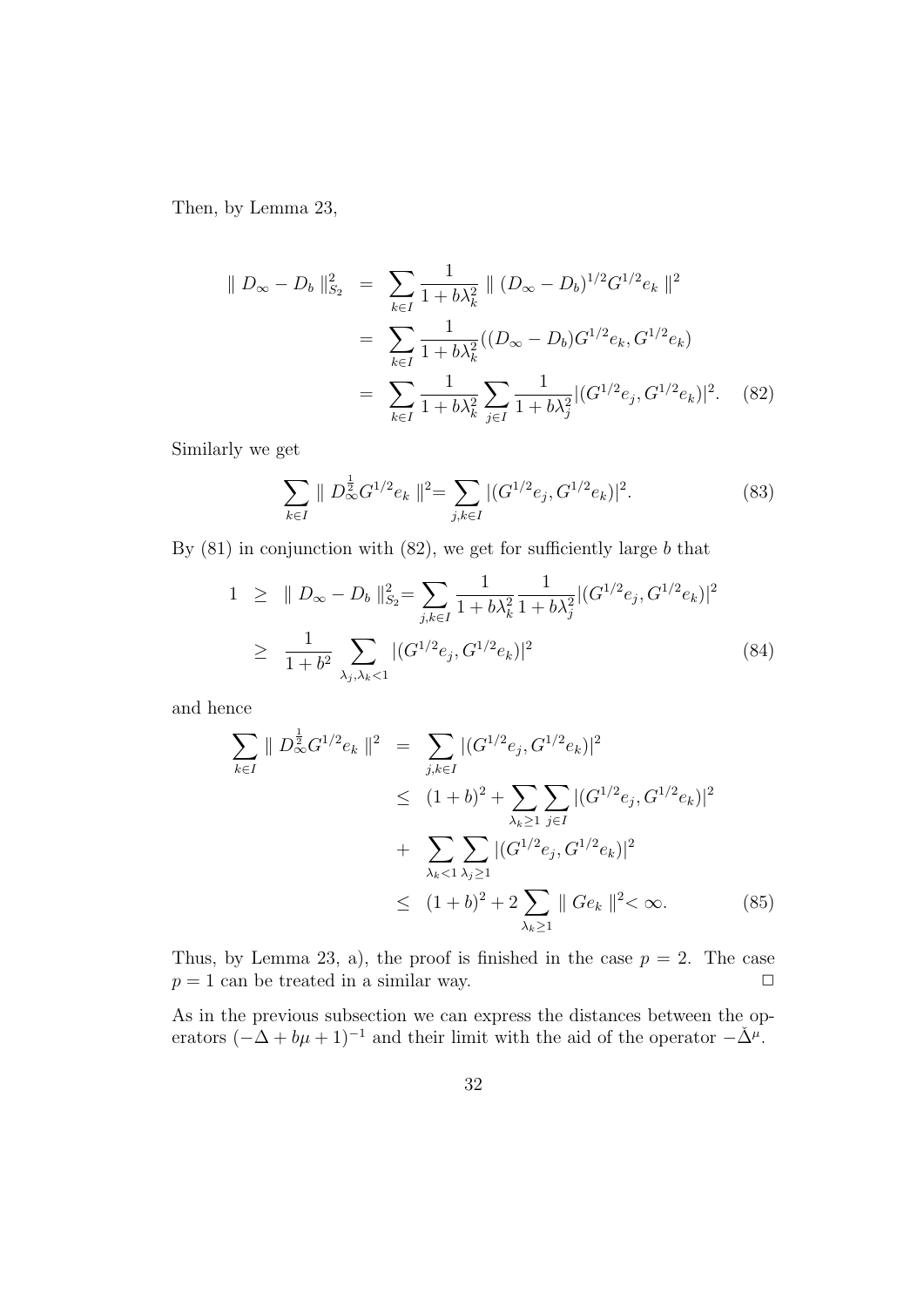Then, by Lemma 23,

$$
\begin{aligned}
\| D_\infty - D_b \|_{S_2}^2 &= \sum_{k \in I} \frac{1}{1+b\lambda_k^2} \| (D_\infty - D_b)^{1/2} G^{1/2} e_k \|^2 \\
&= \sum_{k \in I} \frac{1}{1+b\lambda_k^2} ((D_\infty - D_b) G^{1/2} e_k, G^{1/2} e_k) \\
&= \sum_{k \in I} \frac{1}{1+b\lambda_k^2} \sum_{j \in I} \frac{1}{1+b\lambda_j^2} |(G^{1/2} e_j, G^{1/2} e_k)|^2. \qquad (82)
\end{aligned}
$$

Similarly we get

$$
\sum_{k \in I} \| D_\infty^{\frac{1}{2}} G^{1/2} e_k \|^2 = \sum_{j,k \in I} |(G^{1/2} e_j, G^{1/2} e_k)|^2. \qquad (83)
$$

By (81) in conjunction with (82), we get for sufficiently large $b$ that

$$
\begin{aligned}
1 &\geq \| D_\infty - D_b \|_{S_2}^2 = \sum_{j,k \in I} \frac{1}{1+b\lambda_k^2} \frac{1}{1+b\lambda_j^2} |(G^{1/2} e_j, G^{1/2} e_k)|^2 \\
&\geq \frac{1}{1+b^2} \sum_{\lambda_j, \lambda_k < 1} |(G^{1/2} e_j, G^{1/2} e_k)|^2 \qquad (84)
\end{aligned}
$$

and hence

$$
\begin{aligned}
\sum_{k \in I} \| D_\infty^{\frac{1}{2}} G^{1/2} e_k \|^2 &= \sum_{j,k \in I} |(G^{1/2} e_j, G^{1/2} e_k)|^2 \\
&\leq (1+b)^2 + \sum_{\lambda_k \geq 1} \sum_{j \in I} |(G^{1/2} e_j, G^{1/2} e_k)|^2 \\
&+ \sum_{\lambda_k < 1} \sum_{\lambda_j \geq 1} |(G^{1/2} e_j, G^{1/2} e_k)|^2 \\
&\leq (1+b)^2 + 2 \sum_{\lambda_k \geq 1} \| G e_k \|^2 < \infty. \qquad (85)
\end{aligned}
$$

Thus, by Lemma 23, a), the proof is finished in the case $p = 2$. The case $p = 1$ can be treated in a similar way. $\square$

As in the previous subsection we can express the distances between the operators $(-\Delta + b\mu + 1)^{-1}$ and their limit with the aid of the operator $-\check{\Delta}^\mu$.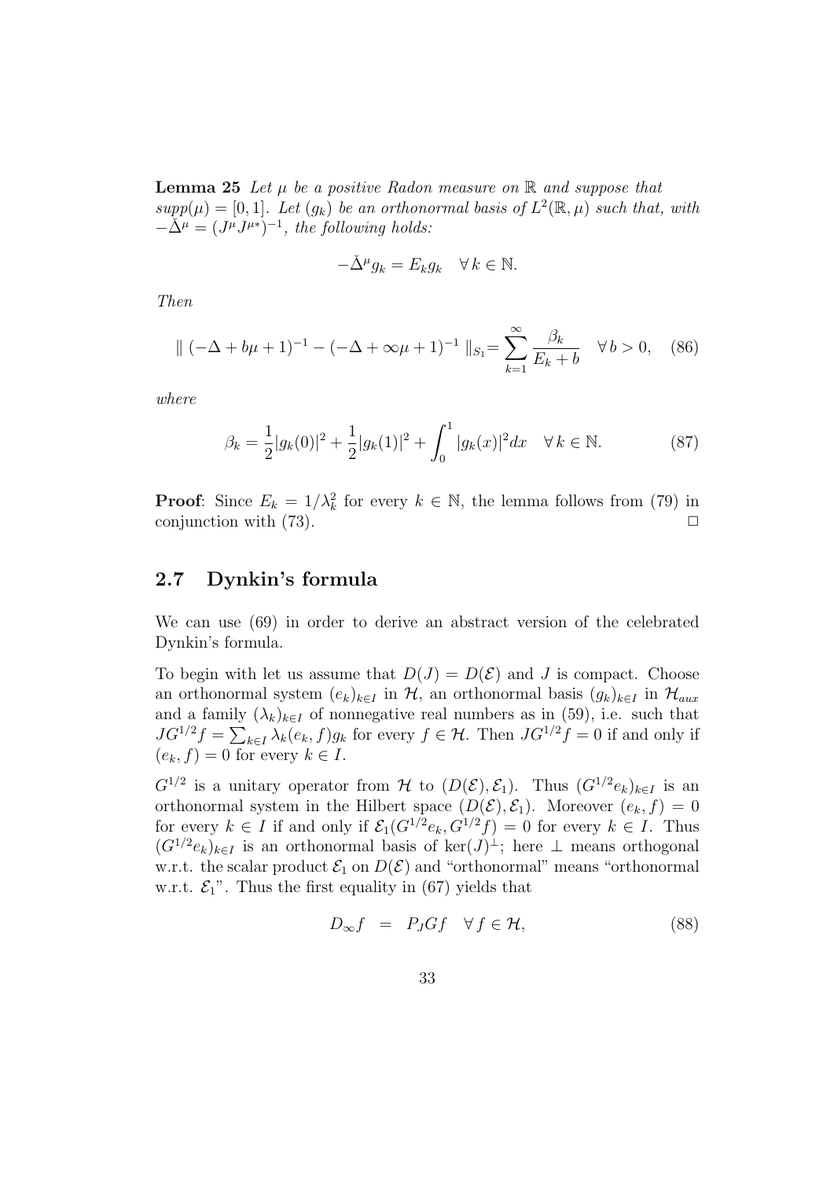**Lemma 25** *Let $\mu$ be a positive Radon measure on $\mathbb{R}$ and suppose that $supp(\mu) = [0,1]$. Let $(g_k)$ be an orthonormal basis of $L^2(\mathbb{R},\mu)$ such that, with $-\check{\Delta}^\mu = (J^\mu J^{\mu *})^{-1}$, the following holds:*

$$-\check{\Delta}^\mu g_k = E_k g_k \quad \forall\, k \in \mathbb{N}.$$

*Then*

$$\| \, (-\Delta + b\mu + 1)^{-1} - (-\Delta + \infty\mu + 1)^{-1} \, \|_{S_1} = \sum_{k=1}^{\infty} \frac{\beta_k}{E_k + b} \quad \forall\, b > 0, \quad (86)$$

*where*

$$\beta_k = \frac{1}{2}|g_k(0)|^2 + \frac{1}{2}|g_k(1)|^2 + \int_0^1 |g_k(x)|^2 dx \quad \forall\, k \in \mathbb{N}. \quad (87)$$

**Proof**: Since $E_k = 1/\lambda_k^2$ for every $k \in \mathbb{N}$, the lemma follows from (79) in conjunction with (73). $\Box$

## 2.7 Dynkin's formula

We can use (69) in order to derive an abstract version of the celebrated Dynkin's formula.

To begin with let us assume that $D(J) = D(\mathcal{E})$ and $J$ is compact. Choose an orthonormal system $(e_k)_{k\in I}$ in $\mathcal{H}$, an orthonormal basis $(g_k)_{k\in I}$ in $\mathcal{H}_{aux}$ and a family $(\lambda_k)_{k\in I}$ of nonnegative real numbers as in (59), i.e. such that $JG^{1/2}f = \sum_{k\in I} \lambda_k (e_k, f) g_k$ for every $f \in \mathcal{H}$. Then $JG^{1/2}f = 0$ if and only if $(e_k, f) = 0$ for every $k \in I$.

$G^{1/2}$ is a unitary operator from $\mathcal{H}$ to $(D(\mathcal{E}), \mathcal{E}_1)$. Thus $(G^{1/2}e_k)_{k\in I}$ is an orthonormal system in the Hilbert space $(D(\mathcal{E}), \mathcal{E}_1)$. Moreover $(e_k, f) = 0$ for every $k \in I$ if and only if $\mathcal{E}_1(G^{1/2}e_k, G^{1/2}f) = 0$ for every $k \in I$. Thus $(G^{1/2}e_k)_{k\in I}$ is an orthonormal basis of $\ker(J)^\perp$; here $\perp$ means orthogonal w.r.t. the scalar product $\mathcal{E}_1$ on $D(\mathcal{E})$ and "orthonormal" means "orthonormal w.r.t. $\mathcal{E}_1$". Thus the first equality in (67) yields that

$$D_\infty f \;\; = \;\; P_J G f \quad \forall\, f \in \mathcal{H}, \quad (88)$$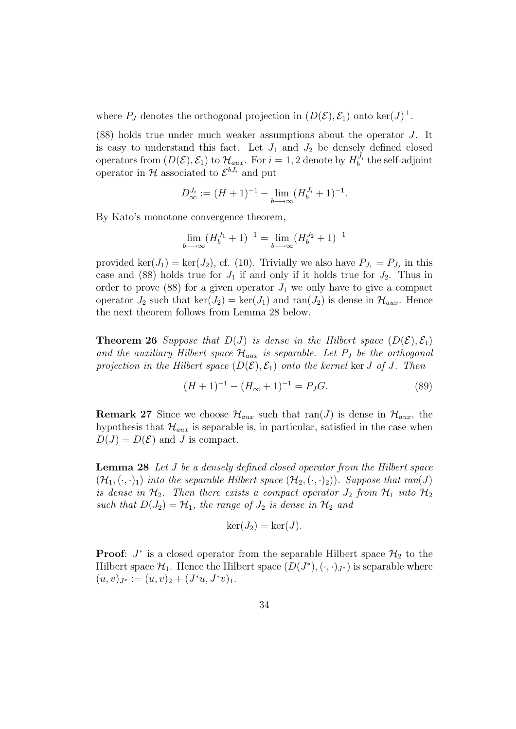where $P_J$ denotes the orthogonal projection in $(D(\mathcal{E}), \mathcal{E}_1)$ onto $\ker(J)^\perp$.

(88) holds true under much weaker assumptions about the operator $J$. It is easy to understand this fact. Let $J_1$ and $J_2$ be densely defined closed operators from $(D(\mathcal{E}), \mathcal{E}_1)$ to $\mathcal{H}_{aux}$. For $i = 1, 2$ denote by $H_b^{J_i}$ the self-adjoint operator in $\mathcal{H}$ associated to $\mathcal{E}^{bJ_i}$ and put

$$D_\infty^{J_i} := (H+1)^{-1} - \lim_{b \longrightarrow \infty} (H_b^{J_i} + 1)^{-1}.$$

By Kato's monotone convergence theorem,

$$\lim_{b \longrightarrow \infty} (H_b^{J_1} + 1)^{-1} = \lim_{b \longrightarrow \infty} (H_b^{J_2} + 1)^{-1}$$

provided $\ker(J_1) = \ker(J_2)$, cf. (10). Trivially we also have $P_{J_1} = P_{J_2}$ in this case and (88) holds true for $J_1$ if and only if it holds true for $J_2$. Thus in order to prove (88) for a given operator $J_1$ we only have to give a compact operator $J_2$ such that $\ker(J_2) = \ker(J_1)$ and $\operatorname{ran}(J_2)$ is dense in $\mathcal{H}_{aux}$. Hence the next theorem follows from Lemma 28 below.

**Theorem 26** *Suppose that $D(J)$ is dense in the Hilbert space $(D(\mathcal{E}), \mathcal{E}_1)$ and the auxiliary Hilbert space $\mathcal{H}_{aux}$ is separable. Let $P_J$ be the orthogonal projection in the Hilbert space $(D(\mathcal{E}), \mathcal{E}_1)$ onto the kernel* $\ker J$ *of $J$. Then*

$$(H+1)^{-1} - (H_\infty + 1)^{-1} = P_J G. \tag{89}$$

**Remark 27** Since we choose $\mathcal{H}_{aux}$ such that $\operatorname{ran}(J)$ is dense in $\mathcal{H}_{aux}$, the hypothesis that $\mathcal{H}_{aux}$ is separable is, in particular, satisfied in the case when $D(J) = D(\mathcal{E})$ and $J$ is compact.

**Lemma 28** *Let $J$ be a densely defined closed operator from the Hilbert space $(\mathcal{H}_1, (\cdot, \cdot)_1)$ into the separable Hilbert space $(\mathcal{H}_2, (\cdot, \cdot)_2)$. Suppose that $ran(J)$ is dense in $\mathcal{H}_2$. Then there exists a compact operator $J_2$ from $\mathcal{H}_1$ into $\mathcal{H}_2$ such that $D(J_2) = \mathcal{H}_1$, the range of $J_2$ is dense in $\mathcal{H}_2$ and*

$$\ker(J_2) = \ker(J).$$

**Proof**: $J^*$ is a closed operator from the separable Hilbert space $\mathcal{H}_2$ to the Hilbert space $\mathcal{H}_1$. Hence the Hilbert space $(D(J^*), (\cdot, \cdot)_{J^*})$ is separable where $(u, v)_{J^*} := (u, v)_2 + (J^* u, J^* v)_1$.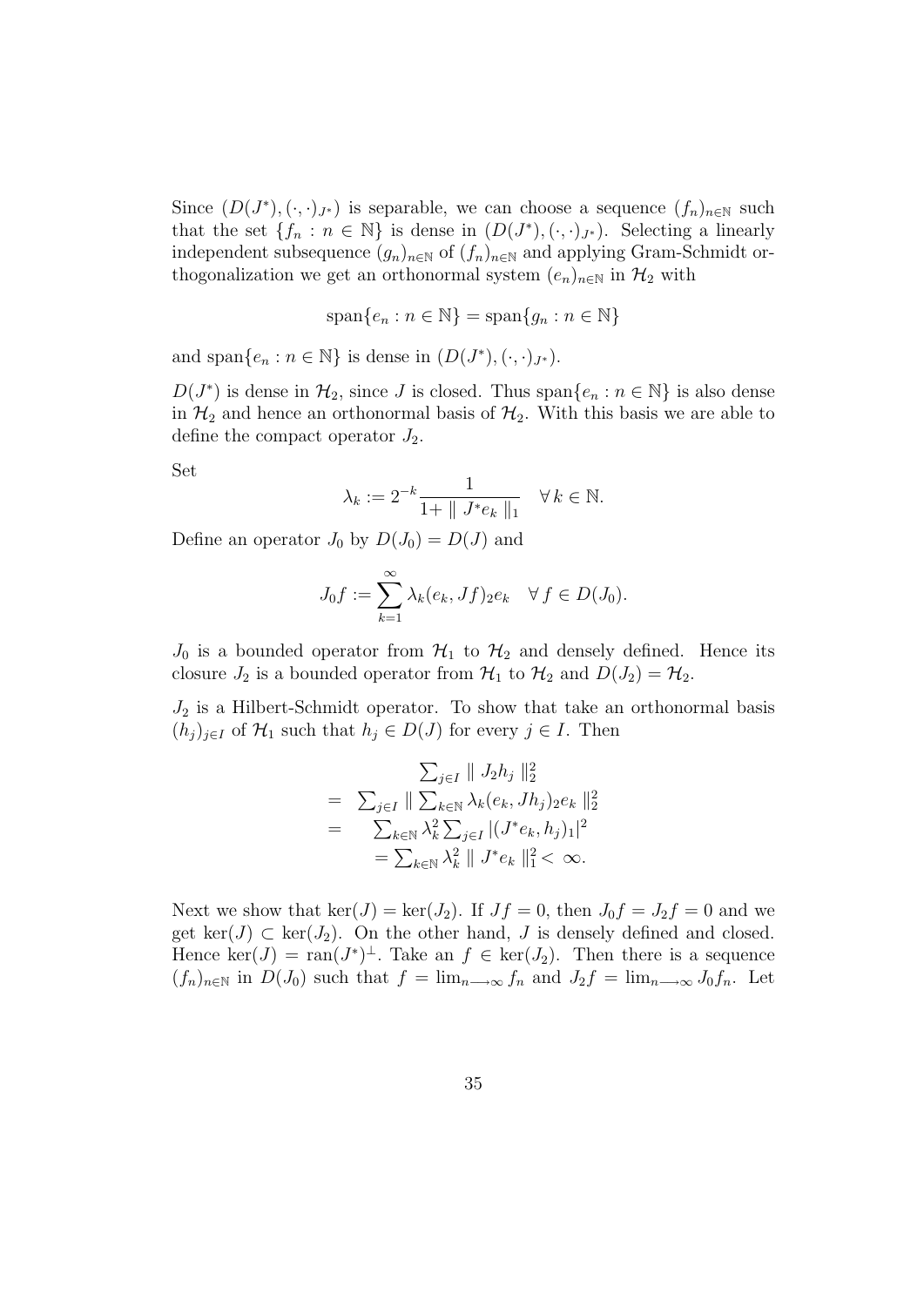Since $(D(J^*), (\cdot,\cdot)_{J^*})$ is separable, we can choose a sequence $(f_n)_{n\in\mathbb{N}}$ such that the set $\{f_n : n \in \mathbb{N}\}$ is dense in $(D(J^*), (\cdot,\cdot)_{J^*})$. Selecting a linearly independent subsequence $(g_n)_{n\in\mathbb{N}}$ of $(f_n)_{n\in\mathbb{N}}$ and applying Gram-Schmidt orthogonalization we get an orthonormal system $(e_n)_{n\in\mathbb{N}}$ in $\mathcal{H}_2$ with

$$\operatorname{span}\{e_n : n \in \mathbb{N}\} = \operatorname{span}\{g_n : n \in \mathbb{N}\}$$

and $\operatorname{span}\{e_n : n \in \mathbb{N}\}$ is dense in $(D(J^*), (\cdot,\cdot)_{J^*})$.

$D(J^*)$ is dense in $\mathcal{H}_2$, since $J$ is closed. Thus $\operatorname{span}\{e_n : n \in \mathbb{N}\}$ is also dense in $\mathcal{H}_2$ and hence an orthonormal basis of $\mathcal{H}_2$. With this basis we are able to define the compact operator $J_2$.

Set

$$\lambda_k := 2^{-k}\frac{1}{1+\parallel J^*e_k \parallel_1} \quad \forall\, k \in \mathbb{N}.$$

Define an operator $J_0$ by $D(J_0) = D(J)$ and

$$J_0 f := \sum_{k=1}^{\infty} \lambda_k (e_k, Jf)_2 e_k \quad \forall\, f \in D(J_0).$$

$J_0$ is a bounded operator from $\mathcal{H}_1$ to $\mathcal{H}_2$ and densely defined. Hence its closure $J_2$ is a bounded operator from $\mathcal{H}_1$ to $\mathcal{H}_2$ and $D(J_2) = \mathcal{H}_2$.

$J_2$ is a Hilbert-Schmidt operator. To show that take an orthonormal basis $(h_j)_{j\in I}$ of $\mathcal{H}_1$ such that $h_j \in D(J)$ for every $j \in I$. Then

$$\begin{aligned}
& \sum_{j\in I} \parallel J_2 h_j \parallel_2^2 \\
=\ & \sum_{j\in I} \parallel \sum_{k\in\mathbb{N}} \lambda_k (e_k, Jh_j)_2 e_k \parallel_2^2 \\
=\ & \sum_{k\in\mathbb{N}} \lambda_k^2 \sum_{j\in I} |(J^*e_k, h_j)_1|^2 \\
=\ & \sum_{k\in\mathbb{N}} \lambda_k^2 \parallel J^* e_k \parallel_1^2 < \infty.
\end{aligned}$$

Next we show that $\ker(J) = \ker(J_2)$. If $Jf = 0$, then $J_0 f = J_2 f = 0$ and we get $\ker(J) \subset \ker(J_2)$. On the other hand, $J$ is densely defined and closed. Hence $\ker(J) = \operatorname{ran}(J^*)^{\perp}$. Take an $f \in \ker(J_2)$. Then there is a sequence $(f_n)_{n\in\mathbb{N}}$ in $D(J_0)$ such that $f = \lim_{n\longrightarrow\infty} f_n$ and $J_2 f = \lim_{n\longrightarrow\infty} J_0 f_n$. Let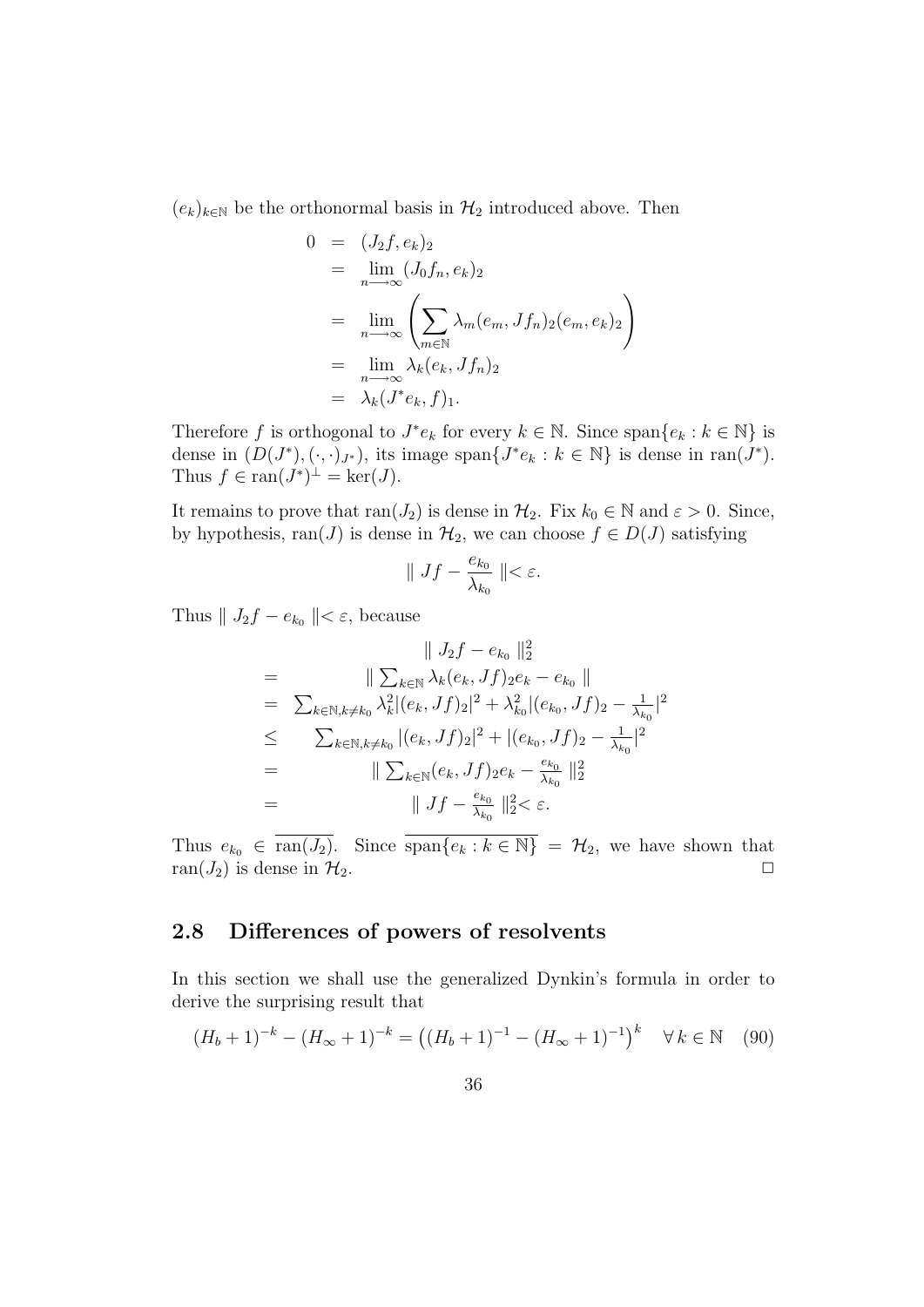$(e_k)_{k\in\mathbb{N}}$ be the orthonormal basis in $\mathcal{H}_2$ introduced above. Then

$$
\begin{aligned}
0 &= (J_2 f, e_k)_2 \\
&= \lim_{n\longrightarrow\infty} (J_0 f_n, e_k)_2 \\
&= \lim_{n\longrightarrow\infty} \left( \sum_{m\in\mathbb{N}} \lambda_m (e_m, J f_n)_2 (e_m, e_k)_2 \right) \\
&= \lim_{n\longrightarrow\infty} \lambda_k (e_k, J f_n)_2 \\
&= \lambda_k (J^* e_k, f)_1.
\end{aligned}
$$

Therefore $f$ is orthogonal to $J^* e_k$ for every $k \in \mathbb{N}$. Since $\operatorname{span}\{e_k : k \in \mathbb{N}\}$ is dense in $(D(J^*), (\cdot,\cdot)_{J^*})$, its image $\operatorname{span}\{J^* e_k : k \in \mathbb{N}\}$ is dense in $\operatorname{ran}(J^*)$. Thus $f \in \operatorname{ran}(J^*)^\perp = \ker(J)$.

It remains to prove that $\operatorname{ran}(J_2)$ is dense in $\mathcal{H}_2$. Fix $k_0 \in \mathbb{N}$ and $\varepsilon > 0$. Since, by hypothesis, $\operatorname{ran}(J)$ is dense in $\mathcal{H}_2$, we can choose $f \in D(J)$ satisfying

$$
\| Jf - \frac{e_{k_0}}{\lambda_{k_0}} \| < \varepsilon.
$$

Thus $\| J_2 f - e_{k_0} \| < \varepsilon$, because

$$
\begin{aligned}
& \| J_2 f - e_{k_0} \|_2^2 \\
=\ & \| \textstyle\sum_{k\in\mathbb{N}} \lambda_k (e_k, Jf)_2 e_k - e_{k_0} \| \\
=\ & \textstyle\sum_{k\in\mathbb{N}, k\neq k_0} \lambda_k^2 |(e_k, Jf)_2|^2 + \lambda_{k_0}^2 |(e_{k_0}, Jf)_2 - \frac{1}{\lambda_{k_0}}|^2 \\
\leq\ & \textstyle\sum_{k\in\mathbb{N}, k\neq k_0} |(e_k, Jf)_2|^2 + |(e_{k_0}, Jf)_2 - \frac{1}{\lambda_{k_0}}|^2 \\
=\ & \| \textstyle\sum_{k\in\mathbb{N}} (e_k, Jf)_2 e_k - \frac{e_{k_0}}{\lambda_{k_0}} \|_2^2 \\
=\ & \| Jf - \frac{e_{k_0}}{\lambda_{k_0}} \|_2^2 < \varepsilon.
\end{aligned}
$$

Thus $e_{k_0} \in \overline{\operatorname{ran}(J_2)}$. Since $\overline{\operatorname{span}\{e_k : k \in \mathbb{N}\}} = \mathcal{H}_2$, we have shown that $\operatorname{ran}(J_2)$ is dense in $\mathcal{H}_2$. $\square$

## 2.8 Differences of powers of resolvents

In this section we shall use the generalized Dynkin's formula in order to derive the surprising result that

$$
(H_b + 1)^{-k} - (H_\infty + 1)^{-k} = \left( (H_b + 1)^{-1} - (H_\infty + 1)^{-1} \right)^k \quad \forall\, k \in \mathbb{N} \quad (90)
$$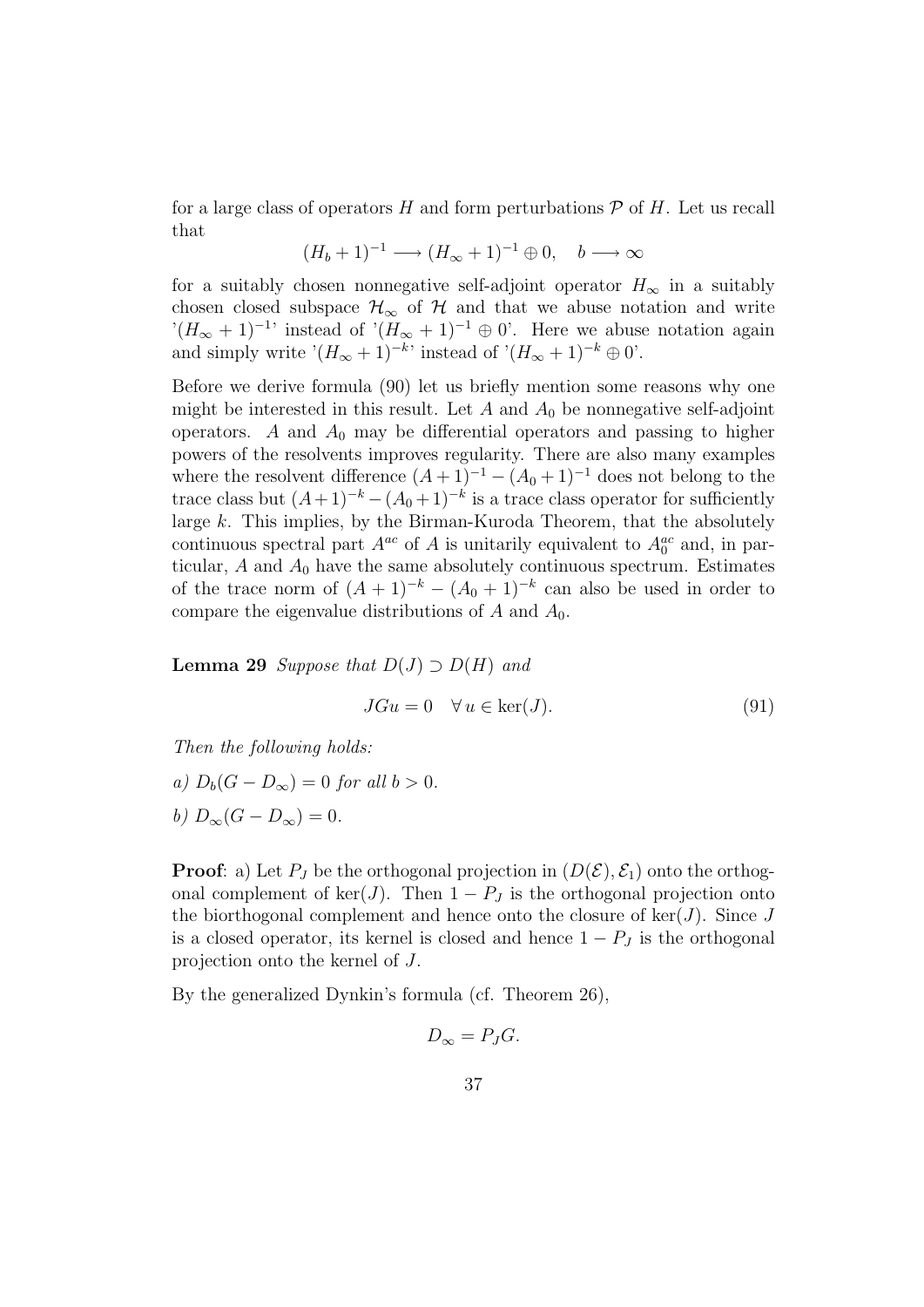for a large class of operators $H$ and form perturbations $\mathcal{P}$ of $H$. Let us recall that

$$(H_b + 1)^{-1} \longrightarrow (H_\infty + 1)^{-1} \oplus 0, \quad b \longrightarrow \infty$$

for a suitably chosen nonnegative self-adjoint operator $H_\infty$ in a suitably chosen closed subspace $\mathcal{H}_\infty$ of $\mathcal{H}$ and that we abuse notation and write '$(H_\infty + 1)^{-1}$' instead of '$(H_\infty + 1)^{-1} \oplus 0$'. Here we abuse notation again and simply write '$(H_\infty + 1)^{-k}$' instead of '$(H_\infty + 1)^{-k} \oplus 0$'.

Before we derive formula (90) let us briefly mention some reasons why one might be interested in this result. Let $A$ and $A_0$ be nonnegative self-adjoint operators. $A$ and $A_0$ may be differential operators and passing to higher powers of the resolvents improves regularity. There are also many examples where the resolvent difference $(A+1)^{-1} - (A_0+1)^{-1}$ does not belong to the trace class but $(A+1)^{-k} - (A_0+1)^{-k}$ is a trace class operator for sufficiently large $k$. This implies, by the Birman-Kuroda Theorem, that the absolutely continuous spectral part $A^{ac}$ of $A$ is unitarily equivalent to $A_0^{ac}$ and, in particular, $A$ and $A_0$ have the same absolutely continuous spectrum. Estimates of the trace norm of $(A + 1)^{-k} - (A_0 + 1)^{-k}$ can also be used in order to compare the eigenvalue distributions of $A$ and $A_0$.

**Lemma 29** *Suppose that $D(J) \supset D(H)$ and*

$$JGu = 0 \quad \forall\, u \in \ker(J). \tag{91}$$

*Then the following holds:*

*a) $D_b(G - D_\infty) = 0$ for all $b > 0$.*

*b) $D_\infty(G - D_\infty) = 0$.*

**Proof**: a) Let $P_J$ be the orthogonal projection in $(D(\mathcal{E}), \mathcal{E}_1)$ onto the orthogonal complement of $\ker(J)$. Then $1 - P_J$ is the orthogonal projection onto the biorthogonal complement and hence onto the closure of $\ker(J)$. Since $J$ is a closed operator, its kernel is closed and hence $1 - P_J$ is the orthogonal projection onto the kernel of $J$.

By the generalized Dynkin's formula (cf. Theorem 26),

$$D_\infty = P_J G.$$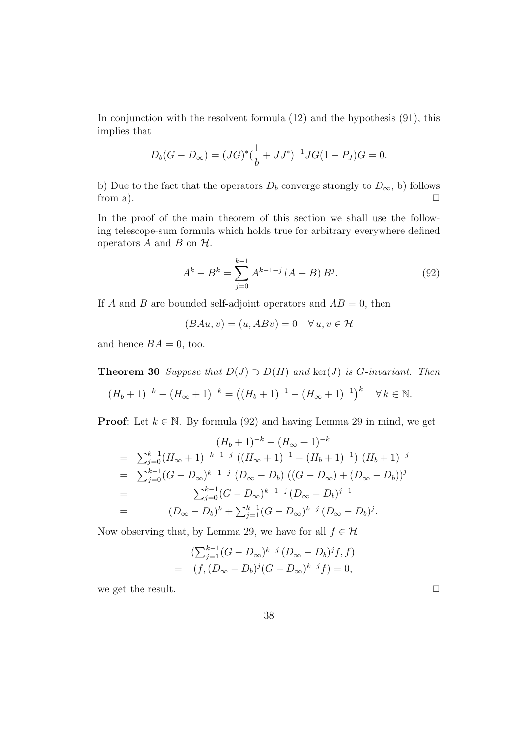In conjunction with the resolvent formula (12) and the hypothesis (91), this implies that

$$D_b(G - D_\infty) = (JG)^*(\frac{1}{b} + JJ^*)^{-1}JG(1 - P_J)G = 0.$$

b) Due to the fact that the operators $D_b$ converge strongly to $D_\infty$, b) follows from a). $\square$

In the proof of the main theorem of this section we shall use the following telescope-sum formula which holds true for arbitrary everywhere defined operators $A$ and $B$ on $\mathcal{H}$.

$$A^k - B^k = \sum_{j=0}^{k-1} A^{k-1-j}\,(A - B)\,B^j. \tag{92}$$

If $A$ and $B$ are bounded self-adjoint operators and $AB = 0$, then

$$(BAu, v) = (u, ABv) = 0 \quad \forall\, u, v \in \mathcal{H}$$

and hence $BA = 0$, too.

**Theorem 30** *Suppose that $D(J) \supset D(H)$ and $\ker(J)$ is $G$-invariant. Then*

$$(H_b + 1)^{-k} - (H_\infty + 1)^{-k} = \left((H_b + 1)^{-1} - (H_\infty + 1)^{-1}\right)^k \quad \forall\, k \in \mathbb{N}.$$

**Proof**: Let $k \in \mathbb{N}$. By formula (92) and having Lemma 29 in mind, we get

$$\begin{aligned}
&(H_b + 1)^{-k} - (H_\infty + 1)^{-k} \\
=\;& \textstyle\sum_{j=0}^{k-1}(H_\infty + 1)^{-k-1-j}\,\left((H_\infty + 1)^{-1} - (H_b + 1)^{-1}\right)\,(H_b + 1)^{-j} \\
=\;& \textstyle\sum_{j=0}^{k-1}(G - D_\infty)^{k-1-j}\,(D_\infty - D_b)\,\left((G - D_\infty) + (D_\infty - D_b)\right)^j \\
=\;& \textstyle\sum_{j=0}^{k-1}(G - D_\infty)^{k-1-j}\,(D_\infty - D_b)^{j+1} \\
=\;& (D_\infty - D_b)^k + \textstyle\sum_{j=1}^{k-1}(G - D_\infty)^{k-j}\,(D_\infty - D_b)^j.
\end{aligned}$$

Now observing that, by Lemma 29, we have for all $f \in \mathcal{H}$

$$\begin{aligned}
&(\textstyle\sum_{j=1}^{k-1}(G - D_\infty)^{k-j}\,(D_\infty - D_b)^j f, f) \\
=\;& (f, (D_\infty - D_b)^j(G - D_\infty)^{k-j} f) = 0,
\end{aligned}$$

we get the result. $\square$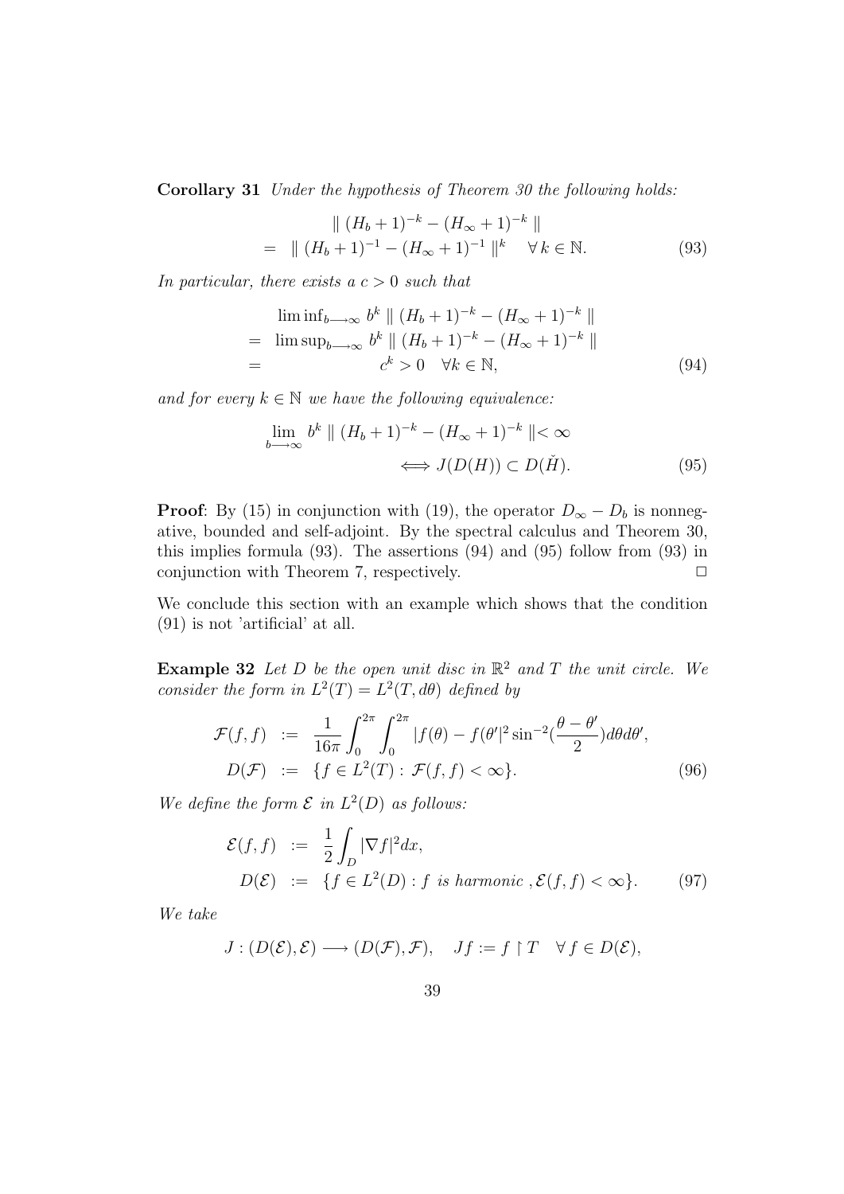**Corollary 31** *Under the hypothesis of Theorem 30 the following holds:*

$$
\begin{aligned}
& \| (H_b+1)^{-k} - (H_\infty+1)^{-k} \| \\
= \; & \| (H_b+1)^{-1} - (H_\infty+1)^{-1} \|^k \quad \forall\, k \in \mathbb{N}. \qquad (93)
\end{aligned}
$$

*In particular, there exists a $c > 0$ such that*

$$
\begin{aligned}
& \liminf_{b \longrightarrow \infty} \; b^k \, \| (H_b+1)^{-k} - (H_\infty+1)^{-k} \| \\
= \; & \limsup_{b \longrightarrow \infty} \; b^k \, \| (H_b+1)^{-k} - (H_\infty+1)^{-k} \| \\
= \; & c^k > 0 \quad \forall k \in \mathbb{N}, \qquad (94)
\end{aligned}
$$

*and for every $k \in \mathbb{N}$ we have the following equivalence:*

$$
\begin{aligned}
& \lim_{b \longrightarrow \infty} b^k \, \| (H_b+1)^{-k} - (H_\infty+1)^{-k} \| < \infty \\
& \qquad \Longleftrightarrow J(D(H)) \subset D(\check{H}). \qquad (95)
\end{aligned}
$$

**Proof**: By (15) in conjunction with (19), the operator $D_\infty - D_b$ is nonnegative, bounded and self-adjoint. By the spectral calculus and Theorem 30, this implies formula (93). The assertions (94) and (95) follow from (93) in conjunction with Theorem 7, respectively. $\Box$

We conclude this section with an example which shows that the condition (91) is not 'artificial' at all.

**Example 32** *Let $D$ be the open unit disc in $\mathbb{R}^2$ and $T$ the unit circle. We consider the form in $L^2(T) = L^2(T, d\theta)$ defined by*

$$
\begin{aligned}
\mathcal{F}(f,f) &:= \frac{1}{16\pi} \int_0^{2\pi} \int_0^{2\pi} |f(\theta) - f(\theta'|^2 \sin^{-2}(\frac{\theta - \theta'}{2}) d\theta d\theta', \\
D(\mathcal{F}) &:= \{ f \in L^2(T) : \, \mathcal{F}(f,f) < \infty \}. \qquad (96)
\end{aligned}
$$

*We define the form $\mathcal{E}$ in $L^2(D)$ as follows:*

$$
\begin{aligned}
\mathcal{E}(f,f) &:= \frac{1}{2} \int_D |\nabla f|^2 dx, \\
D(\mathcal{E}) &:= \{ f \in L^2(D) : f \textit{ is harmonic }, \mathcal{E}(f,f) < \infty \}. \qquad (97)
\end{aligned}
$$

*We take*

$$
J : (D(\mathcal{E}), \mathcal{E}) \longrightarrow (D(\mathcal{F}), \mathcal{F}), \quad Jf := f \restriction T \quad \forall\, f \in D(\mathcal{E}),
$$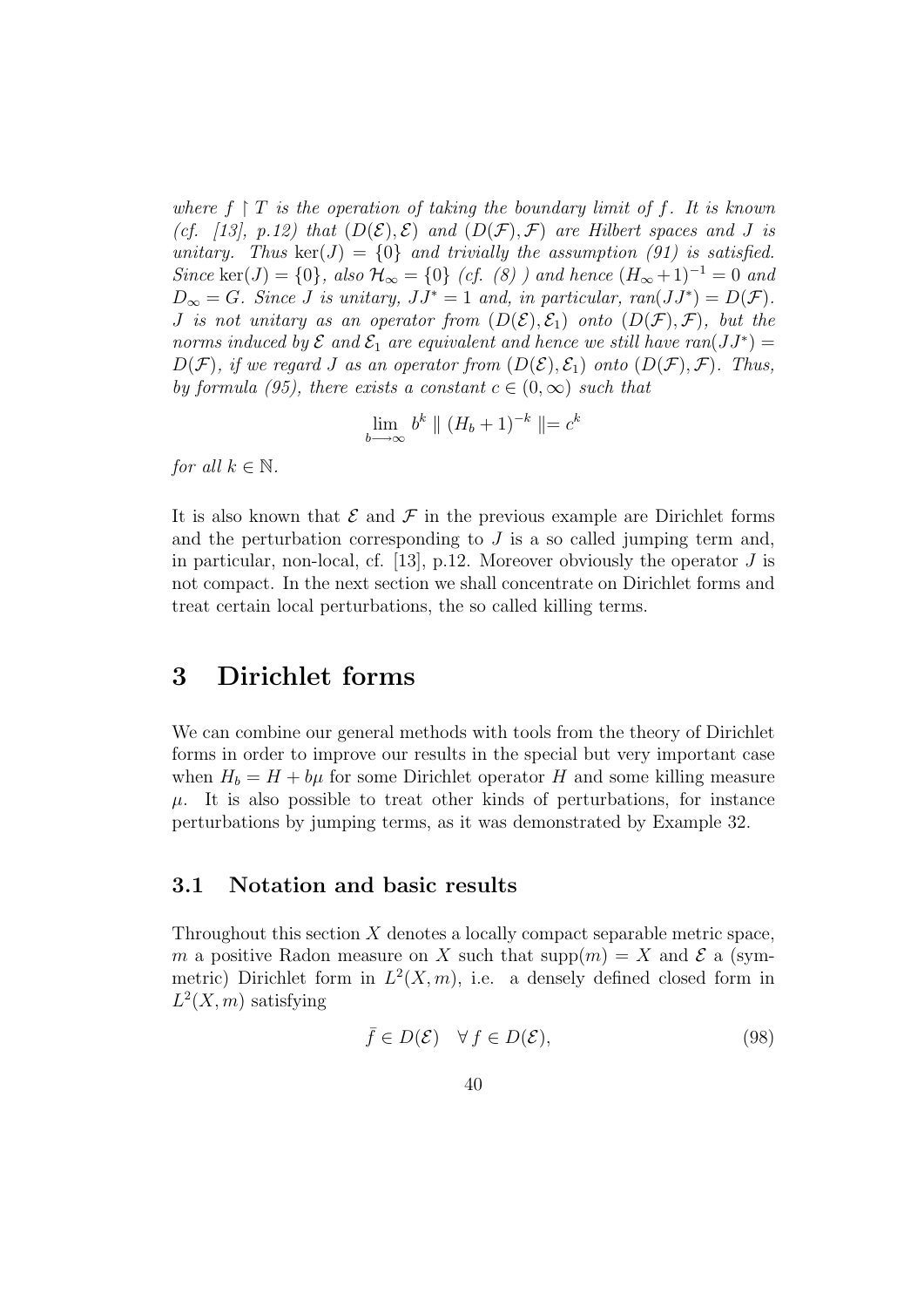*where $f \restriction T$ is the operation of taking the boundary limit of $f$. It is known (cf. [13], p.12) that $(D(\mathcal{E}), \mathcal{E})$ and $(D(\mathcal{F}), \mathcal{F})$ are Hilbert spaces and $J$ is unitary. Thus $\ker(J) = \{0\}$ and trivially the assumption (91) is satisfied. Since $\ker(J) = \{0\}$, also $\mathcal{H}_\infty = \{0\}$ (cf. (8) ) and hence $(H_\infty + 1)^{-1} = 0$ and $D_\infty = G$. Since $J$ is unitary, $JJ^* = 1$ and, in particular, $ran(JJ^*) = D(\mathcal{F})$. $J$ is not unitary as an operator from $(D(\mathcal{E}), \mathcal{E}_1)$ onto $(D(\mathcal{F}), \mathcal{F})$, but the norms induced by $\mathcal{E}$ and $\mathcal{E}_1$ are equivalent and hence we still have $ran(JJ^*) = D(\mathcal{F})$, if we regard $J$ as an operator from $(D(\mathcal{E}), \mathcal{E}_1)$ onto $(D(\mathcal{F}), \mathcal{F})$. Thus, by formula (95), there exists a constant $c \in (0, \infty)$ such that*

$$\lim_{b \longrightarrow \infty} b^k \parallel (H_b + 1)^{-k} \parallel = c^k$$

*for all $k \in \mathbb{N}$.*

It is also known that $\mathcal{E}$ and $\mathcal{F}$ in the previous example are Dirichlet forms and the perturbation corresponding to $J$ is a so called jumping term and, in particular, non-local, cf. [13], p.12. Moreover obviously the operator $J$ is not compact. In the next section we shall concentrate on Dirichlet forms and treat certain local perturbations, the so called killing terms.

# 3 Dirichlet forms

We can combine our general methods with tools from the theory of Dirichlet forms in order to improve our results in the special but very important case when $H_b = H + b\mu$ for some Dirichlet operator $H$ and some killing measure $\mu$. It is also possible to treat other kinds of perturbations, for instance perturbations by jumping terms, as it was demonstrated by Example 32.

## 3.1 Notation and basic results

Throughout this section $X$ denotes a locally compact separable metric space, $m$ a positive Radon measure on $X$ such that $\mathrm{supp}(m) = X$ and $\mathcal{E}$ a (symmetric) Dirichlet form in $L^2(X, m)$, i.e. a densely defined closed form in $L^2(X, m)$ satisfying

$$\bar{f} \in D(\mathcal{E}) \quad \forall\, f \in D(\mathcal{E}), \tag{98}$$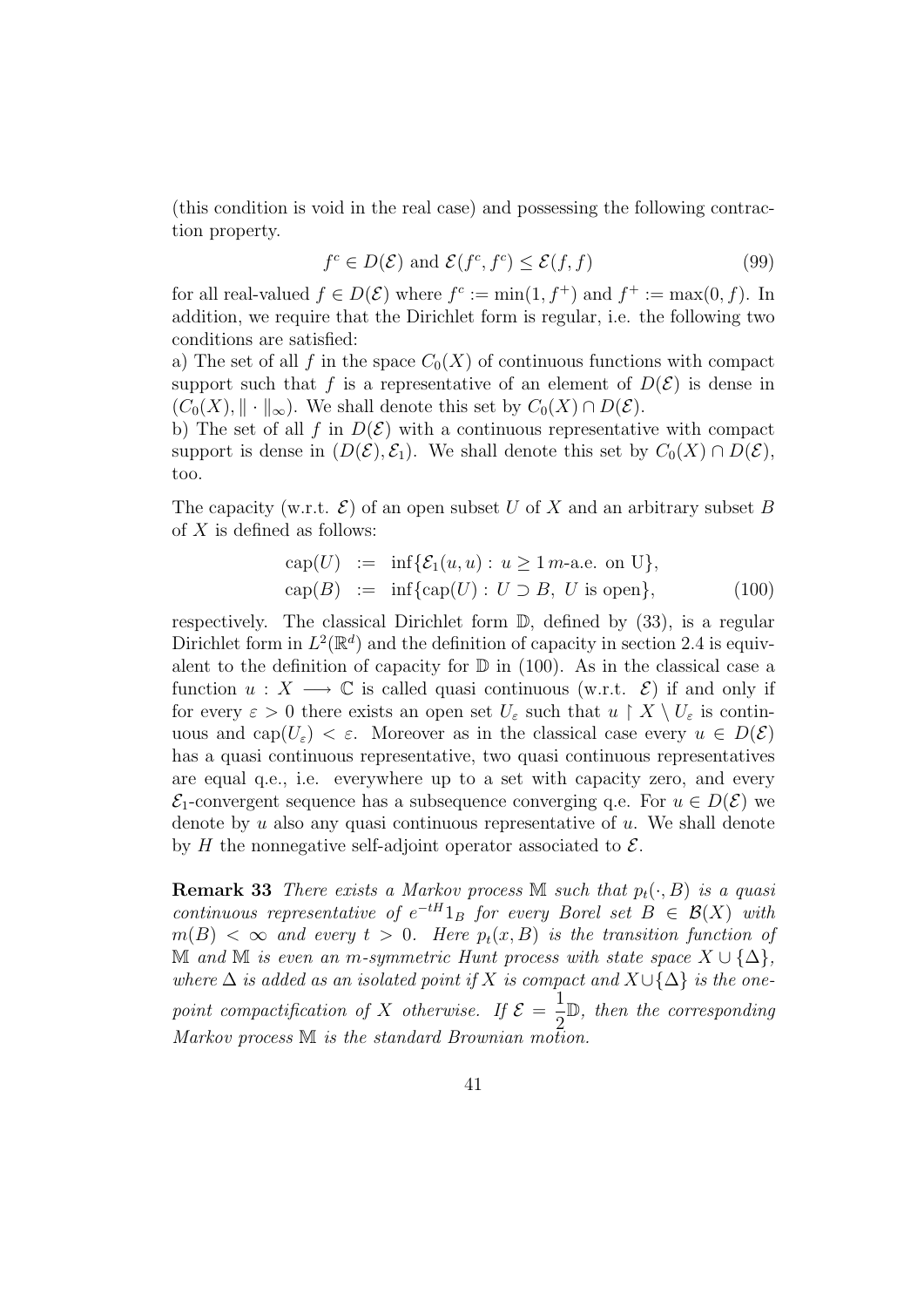(this condition is void in the real case) and possessing the following contraction property.

$$f^c \in D(\mathcal{E}) \text{ and } \mathcal{E}(f^c, f^c) \leq \mathcal{E}(f, f) \tag{99}$$

for all real-valued $f \in D(\mathcal{E})$ where $f^c := \min(1, f^+)$ and $f^+ := \max(0, f)$. In addition, we require that the Dirichlet form is regular, i.e. the following two conditions are satisfied:

a) The set of all $f$ in the space $C_0(X)$ of continuous functions with compact support such that $f$ is a representative of an element of $D(\mathcal{E})$ is dense in $(C_0(X), \|\cdot\|_\infty)$. We shall denote this set by $C_0(X) \cap D(\mathcal{E})$.

b) The set of all $f$ in $D(\mathcal{E})$ with a continuous representative with compact support is dense in $(D(\mathcal{E}), \mathcal{E}_1)$. We shall denote this set by $C_0(X) \cap D(\mathcal{E})$, too.

The capacity (w.r.t. $\mathcal{E}$) of an open subset $U$ of $X$ and an arbitrary subset $B$ of $X$ is defined as follows:

$$\begin{aligned} \operatorname{cap}(U) &:= \inf\{\mathcal{E}_1(u, u) : u \geq 1 \, m\text{-a.e. on U}\}, \\ \operatorname{cap}(B) &:= \inf\{\operatorname{cap}(U) : U \supset B, \ U \text{ is open}\}, \end{aligned} \tag{100}$$

respectively. The classical Dirichlet form $\mathbb{D}$, defined by (33), is a regular Dirichlet form in $L^2(\mathbb{R}^d)$ and the definition of capacity in section 2.4 is equivalent to the definition of capacity for $\mathbb{D}$ in (100). As in the classical case a function $u : X \longrightarrow \mathbb{C}$ is called quasi continuous (w.r.t. $\mathcal{E}$) if and only if for every $\varepsilon > 0$ there exists an open set $U_\varepsilon$ such that $u \restriction X \setminus U_\varepsilon$ is continuous and $\operatorname{cap}(U_\varepsilon) < \varepsilon$. Moreover as in the classical case every $u \in D(\mathcal{E})$ has a quasi continuous representative, two quasi continuous representatives are equal q.e., i.e. everywhere up to a set with capacity zero, and every $\mathcal{E}_1$-convergent sequence has a subsequence converging q.e. For $u \in D(\mathcal{E})$ we denote by $u$ also any quasi continuous representative of $u$. We shall denote by $H$ the nonnegative self-adjoint operator associated to $\mathcal{E}$.

**Remark 33** *There exists a Markov process $\mathbb{M}$ such that $p_t(\cdot, B)$ is a quasi continuous representative of $e^{-tH}1_B$ for every Borel set $B \in \mathcal{B}(X)$ with $m(B) < \infty$ and every $t > 0$. Here $p_t(x, B)$ is the transition function of $\mathbb{M}$ and $\mathbb{M}$ is even an $m$-symmetric Hunt process with state space $X \cup \{\Delta\}$, where $\Delta$ is added as an isolated point if $X$ is compact and $X \cup \{\Delta\}$ is the one-point compactification of $X$ otherwise. If $\mathcal{E} = \dfrac{1}{2}\mathbb{D}$, then the corresponding Markov process $\mathbb{M}$ is the standard Brownian motion.*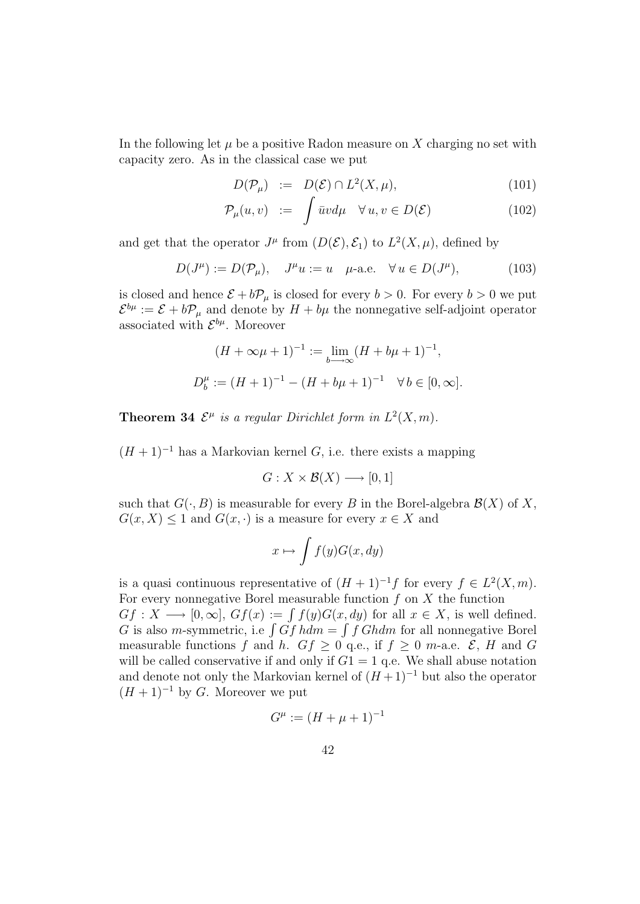In the following let $\mu$ be a positive Radon measure on $X$ charging no set with capacity zero. As in the classical case we put

$$
\begin{aligned}
D(\mathcal{P}_\mu) &:= D(\mathcal{E}) \cap L^2(X, \mu), && (101)\\
\mathcal{P}_\mu(u, v) &:= \int \bar{u} v d\mu \quad \forall\, u, v \in D(\mathcal{E}) && (102)
\end{aligned}
$$

and get that the operator $J^\mu$ from $(D(\mathcal{E}), \mathcal{E}_1)$ to $L^2(X, \mu)$, defined by

$$
D(J^\mu) := D(\mathcal{P}_\mu), \quad J^\mu u := u \quad \mu\text{-a.e.} \quad \forall\, u \in D(J^\mu), \tag{103}
$$

is closed and hence $\mathcal{E} + b\mathcal{P}_\mu$ is closed for every $b > 0$. For every $b > 0$ we put $\mathcal{E}^{b\mu} := \mathcal{E} + b\mathcal{P}_\mu$ and denote by $H + b\mu$ the nonnegative self-adjoint operator associated with $\mathcal{E}^{b\mu}$. Moreover

$$
(H + \infty\mu + 1)^{-1} := \lim_{b \longrightarrow \infty} (H + b\mu + 1)^{-1},
$$

$$
D_b^\mu := (H + 1)^{-1} - (H + b\mu + 1)^{-1} \quad \forall\, b \in [0, \infty].
$$

**Theorem 34** *$\mathcal{E}^\mu$ is a regular Dirichlet form in $L^2(X, m)$.*

$(H + 1)^{-1}$ has a Markovian kernel $G$, i.e. there exists a mapping

$$
G : X \times \mathcal{B}(X) \longrightarrow [0, 1]
$$

such that $G(\cdot, B)$ is measurable for every $B$ in the Borel-algebra $\mathcal{B}(X)$ of $X$, $G(x, X) \leq 1$ and $G(x, \cdot)$ is a measure for every $x \in X$ and

$$
x \mapsto \int f(y) G(x, dy)
$$

is a quasi continuous representative of $(H + 1)^{-1} f$ for every $f \in L^2(X, m)$. For every nonnegative Borel measurable function $f$ on $X$ the function $Gf : X \longrightarrow [0, \infty]$, $Gf(x) := \int f(y) G(x, dy)$ for all $x \in X$, is well defined. $G$ is also $m$-symmetric, i.e $\int Gf\, h dm = \int f\, Gh dm$ for all nonnegative Borel measurable functions $f$ and $h$. $Gf \geq 0$ q.e., if $f \geq 0$ $m$-a.e. $\mathcal{E}$, $H$ and $G$ will be called conservative if and only if $G1 = 1$ q.e. We shall abuse notation and denote not only the Markovian kernel of $(H+1)^{-1}$ but also the operator $(H + 1)^{-1}$ by $G$. Moreover we put

$$
G^\mu := (H + \mu + 1)^{-1}
$$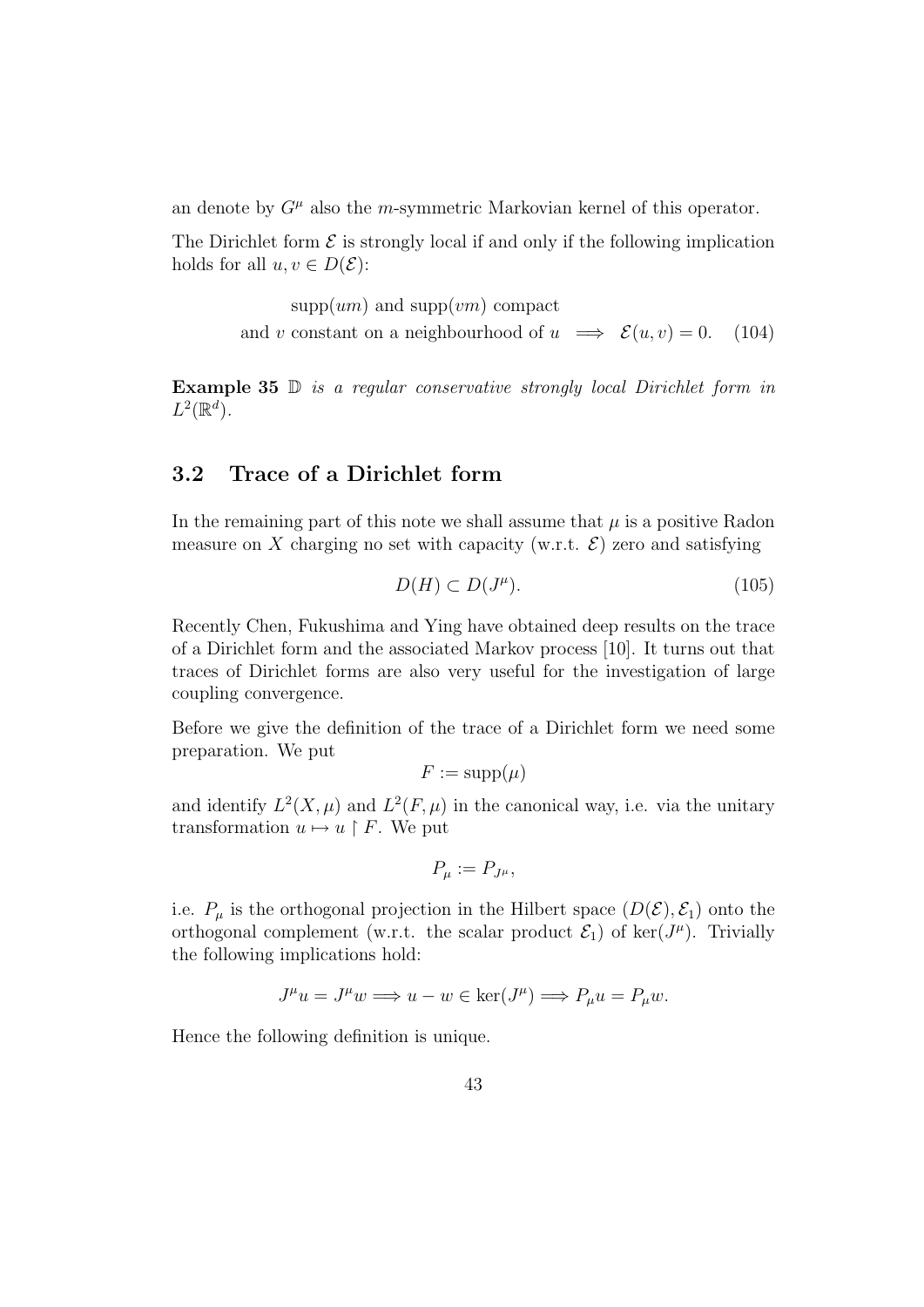an denote by $G^\mu$ also the $m$-symmetric Markovian kernel of this operator.

The Dirichlet form $\mathcal{E}$ is strongly local if and only if the following implication holds for all $u, v \in D(\mathcal{E})$:

$$\begin{aligned} &\operatorname{supp}(um) \text{ and } \operatorname{supp}(vm) \text{ compact} \\ &\text{and } v \text{ constant on a neighbourhood of } u \implies \mathcal{E}(u,v) = 0. \end{aligned} \tag{104}$$

**Example 35** *$\mathbb{D}$ is a regular conservative strongly local Dirichlet form in $L^2(\mathbb{R}^d)$.*

## 3.2 Trace of a Dirichlet form

In the remaining part of this note we shall assume that $\mu$ is a positive Radon measure on $X$ charging no set with capacity (w.r.t. $\mathcal{E}$) zero and satisfying

$$D(H) \subset D(J^\mu). \tag{105}$$

Recently Chen, Fukushima and Ying have obtained deep results on the trace of a Dirichlet form and the associated Markov process [10]. It turns out that traces of Dirichlet forms are also very useful for the investigation of large coupling convergence.

Before we give the definition of the trace of a Dirichlet form we need some preparation. We put

$$F := \operatorname{supp}(\mu)$$

and identify $L^2(X,\mu)$ and $L^2(F,\mu)$ in the canonical way, i.e. via the unitary transformation $u \mapsto u \restriction F$. We put

$$P_\mu := P_{J^\mu},$$

i.e. $P_\mu$ is the orthogonal projection in the Hilbert space $(D(\mathcal{E}), \mathcal{E}_1)$ onto the orthogonal complement (w.r.t. the scalar product $\mathcal{E}_1$) of $\ker(J^\mu)$. Trivially the following implications hold:

$$J^\mu u = J^\mu w \Longrightarrow u - w \in \ker(J^\mu) \Longrightarrow P_\mu u = P_\mu w.$$

Hence the following definition is unique.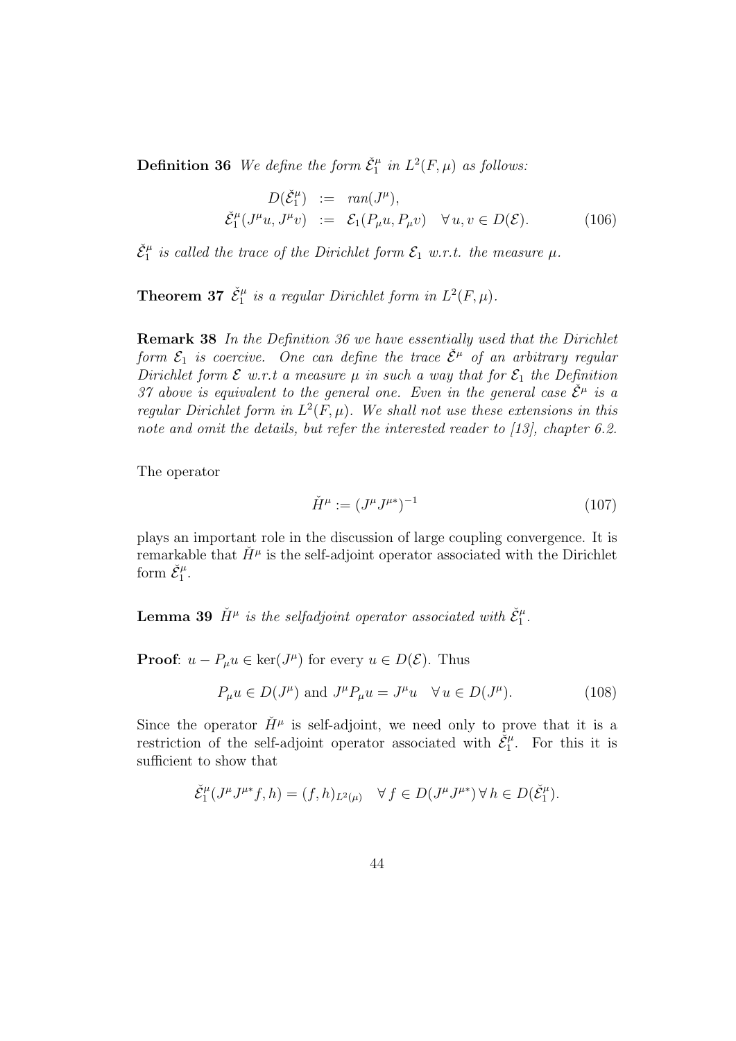**Definition 36** *We define the form $\check{\mathcal{E}}_1^\mu$ in $L^2(F, \mu)$ as follows:*

$$
\begin{aligned}
D(\check{\mathcal{E}}_1^\mu) &:= ran(J^\mu), \\
\check{\mathcal{E}}_1^\mu(J^\mu u, J^\mu v) &:= \mathcal{E}_1(P_\mu u, P_\mu v) \quad \forall\, u, v \in D(\mathcal{E}).
\end{aligned} \tag{106}
$$

*$\check{\mathcal{E}}_1^\mu$ is called the trace of the Dirichlet form $\mathcal{E}_1$ w.r.t. the measure $\mu$.*

**Theorem 37** *$\check{\mathcal{E}}_1^\mu$ is a regular Dirichlet form in $L^2(F, \mu)$.*

**Remark 38** *In the Definition 36 we have essentially used that the Dirichlet form $\mathcal{E}_1$ is coercive. One can define the trace $\check{\mathcal{E}}^\mu$ of an arbitrary regular Dirichlet form $\mathcal{E}$ w.r.t a measure $\mu$ in such a way that for $\mathcal{E}_1$ the Definition 37 above is equivalent to the general one. Even in the general case $\check{\mathcal{E}}^\mu$ is a regular Dirichlet form in $L^2(F, \mu)$. We shall not use these extensions in this note and omit the details, but refer the interested reader to [13], chapter 6.2.*

The operator

$$
\check{H}^\mu := (J^\mu J^{\mu *})^{-1} \tag{107}
$$

plays an important role in the discussion of large coupling convergence. It is remarkable that $\check{H}^\mu$ is the self-adjoint operator associated with the Dirichlet form $\check{\mathcal{E}}_1^\mu$.

**Lemma 39** *$\check{H}^\mu$ is the selfadjoint operator associated with $\check{\mathcal{E}}_1^\mu$.*

**Proof**: $u - P_\mu u \in \ker(J^\mu)$ for every $u \in D(\mathcal{E})$. Thus

$$
P_\mu u \in D(J^\mu) \text{ and } J^\mu P_\mu u = J^\mu u \quad \forall\, u \in D(J^\mu). \tag{108}
$$

Since the operator $\check{H}^\mu$ is self-adjoint, we need only to prove that it is a restriction of the self-adjoint operator associated with $\check{\mathcal{E}}_1^\mu$. For this it is sufficient to show that

$$
\check{\mathcal{E}}_1^\mu(J^\mu J^{\mu *} f, h) = (f, h)_{L^2(\mu)} \quad \forall\, f \in D(J^\mu J^{\mu *}) \,\forall\, h \in D(\check{\mathcal{E}}_1^\mu).
$$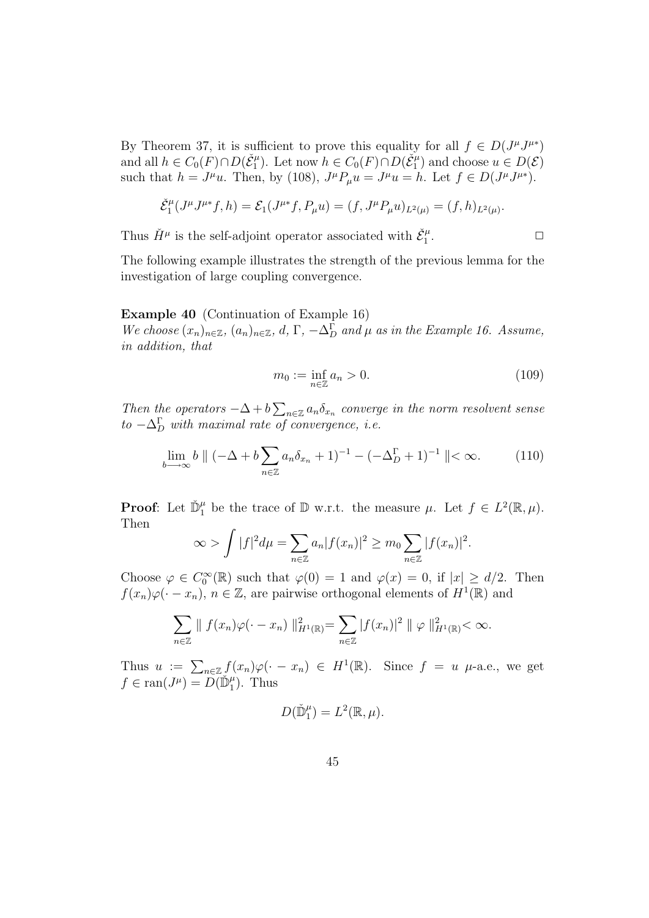By Theorem 37, it is sufficient to prove this equality for all $f \in D(J^\mu J^{\mu *})$ and all $h \in C_0(F) \cap D(\check{\mathcal{E}}_1^\mu)$. Let now $h \in C_0(F) \cap D(\check{\mathcal{E}}_1^\mu)$ and choose $u \in D(\mathcal{E})$ such that $h = J^\mu u$. Then, by (108), $J^\mu P_\mu u = J^\mu u = h$. Let $f \in D(J^\mu J^{\mu *})$.

$$\check{\mathcal{E}}_1^\mu(J^\mu J^{\mu *} f, h) = \mathcal{E}_1(J^{\mu *} f, P_\mu u) = (f, J^\mu P_\mu u)_{L^2(\mu)} = (f, h)_{L^2(\mu)}.$$

Thus $\check{H}^\mu$ is the self-adjoint operator associated with $\check{\mathcal{E}}_1^\mu$. $\square$

The following example illustrates the strength of the previous lemma for the investigation of large coupling convergence.

**Example 40** (Continuation of Example 16)
*We choose $(x_n)_{n \in \mathbb{Z}}$, $(a_n)_{n \in \mathbb{Z}}$, $d$, $\Gamma$, $-\Delta_D^\Gamma$ and $\mu$ as in the Example 16. Assume, in addition, that*

$$m_0 := \inf_{n \in \mathbb{Z}} a_n > 0. \tag{109}$$

*Then the operators $-\Delta + b \sum_{n \in \mathbb{Z}} a_n \delta_{x_n}$ converge in the norm resolvent sense to $-\Delta_D^\Gamma$ with maximal rate of convergence, i.e.*

$$\lim_{b \longrightarrow \infty} b \parallel (-\Delta + b \sum_{n \in \mathbb{Z}} a_n \delta_{x_n} + 1)^{-1} - (-\Delta_D^\Gamma + 1)^{-1} \parallel < \infty. \tag{110}$$

**Proof**: Let $\check{\mathbb{D}}_1^\mu$ be the trace of $\mathbb{D}$ w.r.t. the measure $\mu$. Let $f \in L^2(\mathbb{R}, \mu)$. Then

$$\infty > \int |f|^2 d\mu = \sum_{n \in \mathbb{Z}} a_n |f(x_n)|^2 \geq m_0 \sum_{n \in \mathbb{Z}} |f(x_n)|^2.$$

Choose $\varphi \in C_0^\infty(\mathbb{R})$ such that $\varphi(0) = 1$ and $\varphi(x) = 0$, if $|x| \geq d/2$. Then $f(x_n)\varphi(\cdot - x_n)$, $n \in \mathbb{Z}$, are pairwise orthogonal elements of $H^1(\mathbb{R})$ and

$$\sum_{n \in \mathbb{Z}} \parallel f(x_n)\varphi(\cdot - x_n) \parallel_{H^1(\mathbb{R})}^2 = \sum_{n \in \mathbb{Z}} |f(x_n)|^2 \parallel \varphi \parallel_{H^1(\mathbb{R})}^2 < \infty.$$

Thus $u := \sum_{n \in \mathbb{Z}} f(x_n)\varphi(\cdot - x_n) \in H^1(\mathbb{R})$. Since $f = u$ $\mu$-a.e., we get $f \in \operatorname{ran}(J^\mu) = D(\check{\mathbb{D}}_1^\mu)$. Thus

$$D(\check{\mathbb{D}}_1^\mu) = L^2(\mathbb{R}, \mu).$$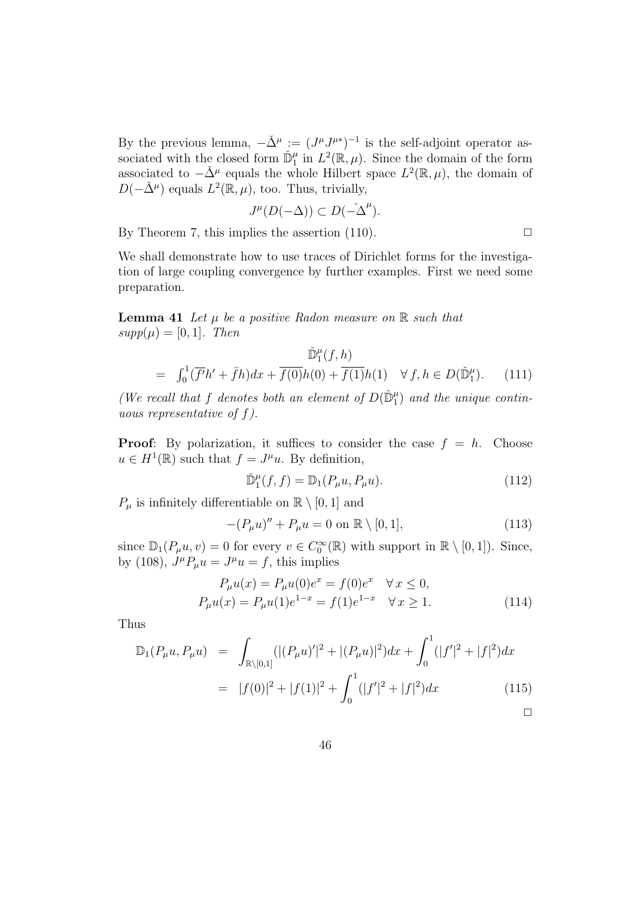By the previous lemma, $-\check{\Delta}^\mu := (J^\mu J^{\mu *})^{-1}$ is the self-adjoint operator associated with the closed form $\check{\mathbb{D}}_1^\mu$ in $L^2(\mathbb{R},\mu)$. Since the domain of the form associated to $-\check{\Delta}^\mu$ equals the whole Hilbert space $L^2(\mathbb{R},\mu)$, the domain of $D(-\check{\Delta}^\mu)$ equals $L^2(\mathbb{R},\mu)$, too. Thus, trivially,

$$J^\mu(D(-\Delta)) \subset D(-\check{\Delta}^\mu).$$

By Theorem 7, this implies the assertion (110). $\square$

We shall demonstrate how to use traces of Dirichlet forms for the investigation of large coupling convergence by further examples. First we need some preparation.

**Lemma 41** *Let $\mu$ be a positive Radon measure on $\mathbb{R}$ such that $supp(\mu) = [0,1]$. Then*

$$\begin{aligned} &\check{\mathbb{D}}_1^\mu(f,h) \\ =\ & \int_0^1 (\overline{f'}h' + \bar{f}h)dx + \overline{f(0)}h(0) + \overline{f(1)}h(1) \quad \forall\, f,h \in D(\check{\mathbb{D}}_1^\mu). \end{aligned} \tag{111}$$

*(We recall that $f$ denotes both an element of $D(\check{\mathbb{D}}_1^\mu)$ and the unique continuous representative of $f$).*

**Proof**: By polarization, it suffices to consider the case $f = h$. Choose $u \in H^1(\mathbb{R})$ such that $f = J^\mu u$. By definition,

$$\check{\mathbb{D}}_1^\mu(f,f) = \mathbb{D}_1(P_\mu u, P_\mu u). \tag{112}$$

$P_\mu$ is infinitely differentiable on $\mathbb{R} \setminus [0,1]$ and

$$-(P_\mu u)'' + P_\mu u = 0 \text{ on } \mathbb{R} \setminus [0,1], \tag{113}$$

since $\mathbb{D}_1(P_\mu u, v) = 0$ for every $v \in C_0^\infty(\mathbb{R})$ with support in $\mathbb{R} \setminus [0,1]$). Since, by (108), $J^\mu P_\mu u = J^\mu u = f$, this implies

$$\begin{aligned} P_\mu u(x) = P_\mu u(0)e^x = f(0)e^x \quad \forall\, x \leq 0, \\ P_\mu u(x) = P_\mu u(1)e^{1-x} = f(1)e^{1-x} \quad \forall\, x \geq 1. \end{aligned} \tag{114}$$

Thus

$$\begin{aligned} \mathbb{D}_1(P_\mu u, P_\mu u) &= \int_{\mathbb{R}\setminus[0,1]} (|(P_\mu u)'|^2 + |(P_\mu u)|^2)dx + \int_0^1 (|f'|^2 + |f|^2)dx \\ &= |f(0)|^2 + |f(1)|^2 + \int_0^1 (|f'|^2 + |f|^2)dx \end{aligned} \tag{115}$$

$\square$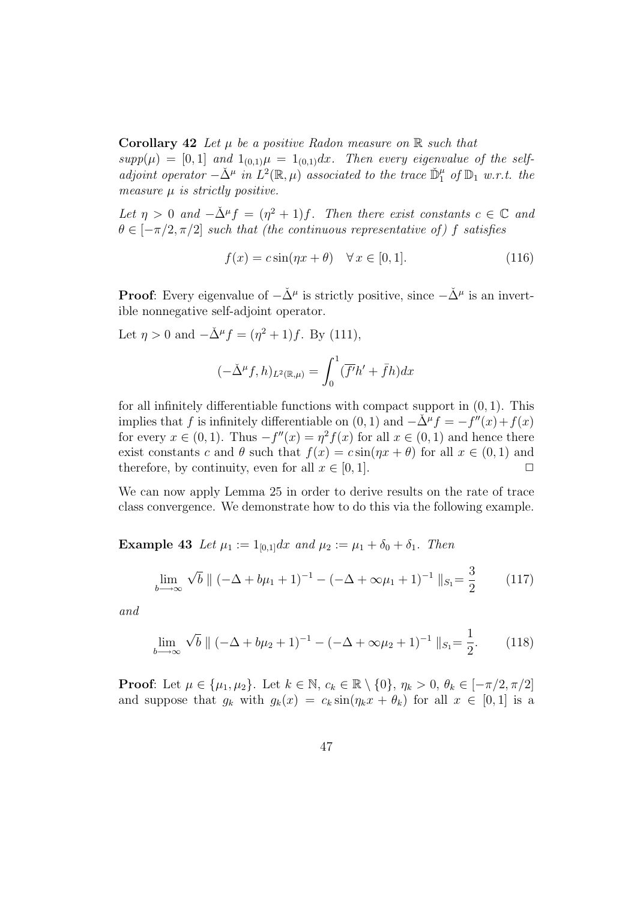**Corollary 42** *Let $\mu$ be a positive Radon measure on $\mathbb{R}$ such that $supp(\mu) = [0,1]$ and $1_{(0,1)}\mu = 1_{(0,1)}dx$. Then every eigenvalue of the self-adjoint operator $-\check{\Delta}^\mu$ in $L^2(\mathbb{R},\mu)$ associated to the trace $\check{\mathbb{D}}_1^\mu$ of $\mathbb{D}_1$ w.r.t. the measure $\mu$ is strictly positive.*

*Let $\eta > 0$ and $-\check{\Delta}^\mu f = (\eta^2+1)f$. Then there exist constants $c \in \mathbb{C}$ and $\theta \in [-\pi/2, \pi/2]$ such that (the continuous representative of) $f$ satisfies*

$$f(x) = c\sin(\eta x + \theta) \quad \forall\, x \in [0,1]. \tag{116}$$

**Proof**: Every eigenvalue of $-\check{\Delta}^\mu$ is strictly positive, since $-\check{\Delta}^\mu$ is an invertible nonnegative self-adjoint operator.

Let $\eta > 0$ and $-\check{\Delta}^\mu f = (\eta^2+1)f$. By (111),

$$(-\check{\Delta}^\mu f, h)_{L^2(\mathbb{R},\mu)} = \int_0^1 (\overline{f'}h' + \bar{f}h)dx$$

for all infinitely differentiable functions with compact support in $(0,1)$. This implies that $f$ is infinitely differentiable on $(0,1)$ and $-\check{\Delta}^\mu f = -f''(x) + f(x)$ for every $x \in (0,1)$. Thus $-f''(x) = \eta^2 f(x)$ for all $x \in (0,1)$ and hence there exist constants $c$ and $\theta$ such that $f(x) = c\sin(\eta x + \theta)$ for all $x \in (0,1)$ and therefore, by continuity, even for all $x \in [0,1]$. $\Box$

We can now apply Lemma 25 in order to derive results on the rate of trace class convergence. We demonstrate how to do this via the following example.

**Example 43** *Let $\mu_1 := 1_{[0,1]}dx$ and $\mu_2 := \mu_1 + \delta_0 + \delta_1$. Then*

$$\lim_{b\longrightarrow\infty} \sqrt{b} \parallel (-\Delta + b\mu_1 + 1)^{-1} - (-\Delta + \infty\mu_1 + 1)^{-1} \parallel_{S_1} = \frac{3}{2} \tag{117}$$

*and*

$$\lim_{b\longrightarrow\infty} \sqrt{b} \parallel (-\Delta + b\mu_2 + 1)^{-1} - (-\Delta + \infty\mu_2 + 1)^{-1} \parallel_{S_1} = \frac{1}{2}. \tag{118}$$

**Proof**: Let $\mu \in \{\mu_1, \mu_2\}$. Let $k \in \mathbb{N}$, $c_k \in \mathbb{R} \setminus \{0\}$, $\eta_k > 0$, $\theta_k \in [-\pi/2, \pi/2]$ and suppose that $g_k$ with $g_k(x) = c_k \sin(\eta_k x + \theta_k)$ for all $x \in [0,1]$ is a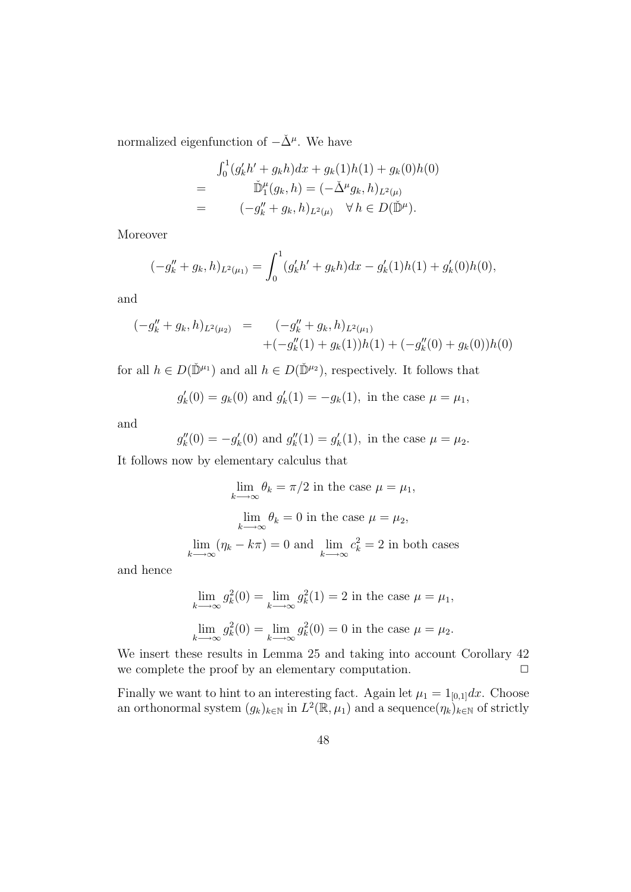normalized eigenfunction of $-\check{\Delta}^\mu$. We have

$$
\begin{aligned}
& \int_0^1 (g_k' h' + g_k h)dx + g_k(1)h(1) + g_k(0)h(0) \\
= & \qquad \check{\mathbb{D}}_1^\mu(g_k, h) = (-\check{\Delta}^\mu g_k, h)_{L^2(\mu)} \\
= & \qquad (-g_k'' + g_k, h)_{L^2(\mu)} \quad \forall\, h \in D(\check{\mathbb{D}}^\mu).
\end{aligned}
$$

Moreover

$$
(-g_k'' + g_k, h)_{L^2(\mu_1)} = \int_0^1 (g_k' h' + g_k h)dx - g_k'(1)h(1) + g_k'(0)h(0),
$$

and

$$
\begin{aligned}
(-g_k'' + g_k, h)_{L^2(\mu_2)} \quad = & \quad (-g_k'' + g_k, h)_{L^2(\mu_1)} \\
& + (-g_k''(1) + g_k(1))h(1) + (-g_k''(0) + g_k(0))h(0)
\end{aligned}
$$

for all $h \in D(\check{\mathbb{D}}^{\mu_1})$ and all $h \in D(\check{\mathbb{D}}^{\mu_2})$, respectively. It follows that

$$
g_k'(0) = g_k(0) \text{ and } g_k'(1) = -g_k(1), \text{ in the case } \mu = \mu_1,
$$

and

$$
g_k''(0) = -g_k'(0) \text{ and } g_k''(1) = g_k'(1), \text{ in the case } \mu = \mu_2.
$$

It follows now by elementary calculus that

$$
\lim_{k \longrightarrow \infty} \theta_k = \pi/2 \text{ in the case } \mu = \mu_1,
$$

$$
\lim_{k \longrightarrow \infty} \theta_k = 0 \text{ in the case } \mu = \mu_2,
$$

$$
\lim_{k \longrightarrow \infty} (\eta_k - k\pi) = 0 \text{ and } \lim_{k \longrightarrow \infty} c_k^2 = 2 \text{ in both cases}
$$

and hence

$$
\lim_{k \longrightarrow \infty} g_k^2(0) = \lim_{k \longrightarrow \infty} g_k^2(1) = 2 \text{ in the case } \mu = \mu_1,
$$

$$
\lim_{k \longrightarrow \infty} g_k^2(0) = \lim_{k \longrightarrow \infty} g_k^2(0) = 0 \text{ in the case } \mu = \mu_2.
$$

We insert these results in Lemma 25 and taking into account Corollary 42 we complete the proof by an elementary computation. $\square$

Finally we want to hint to an interesting fact. Again let $\mu_1 = 1_{[0,1]}dx$. Choose an orthonormal system $(g_k)_{k \in \mathbb{N}}$ in $L^2(\mathbb{R}, \mu_1)$ and a sequence$(\eta_k)_{k \in \mathbb{N}}$ of strictly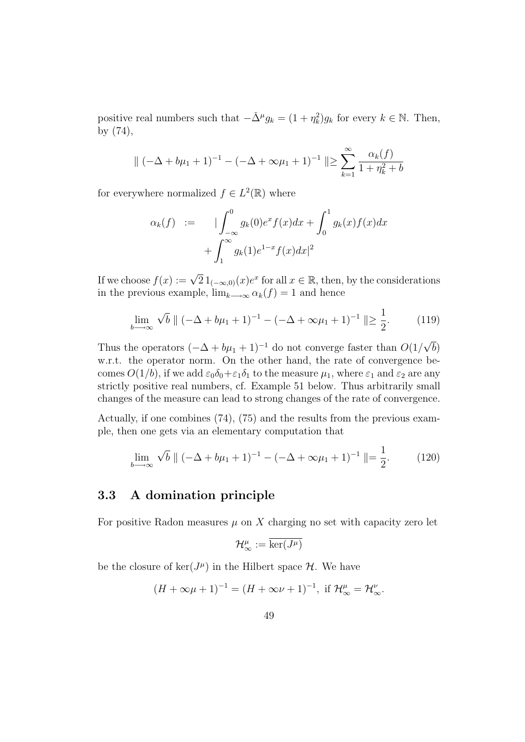positive real numbers such that $-\check{\Delta}^\mu g_k = (1+\eta_k^2) g_k$ for every $k \in \mathbb{N}$. Then, by (74),

$$\| (-\Delta + b\mu_1 + 1)^{-1} - (-\Delta + \infty\mu_1 + 1)^{-1} \| \geq \sum_{k=1}^{\infty} \frac{\alpha_k(f)}{1+\eta_k^2+b}$$

for everywhere normalized $f \in L^2(\mathbb{R})$ where

$$\begin{aligned} \alpha_k(f) \quad := \quad & |\int_{-\infty}^{0} g_k(0) e^x f(x) dx + \int_0^1 g_k(x) f(x) dx \\ & + \int_1^{\infty} g_k(1) e^{1-x} f(x) dx|^2 \end{aligned}$$

If we choose $f(x) := \sqrt{2}\, 1_{(-\infty,0)}(x) e^x$ for all $x \in \mathbb{R}$, then, by the considerations in the previous example, $\lim_{k \longrightarrow \infty} \alpha_k(f) = 1$ and hence

$$\lim_{b \longrightarrow \infty} \sqrt{b} \, \| (-\Delta + b\mu_1 + 1)^{-1} - (-\Delta + \infty\mu_1 + 1)^{-1} \| \geq \frac{1}{2}. \tag{119}$$

Thus the operators $(-\Delta + b\mu_1 + 1)^{-1}$ do not converge faster than $O(1/\sqrt{b})$ w.r.t. the operator norm. On the other hand, the rate of convergence becomes $O(1/b)$, if we add $\varepsilon_0\delta_0 + \varepsilon_1\delta_1$ to the measure $\mu_1$, where $\varepsilon_1$ and $\varepsilon_2$ are any strictly positive real numbers, cf. Example 51 below. Thus arbitrarily small changes of the measure can lead to strong changes of the rate of convergence.

Actually, if one combines (74), (75) and the results from the previous example, then one gets via an elementary computation that

$$\lim_{b \longrightarrow \infty} \sqrt{b} \, \| (-\Delta + b\mu_1 + 1)^{-1} - (-\Delta + \infty\mu_1 + 1)^{-1} \| = \frac{1}{2}. \tag{120}$$

## 3.3 A domination principle

For positive Radon measures $\mu$ on $X$ charging no set with capacity zero let

$$\mathcal{H}_\infty^\mu := \overline{\ker(J^\mu)}$$

be the closure of $\ker(J^\mu)$ in the Hilbert space $\mathcal{H}$. We have

$$(H + \infty\mu + 1)^{-1} = (H + \infty\nu + 1)^{-1}, \text{ if } \mathcal{H}_\infty^\mu = \mathcal{H}_\infty^\nu.$$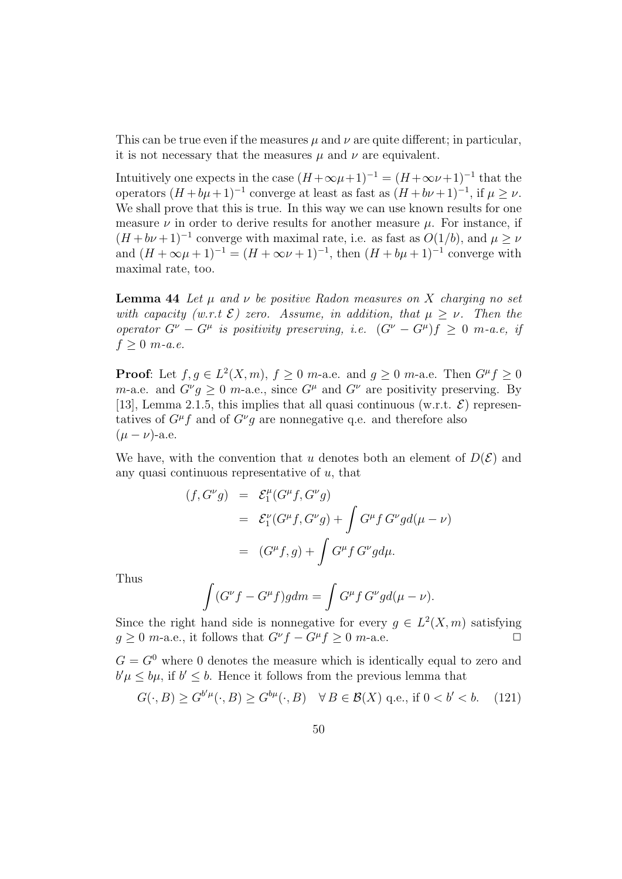This can be true even if the measures $\mu$ and $\nu$ are quite different; in particular, it is not necessary that the measures $\mu$ and $\nu$ are equivalent.

Intuitively one expects in the case $(H+\infty\mu+1)^{-1} = (H+\infty\nu+1)^{-1}$ that the operators $(H+b\mu+1)^{-1}$ converge at least as fast as $(H+b\nu+1)^{-1}$, if $\mu \geq \nu$. We shall prove that this is true. In this way we can use known results for one measure $\nu$ in order to derive results for another measure $\mu$. For instance, if $(H+b\nu+1)^{-1}$ converge with maximal rate, i.e. as fast as $O(1/b)$, and $\mu \geq \nu$ and $(H+\infty\mu+1)^{-1} = (H+\infty\nu+1)^{-1}$, then $(H+b\mu+1)^{-1}$ converge with maximal rate, too.

**Lemma 44** *Let $\mu$ and $\nu$ be positive Radon measures on $X$ charging no set with capacity (w.r.t $\mathcal{E}$) zero. Assume, in addition, that $\mu \geq \nu$. Then the operator $G^\nu - G^\mu$ is positivity preserving, i.e. $(G^\nu - G^\mu)f \geq 0$ $m$-a.e, if $f \geq 0$ $m$-a.e.*

**Proof**: Let $f, g \in L^2(X,m)$, $f \geq 0$ $m$-a.e. and $g \geq 0$ $m$-a.e. Then $G^\mu f \geq 0$ $m$-a.e. and $G^\nu g \geq 0$ $m$-a.e., since $G^\mu$ and $G^\nu$ are positivity preserving. By [13], Lemma 2.1.5, this implies that all quasi continuous (w.r.t. $\mathcal{E}$) representatives of $G^\mu f$ and of $G^\nu g$ are nonnegative q.e. and therefore also $(\mu - \nu)$-a.e.

We have, with the convention that $u$ denotes both an element of $D(\mathcal{E})$ and any quasi continuous representative of $u$, that

$$
\begin{aligned}
(f, G^\nu g) &= \mathcal{E}_1^\mu(G^\mu f, G^\nu g) \\
&= \mathcal{E}_1^\nu(G^\mu f, G^\nu g) + \int G^\mu f\, G^\nu g d(\mu - \nu) \\
&= (G^\mu f, g) + \int G^\mu f\, G^\nu g d\mu.
\end{aligned}
$$

Thus

$$
\int (G^\nu f - G^\mu f) g dm = \int G^\mu f\, G^\nu g d(\mu - \nu).
$$

Since the right hand side is nonnegative for every $g \in L^2(X,m)$ satisfying $g \geq 0$ $m$-a.e., it follows that $G^\nu f - G^\mu f \geq 0$ $m$-a.e. $\Box$

$G = G^0$ where 0 denotes the measure which is identically equal to zero and $b'\mu \leq b\mu$, if $b' \leq b$. Hence it follows from the previous lemma that

$$
G(\cdot, B) \geq G^{b'\mu}(\cdot, B) \geq G^{b\mu}(\cdot, B) \quad \forall\, B \in \mathcal{B}(X) \text{ q.e., if } 0 < b' < b. \tag{121}
$$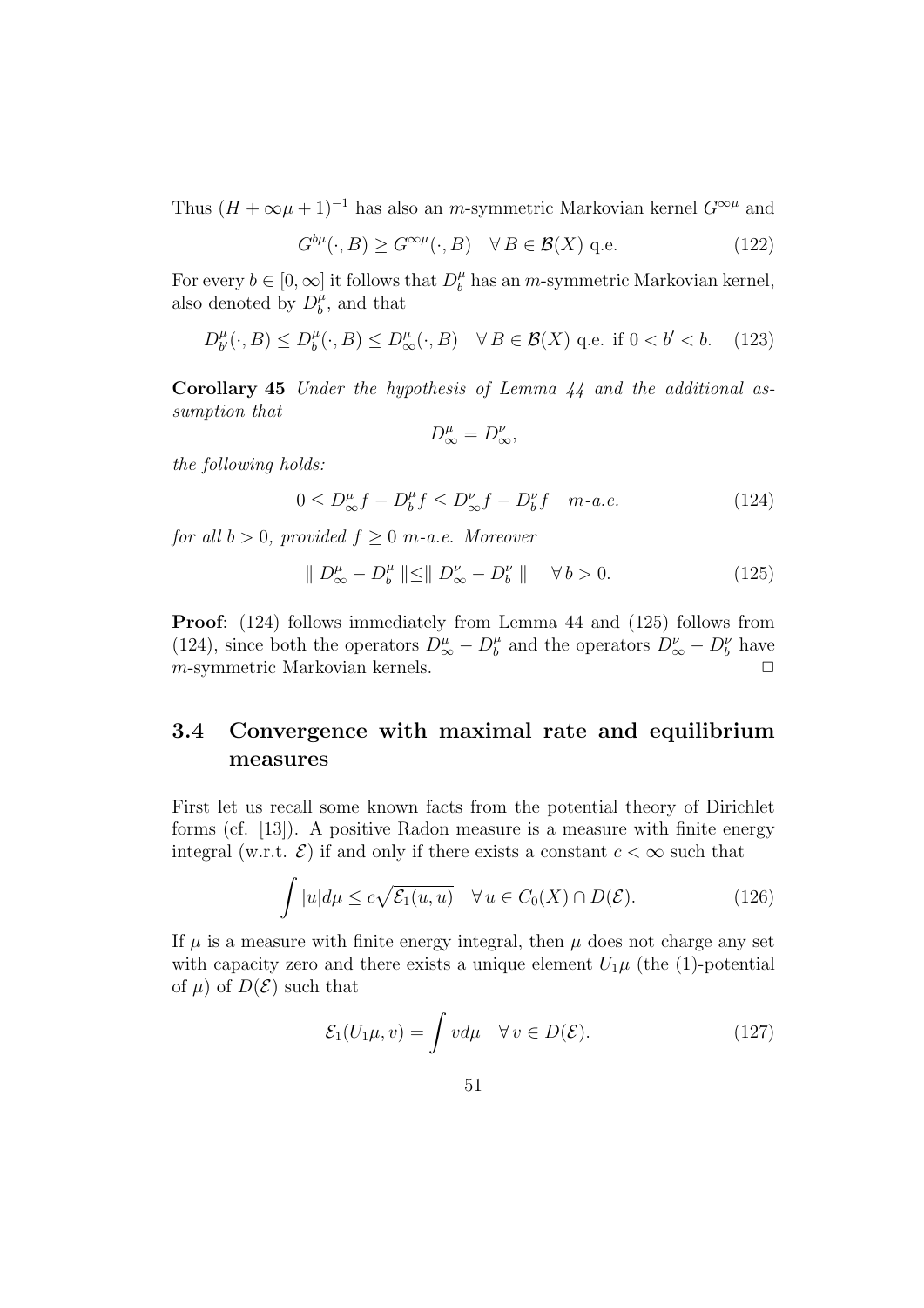Thus $(H + \infty\mu + 1)^{-1}$ has also an $m$-symmetric Markovian kernel $G^{\infty\mu}$ and

$$G^{b\mu}(\cdot, B) \geq G^{\infty\mu}(\cdot, B) \quad \forall B \in \mathcal{B}(X) \text{ q.e.} \tag{122}$$

For every $b \in [0, \infty]$ it follows that $D_b^\mu$ has an $m$-symmetric Markovian kernel, also denoted by $D_b^\mu$, and that

$$D_{b'}^\mu(\cdot, B) \leq D_b^\mu(\cdot, B) \leq D_\infty^\mu(\cdot, B) \quad \forall B \in \mathcal{B}(X) \text{ q.e. if } 0 < b' < b. \tag{123}$$

**Corollary 45** *Under the hypothesis of Lemma 44 and the additional assumption that*

$$D_\infty^\mu = D_\infty^\nu,$$

*the following holds:*

$$0 \leq D_\infty^\mu f - D_b^\mu f \leq D_\infty^\nu f - D_b^\nu f \quad m\text{-a.e.} \tag{124}$$

*for all $b > 0$, provided $f \geq 0$ $m$-a.e. Moreover*

$$\| D_\infty^\mu - D_b^\mu \| \leq \| D_\infty^\nu - D_b^\nu \| \quad \forall b > 0. \tag{125}$$

**Proof**: (124) follows immediately from Lemma 44 and (125) follows from (124), since both the operators $D_\infty^\mu - D_b^\mu$ and the operators $D_\infty^\nu - D_b^\nu$ have $m$-symmetric Markovian kernels. □

## 3.4 Convergence with maximal rate and equilibrium measures

First let us recall some known facts from the potential theory of Dirichlet forms (cf. [13]). A positive Radon measure is a measure with finite energy integral (w.r.t. $\mathcal{E}$) if and only if there exists a constant $c < \infty$ such that

$$\int |u| d\mu \leq c\sqrt{\mathcal{E}_1(u, u)} \quad \forall u \in C_0(X) \cap D(\mathcal{E}). \tag{126}$$

If $\mu$ is a measure with finite energy integral, then $\mu$ does not charge any set with capacity zero and there exists a unique element $U_1\mu$ (the (1)-potential of $\mu$) of $D(\mathcal{E})$ such that

$$\mathcal{E}_1(U_1\mu, v) = \int v d\mu \quad \forall v \in D(\mathcal{E}). \tag{127}$$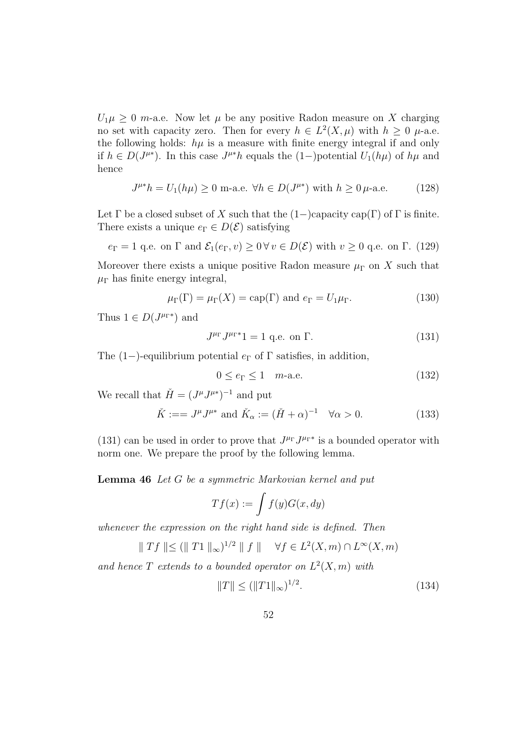$U_1\mu \geq 0$ $m$-a.e. Now let $\mu$ be any positive Radon measure on $X$ charging no set with capacity zero. Then for every $h \in L^2(X, \mu)$ with $h \geq 0$ $\mu$-a.e. the following holds: $h\mu$ is a measure with finite energy integral if and only if $h \in D(J^{\mu *})$. In this case $J^{\mu *}h$ equals the (1−)potential $U_1(h\mu)$ of $h\mu$ and hence

$$J^{\mu *}h = U_1(h\mu) \geq 0 \text{ m-a.e. } \forall h \in D(J^{\mu *}) \text{ with } h \geq 0 \, \mu\text{-a.e.} \tag{128}$$

Let $\Gamma$ be a closed subset of $X$ such that the (1−)capacity cap($\Gamma$) of $\Gamma$ is finite. There exists a unique $e_\Gamma \in D(\mathcal{E})$ satisfying

$$e_\Gamma = 1 \text{ q.e. on } \Gamma \text{ and } \mathcal{E}_1(e_\Gamma, v) \geq 0 \, \forall \, v \in D(\mathcal{E}) \text{ with } v \geq 0 \text{ q.e. on } \Gamma. \tag{129}$$

Moreover there exists a unique positive Radon measure $\mu_\Gamma$ on $X$ such that $\mu_\Gamma$ has finite energy integral,

$$\mu_\Gamma(\Gamma) = \mu_\Gamma(X) = \text{cap}(\Gamma) \text{ and } e_\Gamma = U_1\mu_\Gamma. \tag{130}$$

Thus $1 \in D(J^{\mu_\Gamma *})$ and

$$J^{\mu_\Gamma} J^{\mu_\Gamma *}1 = 1 \text{ q.e. on } \Gamma. \tag{131}$$

The (1−)-equilibrium potential $e_\Gamma$ of $\Gamma$ satisfies, in addition,

$$0 \leq e_\Gamma \leq 1 \quad m\text{-a.e.} \tag{132}$$

We recall that $\check{H} = (J^\mu J^{\mu *})^{-1}$ and put

$$\check{K} :== J^\mu J^{\mu *} \text{ and } \check{K}_\alpha := (\check{H} + \alpha)^{-1} \quad \forall \alpha > 0. \tag{133}$$

(131) can be used in order to prove that $J^{\mu_\Gamma} J^{\mu_\Gamma *}$ is a bounded operator with norm one. We prepare the proof by the following lemma.

**Lemma 46** *Let $G$ be a symmetric Markovian kernel and put*

$$Tf(x) := \int f(y) G(x, dy)$$

*whenever the expression on the right hand side is defined. Then*

$$\| \, Tf \, \| \leq (\| \, T1 \, \|_\infty)^{1/2} \, \| \, f \, \| \quad \forall f \in L^2(X, m) \cap L^\infty(X, m)$$

*and hence $T$ extends to a bounded operator on $L^2(X, m)$ with*

$$\|T\| \leq (\|T1\|_\infty)^{1/2}. \tag{134}$$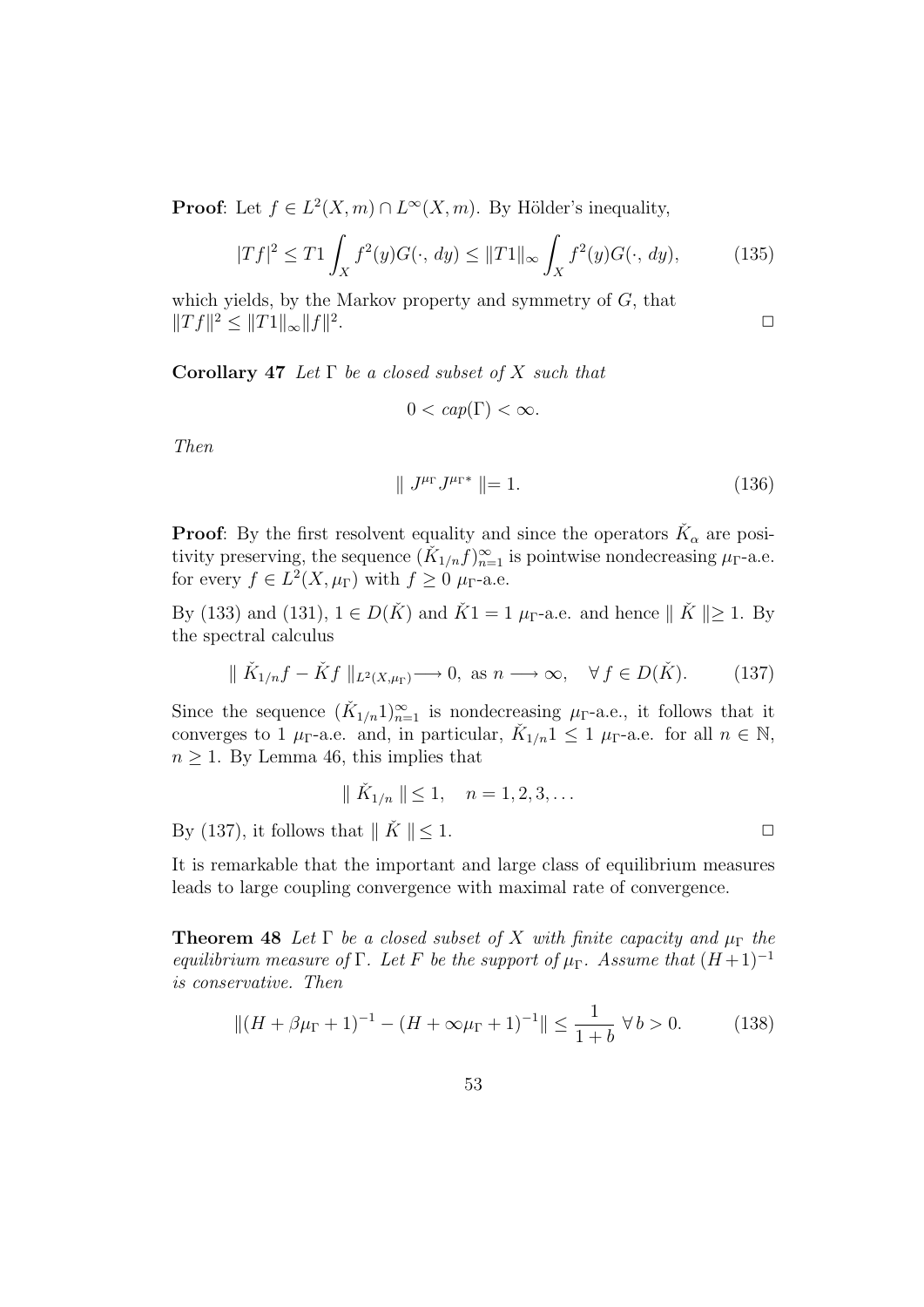**Proof**: Let $f \in L^2(X, m) \cap L^\infty(X, m)$. By Hölder's inequality,

$$|Tf|^2 \leq T1 \int_X f^2(y) G(\cdot, dy) \leq \|T1\|_\infty \int_X f^2(y) G(\cdot, dy), \tag{135}$$

which yields, by the Markov property and symmetry of $G$, that $\|Tf\|^2 \leq \|T1\|_\infty \|f\|^2$. $\square$

**Corollary 47** *Let $\Gamma$ be a closed subset of $X$ such that*

$$0 < cap(\Gamma) < \infty.$$

*Then*

$$\| J^{\mu_\Gamma} J^{\mu_\Gamma *} \| = 1. \tag{136}$$

**Proof**: By the first resolvent equality and since the operators $\check{K}_\alpha$ are positivity preserving, the sequence $(\check{K}_{1/n} f)_{n=1}^\infty$ is pointwise nondecreasing $\mu_\Gamma$-a.e. for every $f \in L^2(X, \mu_\Gamma)$ with $f \geq 0$ $\mu_\Gamma$-a.e.

By (133) and (131), $1 \in D(\check{K})$ and $\check{K}1 = 1$ $\mu_\Gamma$-a.e. and hence $\| \check{K} \| \geq 1$. By the spectral calculus

$$\| \check{K}_{1/n} f - \check{K} f \|_{L^2(X, \mu_\Gamma)} \longrightarrow 0, \text{ as } n \longrightarrow \infty, \quad \forall\, f \in D(\check{K}). \tag{137}$$

Since the sequence $(\check{K}_{1/n} 1)_{n=1}^\infty$ is nondecreasing $\mu_\Gamma$-a.e., it follows that it converges to 1 $\mu_\Gamma$-a.e. and, in particular, $\check{K}_{1/n} 1 \leq 1$ $\mu_\Gamma$-a.e. for all $n \in \mathbb{N}$, $n \geq 1$. By Lemma 46, this implies that

$$\| \check{K}_{1/n} \| \leq 1, \quad n = 1, 2, 3, \ldots$$

By (137), it follows that $\| \check{K} \| \leq 1$. $\square$

It is remarkable that the important and large class of equilibrium measures leads to large coupling convergence with maximal rate of convergence.

**Theorem 48** *Let $\Gamma$ be a closed subset of $X$ with finite capacity and $\mu_\Gamma$ the equilibrium measure of $\Gamma$. Let $F$ be the support of $\mu_\Gamma$. Assume that $(H+1)^{-1}$ is conservative. Then*

$$\|(H + \beta\mu_\Gamma + 1)^{-1} - (H + \infty\mu_\Gamma + 1)^{-1}\| \leq \frac{1}{1+b} \;\forall\, b > 0. \tag{138}$$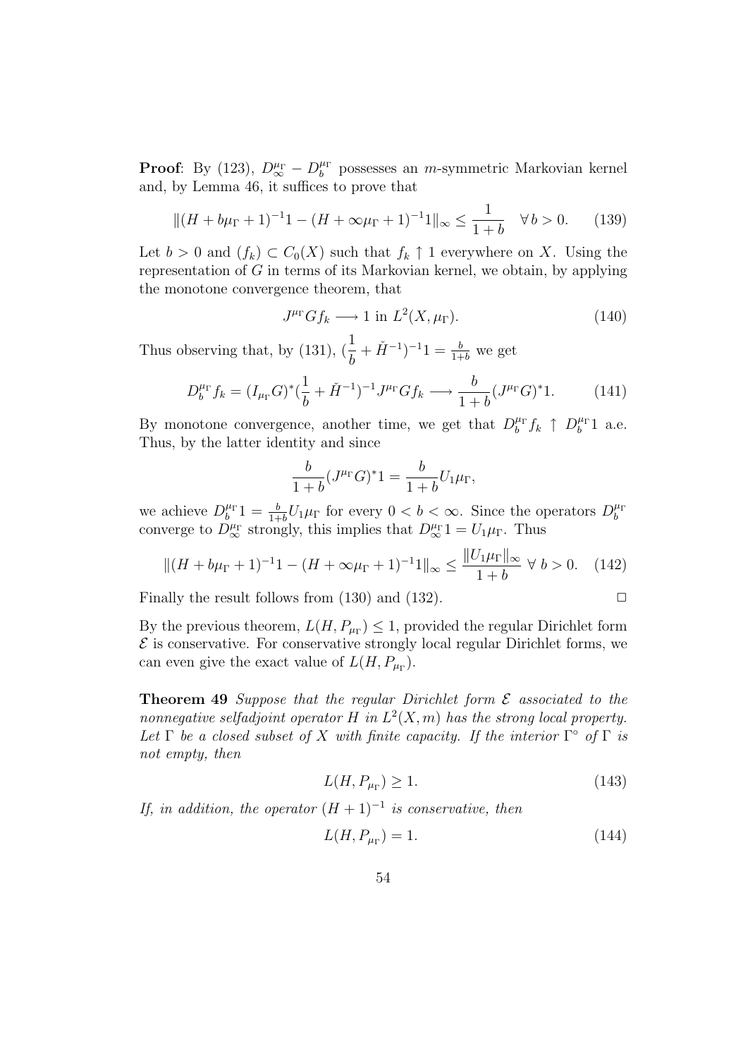**Proof**: By (123), $D_\infty^{\mu_\Gamma} - D_b^{\mu_\Gamma}$ possesses an $m$-symmetric Markovian kernel and, by Lemma 46, it suffices to prove that

$$\|(H + b\mu_\Gamma + 1)^{-1}1 - (H + \infty\mu_\Gamma + 1)^{-1}1\|_\infty \leq \frac{1}{1+b} \quad \forall\, b > 0. \tag{139}$$

Let $b > 0$ and $(f_k) \subset C_0(X)$ such that $f_k \uparrow 1$ everywhere on $X$. Using the representation of $G$ in terms of its Markovian kernel, we obtain, by applying the monotone convergence theorem, that

$$J^{\mu_\Gamma} G f_k \longrightarrow 1 \text{ in } L^2(X, \mu_\Gamma). \tag{140}$$

Thus observing that, by (131), $(\dfrac{1}{b} + \check{H}^{-1})^{-1}1 = \frac{b}{1+b}$ we get

$$D_b^{\mu_\Gamma} f_k = (I_{\mu_\Gamma} G)^* (\frac{1}{b} + \check{H}^{-1})^{-1} J^{\mu_\Gamma} G f_k \longrightarrow \frac{b}{1+b} (J^{\mu_\Gamma} G)^* 1. \tag{141}$$

By monotone convergence, another time, we get that $D_b^{\mu_\Gamma} f_k \uparrow D_b^{\mu_\Gamma} 1$ a.e. Thus, by the latter identity and since

$$\frac{b}{1+b} (J^{\mu_\Gamma} G)^* 1 = \frac{b}{1+b} U_1 \mu_\Gamma,$$

we achieve $D_b^{\mu_\Gamma} 1 = \frac{b}{1+b} U_1 \mu_\Gamma$ for every $0 < b < \infty$. Since the operators $D_b^{\mu_\Gamma}$ converge to $D_\infty^{\mu_\Gamma}$ strongly, this implies that $D_\infty^{\mu_\Gamma} 1 = U_1 \mu_\Gamma$. Thus

$$\|(H + b\mu_\Gamma + 1)^{-1}1 - (H + \infty\mu_\Gamma + 1)^{-1}1\|_\infty \leq \frac{\|U_1\mu_\Gamma\|_\infty}{1+b} \;\forall\; b > 0. \tag{142}$$

Finally the result follows from (130) and (132). $\square$

By the previous theorem, $L(H, P_{\mu_\Gamma}) \leq 1$, provided the regular Dirichlet form $\mathcal{E}$ is conservative. For conservative strongly local regular Dirichlet forms, we can even give the exact value of $L(H, P_{\mu_\Gamma})$.

**Theorem 49** *Suppose that the regular Dirichlet form $\mathcal{E}$ associated to the nonnegative selfadjoint operator $H$ in $L^2(X, m)$ has the strong local property. Let $\Gamma$ be a closed subset of $X$ with finite capacity. If the interior $\Gamma^\circ$ of $\Gamma$ is not empty, then*

$$L(H, P_{\mu_\Gamma}) \geq 1. \tag{143}$$

*If, in addition, the operator $(H+1)^{-1}$ is conservative, then*

$$L(H, P_{\mu_\Gamma}) = 1. \tag{144}$$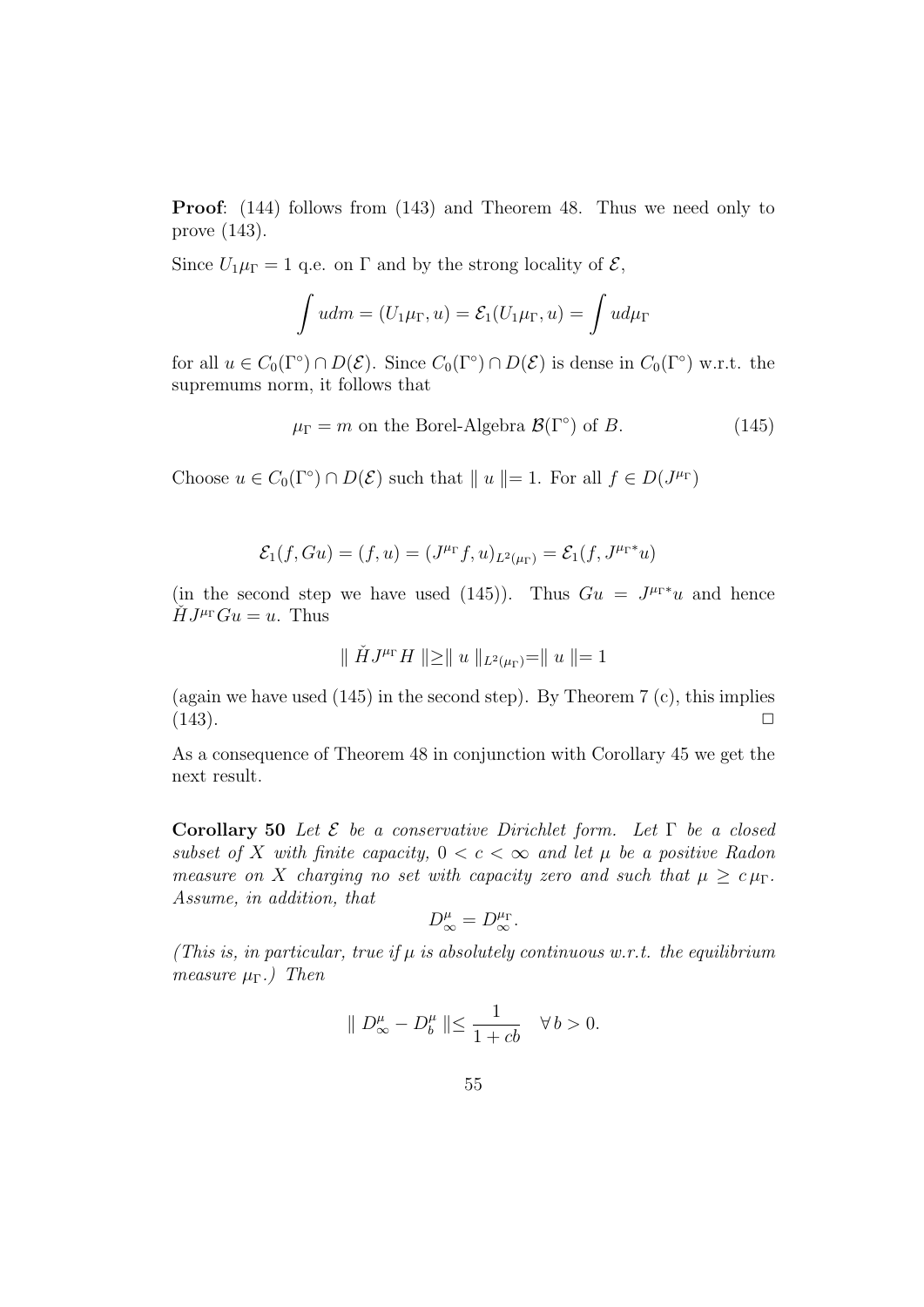**Proof**: (144) follows from (143) and Theorem 48. Thus we need only to prove (143).

Since $U_1\mu_\Gamma = 1$ q.e. on $\Gamma$ and by the strong locality of $\mathcal{E}$,

$$\int u dm = (U_1\mu_\Gamma, u) = \mathcal{E}_1(U_1\mu_\Gamma, u) = \int u d\mu_\Gamma$$

for all $u \in C_0(\Gamma^\circ) \cap D(\mathcal{E})$. Since $C_0(\Gamma^\circ) \cap D(\mathcal{E})$ is dense in $C_0(\Gamma^\circ)$ w.r.t. the supremums norm, it follows that

$$\mu_\Gamma = m \text{ on the Borel-Algebra } \mathcal{B}(\Gamma^\circ) \text{ of } B. \tag{145}$$

Choose $u \in C_0(\Gamma^\circ) \cap D(\mathcal{E})$ such that $\| u \| = 1$. For all $f \in D(J^{\mu_\Gamma})$

$$\mathcal{E}_1(f, Gu) = (f, u) = (J^{\mu_\Gamma} f, u)_{L^2(\mu_\Gamma)} = \mathcal{E}_1(f, J^{\mu_\Gamma *} u)$$

(in the second step we have used (145)). Thus $Gu = J^{\mu_\Gamma *} u$ and hence $\check{H} J^{\mu_\Gamma} G u = u$. Thus

$$\| \check{H} J^{\mu_\Gamma} H \| \geq \| u \|_{L^2(\mu_\Gamma)} = \| u \| = 1$$

(again we have used (145) in the second step). By Theorem 7 (c), this implies (143). $\Box$

As a consequence of Theorem 48 in conjunction with Corollary 45 we get the next result.

**Corollary 50** *Let $\mathcal{E}$ be a conservative Dirichlet form. Let $\Gamma$ be a closed subset of $X$ with finite capacity, $0 < c < \infty$ and let $\mu$ be a positive Radon measure on $X$ charging no set with capacity zero and such that $\mu \geq c\,\mu_\Gamma$. Assume, in addition, that*

$$D^\mu_\infty = D^{\mu_\Gamma}_\infty.$$

*(This is, in particular, true if $\mu$ is absolutely continuous w.r.t. the equilibrium measure $\mu_\Gamma$.) Then*

$$\| D^\mu_\infty - D^\mu_b \| \leq \frac{1}{1 + cb} \quad \forall\, b > 0.$$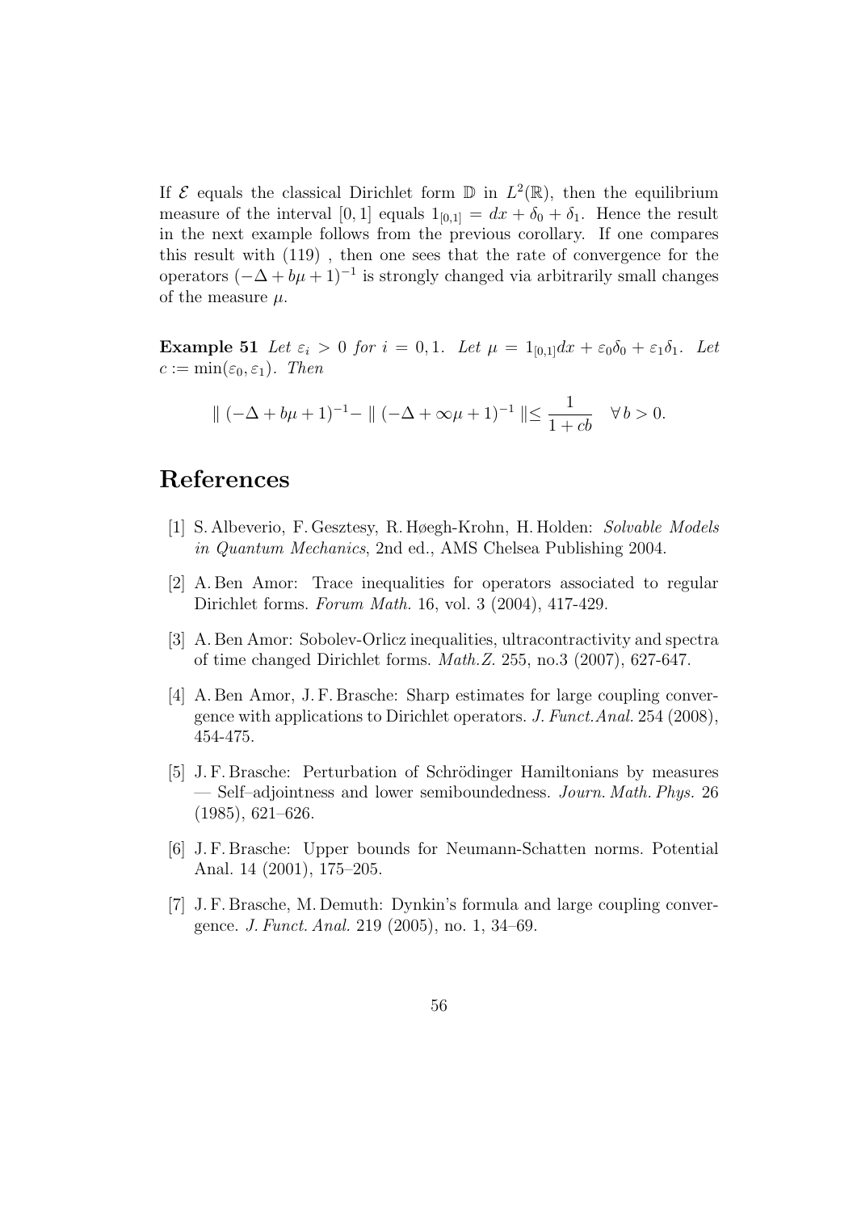If $\mathcal{E}$ equals the classical Dirichlet form $\mathbb{D}$ in $L^2(\mathbb{R})$, then the equilibrium measure of the interval $[0, 1]$ equals $1_{[0,1]} = dx + \delta_0 + \delta_1$. Hence the result in the next example follows from the previous corollary. If one compares this result with (119) , then one sees that the rate of convergence for the operators $(-\Delta + b\mu + 1)^{-1}$ is strongly changed via arbitrarily small changes of the measure $\mu$.

**Example 51** *Let $\varepsilon_i > 0$ for $i = 0, 1$. Let $\mu = 1_{[0,1]}dx + \varepsilon_0\delta_0 + \varepsilon_1\delta_1$. Let $c := \min(\varepsilon_0, \varepsilon_1)$. Then*

$$\| (-\Delta + b\mu + 1)^{-1} - \| (-\Delta + \infty\mu + 1)^{-1} \| \leq \frac{1}{1 + cb} \quad \forall\, b > 0.$$

# References

[1] S. Albeverio, F. Gesztesy, R. Høegh-Krohn, H. Holden: *Solvable Models in Quantum Mechanics*, 2nd ed., AMS Chelsea Publishing 2004.

[2] A. Ben Amor: Trace inequalities for operators associated to regular Dirichlet forms. *Forum Math.* 16, vol. 3 (2004), 417-429.

[3] A. Ben Amor: Sobolev-Orlicz inequalities, ultracontractivity and spectra of time changed Dirichlet forms. *Math.Z.* 255, no.3 (2007), 627-647.

[4] A. Ben Amor, J. F. Brasche: Sharp estimates for large coupling convergence with applications to Dirichlet operators. *J. Funct.Anal.* 254 (2008), 454-475.

[5] J. F. Brasche: Perturbation of Schrödinger Hamiltonians by measures — Self–adjointness and lower semiboundedness. *Journ. Math. Phys.* 26 (1985), 621–626.

[6] J. F. Brasche: Upper bounds for Neumann-Schatten norms. Potential Anal. 14 (2001), 175–205.

[7] J. F. Brasche, M. Demuth: Dynkin's formula and large coupling convergence. *J. Funct. Anal.* 219 (2005), no. 1, 34–69.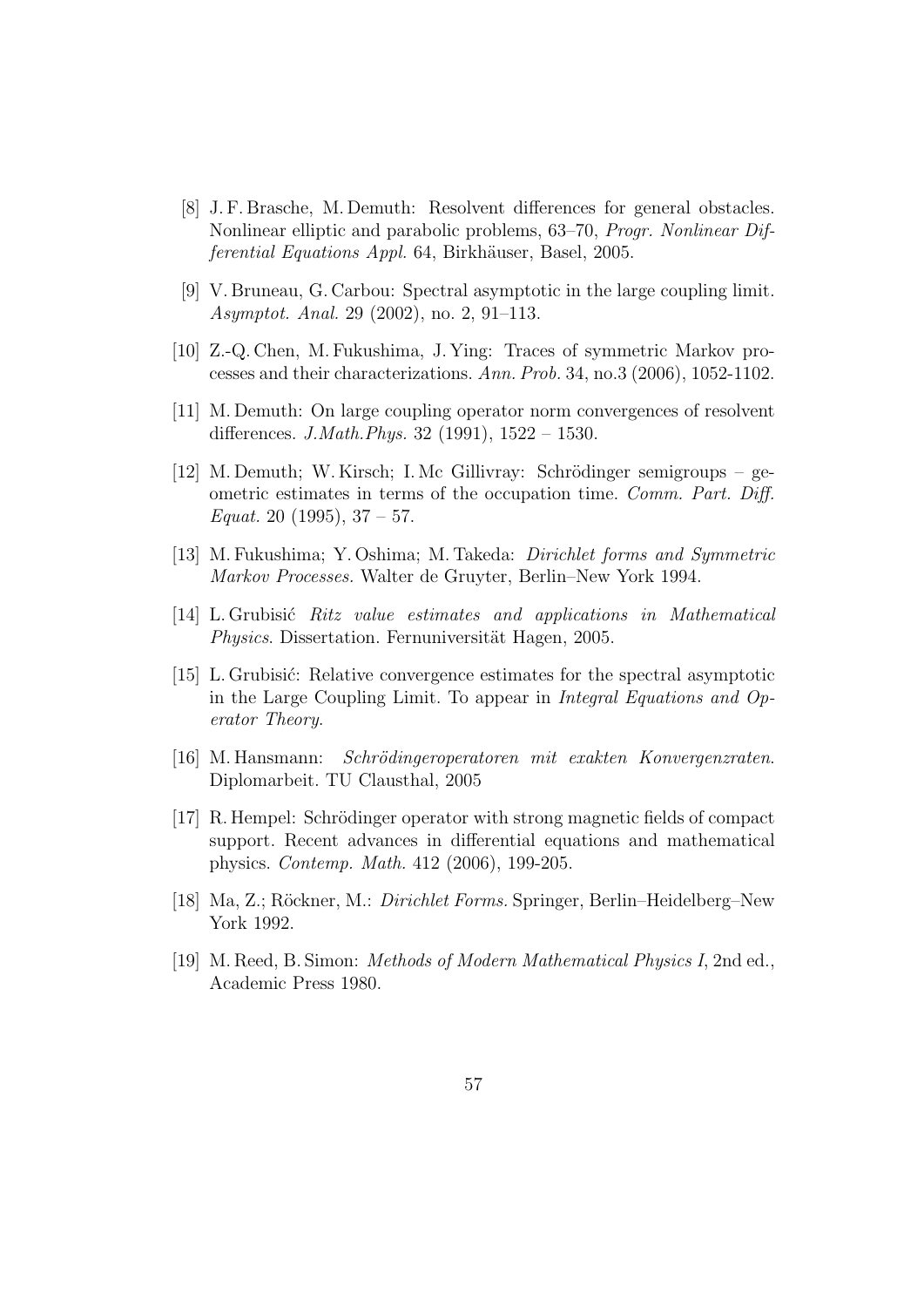[8] J. F. Brasche, M. Demuth: Resolvent differences for general obstacles. Nonlinear elliptic and parabolic problems, 63–70, *Progr. Nonlinear Differential Equations Appl.* 64, Birkhäuser, Basel, 2005.

[9] V. Bruneau, G. Carbou: Spectral asymptotic in the large coupling limit. *Asymptot. Anal.* 29 (2002), no. 2, 91–113.

[10] Z.-Q. Chen, M. Fukushima, J. Ying: Traces of symmetric Markov processes and their characterizations. *Ann. Prob.* 34, no.3 (2006), 1052-1102.

[11] M. Demuth: On large coupling operator norm convergences of resolvent differences. *J.Math.Phys.* 32 (1991), 1522 – 1530.

[12] M. Demuth; W. Kirsch; I. Mc Gillivray: Schrödinger semigroups – geometric estimates in terms of the occupation time. *Comm. Part. Diff. Equat.* 20 (1995), 37 – 57.

[13] M. Fukushima; Y. Oshima; M. Takeda: *Dirichlet forms and Symmetric Markov Processes.* Walter de Gruyter, Berlin–New York 1994.

[14] L. Grubisić *Ritz value estimates and applications in Mathematical Physics*. Dissertation. Fernuniversität Hagen, 2005.

[15] L. Grubisić: Relative convergence estimates for the spectral asymptotic in the Large Coupling Limit. To appear in *Integral Equations and Operator Theory*.

[16] M. Hansmann: *Schrödingeroperatoren mit exakten Konvergenzraten*. Diplomarbeit. TU Clausthal, 2005

[17] R. Hempel: Schrödinger operator with strong magnetic fields of compact support. Recent advances in differential equations and mathematical physics. *Contemp. Math.* 412 (2006), 199-205.

[18] Ma, Z.; Röckner, M.: *Dirichlet Forms.* Springer, Berlin–Heidelberg–New York 1992.

[19] M. Reed, B. Simon: *Methods of Modern Mathematical Physics I*, 2nd ed., Academic Press 1980.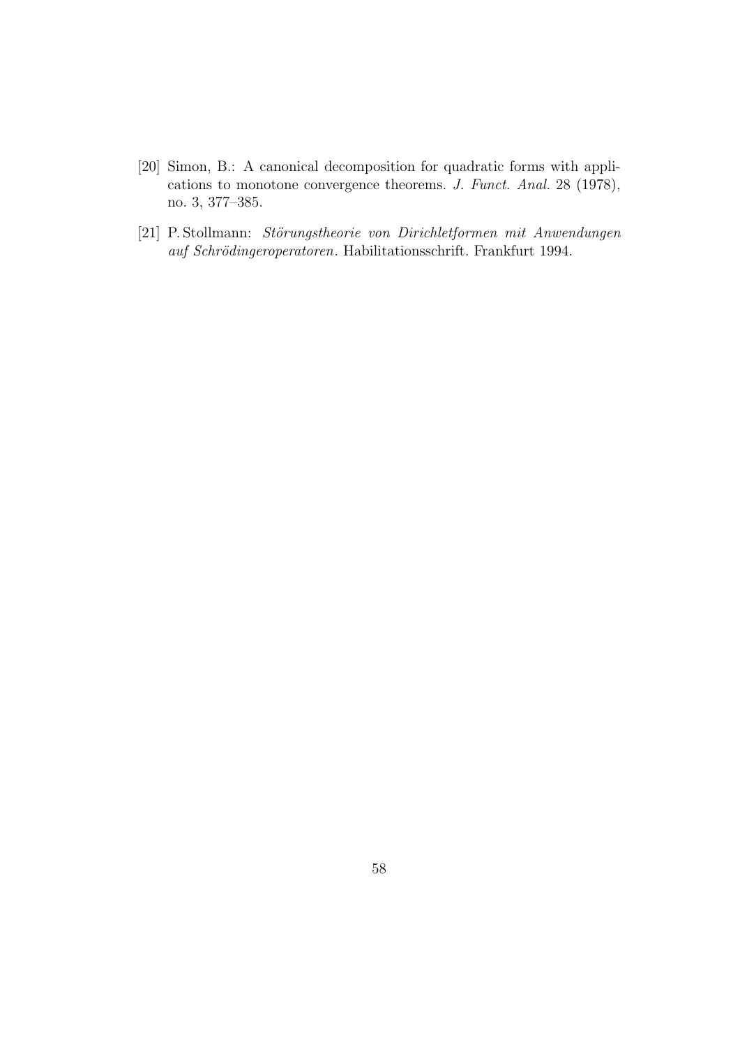[20] Simon, B.: A canonical decomposition for quadratic forms with applications to monotone convergence theorems. *J. Funct. Anal.* 28 (1978), no. 3, 377–385.

[21] P. Stollmann: *Störungstheorie von Dirichletformen mit Anwendungen auf Schrödingeroperatoren*. Habilitationsschrift. Frankfurt 1994.